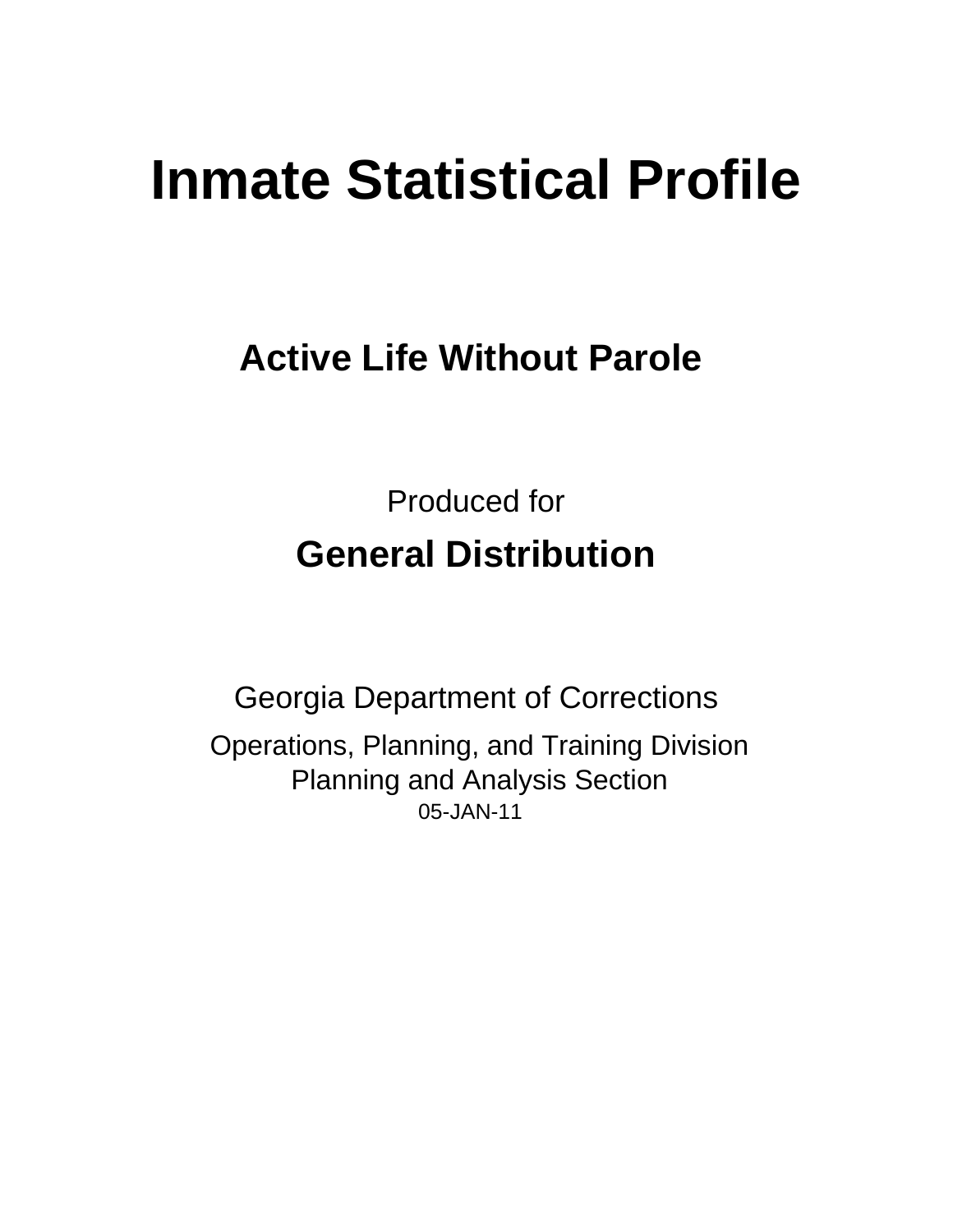# Inmate Statistical Profile

## Active Life Without Parole

Produced for

**General Distribution**

Georgia Department of Corrections

Operations, Planning, and Training Division
Planning and Analysis Section
05-JAN-11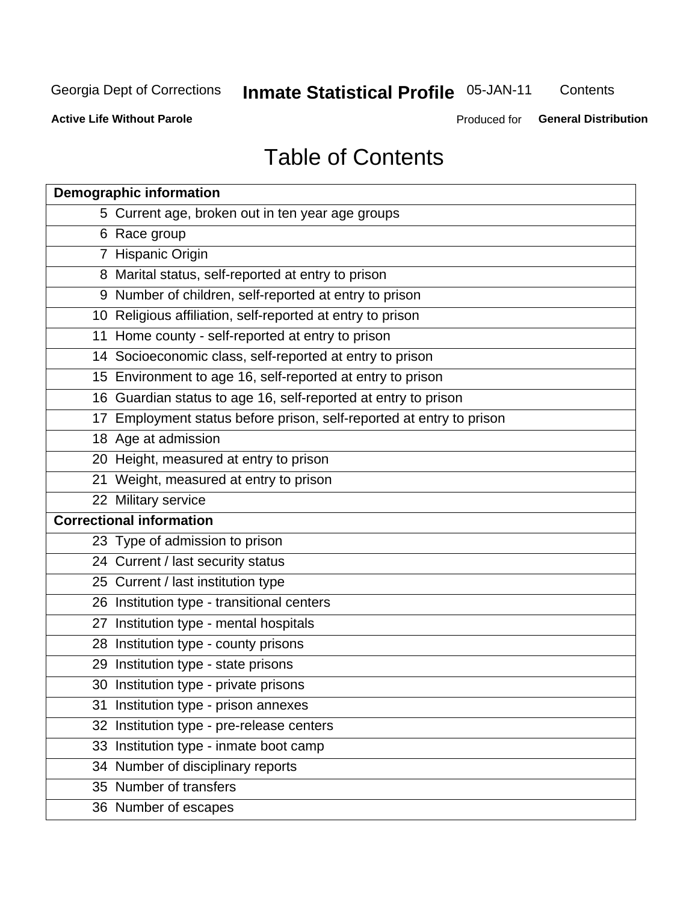# Table of Contents

| Demographic information | |
|---|---|
| 5 | Current age, broken out in ten year age groups |
| 6 | Race group |
| 7 | Hispanic Origin |
| 8 | Marital status, self-reported at entry to prison |
| 9 | Number of children, self-reported at entry to prison |
| 10 | Religious affiliation, self-reported at entry to prison |
| 11 | Home county - self-reported at entry to prison |
| 14 | Socioeconomic class, self-reported at entry to prison |
| 15 | Environment to age 16, self-reported at entry to prison |
| 16 | Guardian status to age 16, self-reported at entry to prison |
| 17 | Employment status before prison, self-reported at entry to prison |
| 18 | Age at admission |
| 20 | Height, measured at entry to prison |
| 21 | Weight, measured at entry to prison |
| 22 | Military service |
| **Correctional information** | |
| 23 | Type of admission to prison |
| 24 | Current / last security status |
| 25 | Current / last institution type |
| 26 | Institution type - transitional centers |
| 27 | Institution type - mental hospitals |
| 28 | Institution type - county prisons |
| 29 | Institution type - state prisons |
| 30 | Institution type - private prisons |
| 31 | Institution type - prison annexes |
| 32 | Institution type - pre-release centers |
| 33 | Institution type - inmate boot camp |
| 34 | Number of disciplinary reports |
| 35 | Number of transfers |
| 36 | Number of escapes |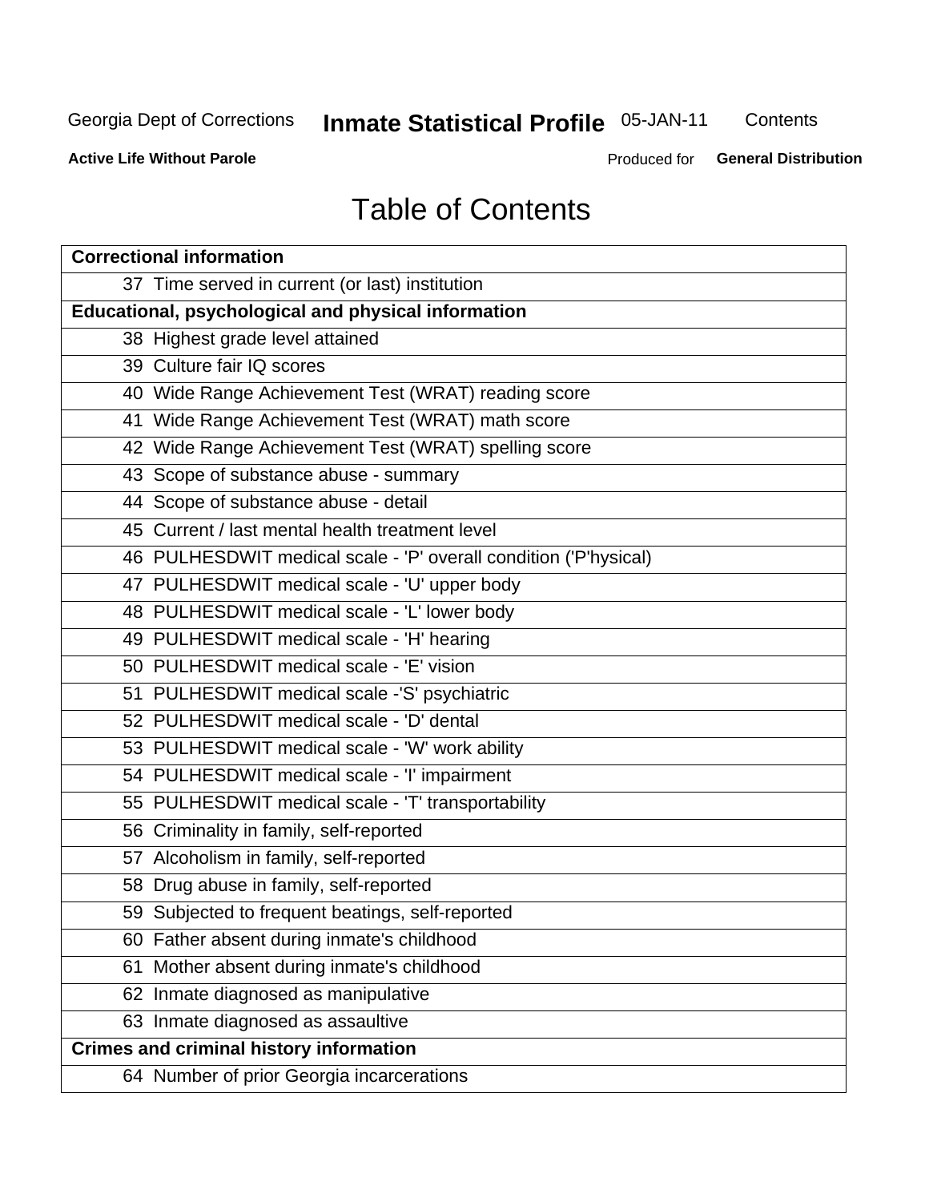# Table of Contents

| Correctional information |
|---|
| 37 Time served in current (or last) institution |
| **Educational, psychological and physical information** |
| 38 Highest grade level attained |
| 39 Culture fair IQ scores |
| 40 Wide Range Achievement Test (WRAT) reading score |
| 41 Wide Range Achievement Test (WRAT) math score |
| 42 Wide Range Achievement Test (WRAT) spelling score |
| 43 Scope of substance abuse - summary |
| 44 Scope of substance abuse - detail |
| 45 Current / last mental health treatment level |
| 46 PULHESDWIT medical scale - 'P' overall condition ('P'hysical) |
| 47 PULHESDWIT medical scale - 'U' upper body |
| 48 PULHESDWIT medical scale - 'L' lower body |
| 49 PULHESDWIT medical scale - 'H' hearing |
| 50 PULHESDWIT medical scale - 'E' vision |
| 51 PULHESDWIT medical scale -'S' psychiatric |
| 52 PULHESDWIT medical scale - 'D' dental |
| 53 PULHESDWIT medical scale - 'W' work ability |
| 54 PULHESDWIT medical scale - 'I' impairment |
| 55 PULHESDWIT medical scale - 'T' transportability |
| 56 Criminality in family, self-reported |
| 57 Alcoholism in family, self-reported |
| 58 Drug abuse in family, self-reported |
| 59 Subjected to frequent beatings, self-reported |
| 60 Father absent during inmate's childhood |
| 61 Mother absent during inmate's childhood |
| 62 Inmate diagnosed as manipulative |
| 63 Inmate diagnosed as assaultive |
| **Crimes and criminal history information** |
| 64 Number of prior Georgia incarcerations |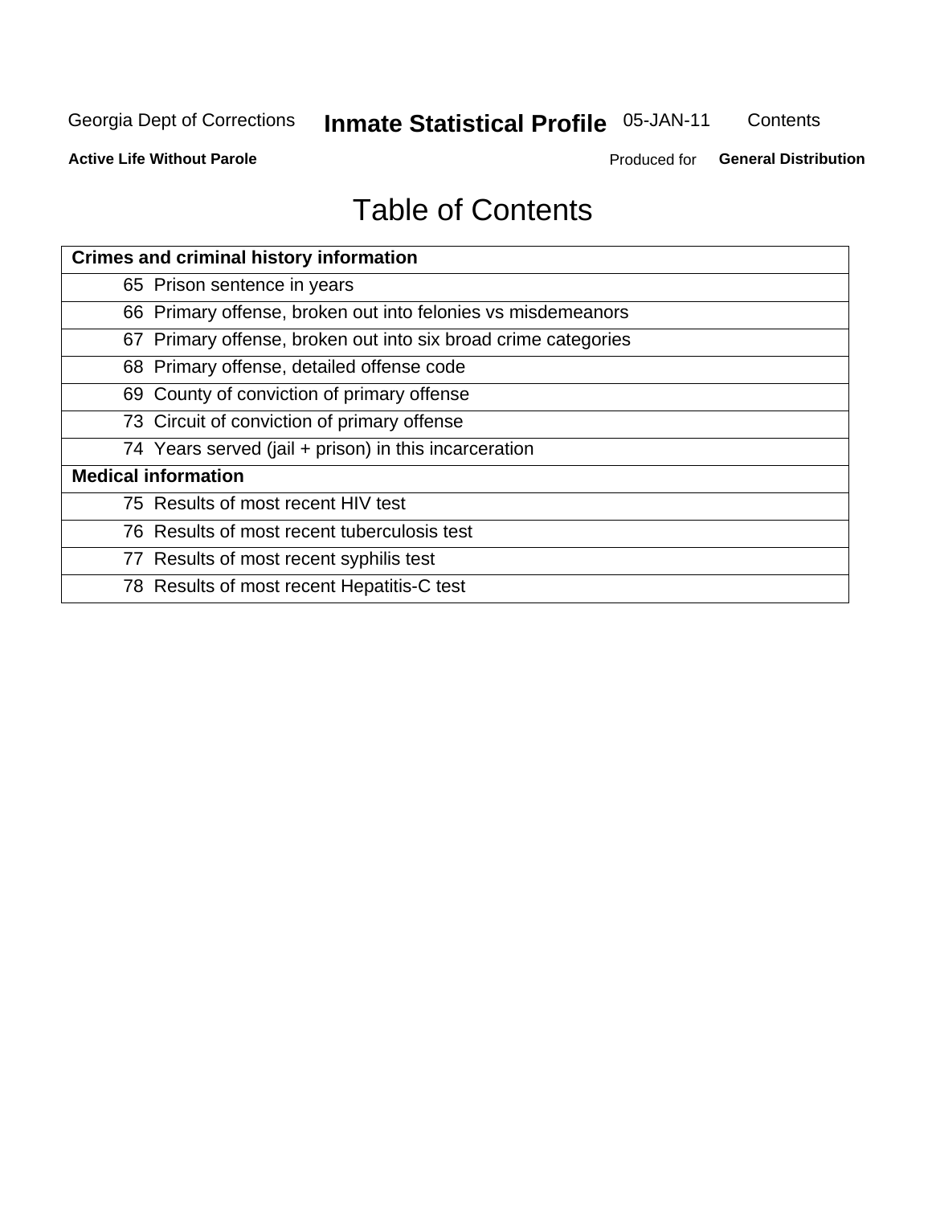# Table of Contents

| Crimes and criminal history information | |
|---|---|
| 65 | Prison sentence in years |
| 66 | Primary offense, broken out into felonies vs misdemeanors |
| 67 | Primary offense, broken out into six broad crime categories |
| 68 | Primary offense, detailed offense code |
| 69 | County of conviction of primary offense |
| 73 | Circuit of conviction of primary offense |
| 74 | Years served (jail + prison) in this incarceration |
| **Medical information** | |
| 75 | Results of most recent HIV test |
| 76 | Results of most recent tuberculosis test |
| 77 | Results of most recent syphilis test |
| 78 | Results of most recent Hepatitis-C test |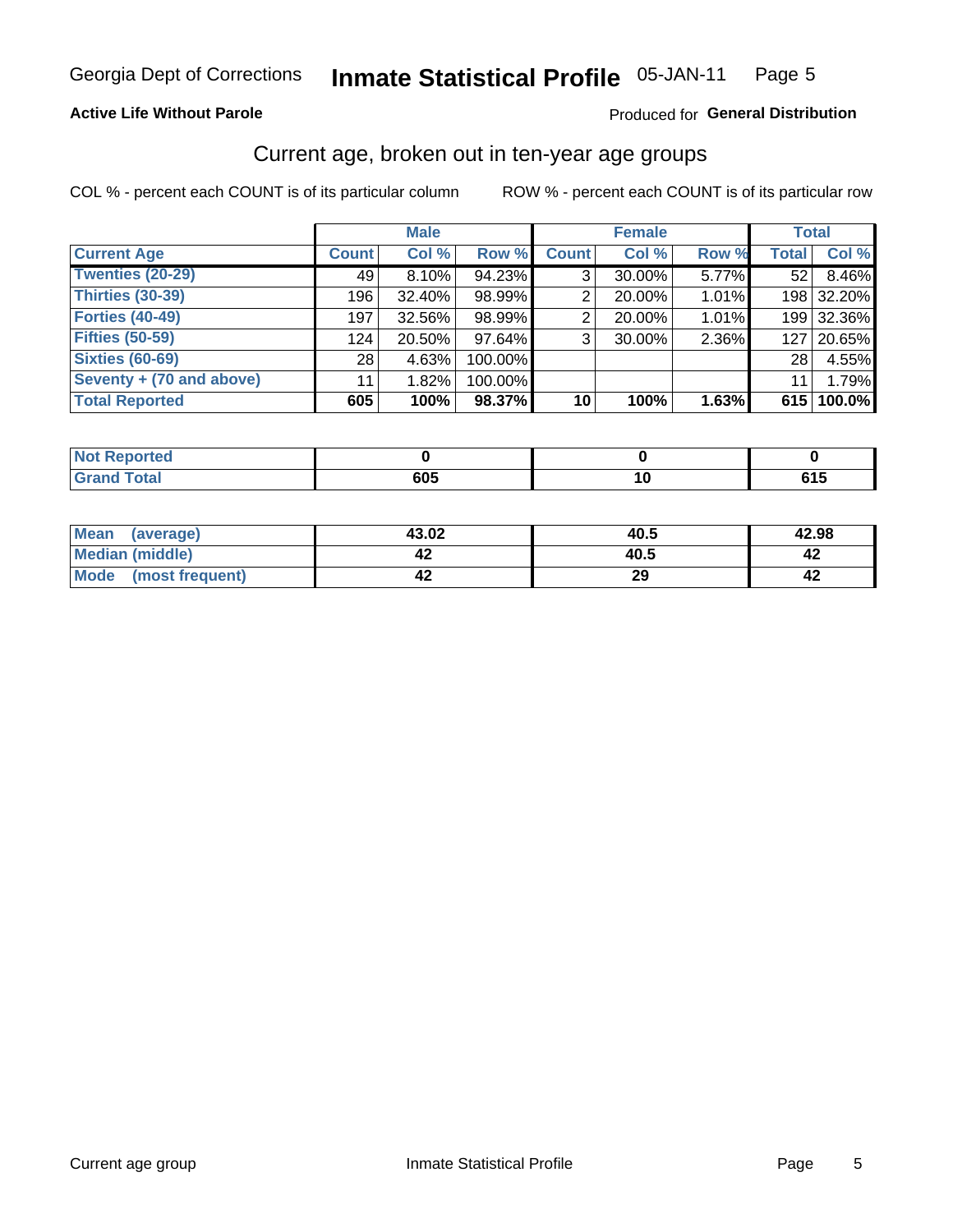Georgia Dept of Corrections **Inmate Statistical Profile** 05-JAN-11

**Active Life Without Parole**

Produced for **General Distribution**

## Current age, broken out in ten-year age groups

COL % - percent each COUNT is of its particular column ROW % - percent each COUNT is of its particular row

| | Male | | | Female | | | Total | |
|---|---|---|---|---|---|---|---|---|
| **Current Age** | **Count** | **Col %** | **Row %** | **Count** | **Col %** | **Row %** | **Total** | **Col %** |
| **Twenties (20-29)** | 49 | 8.10% | 94.23% | 3 | 30.00% | 5.77% | 52 | 8.46% |
| **Thirties (30-39)** | 196 | 32.40% | 98.99% | 2 | 20.00% | 1.01% | 198 | 32.20% |
| **Forties (40-49)** | 197 | 32.56% | 98.99% | 2 | 20.00% | 1.01% | 199 | 32.36% |
| **Fifties (50-59)** | 124 | 20.50% | 97.64% | 3 | 30.00% | 2.36% | 127 | 20.65% |
| **Sixties (60-69)** | 28 | 4.63% | 100.00% | | | | 28 | 4.55% |
| **Seventy + (70 and above)** | 11 | 1.82% | 100.00% | | | | 11 | 1.79% |
| **Total Reported** | **605** | **100%** | **98.37%** | **10** | **100%** | **1.63%** | **615** | **100.0%** |

| | Male | Female | Total |
|---|---|---|---|
| **Not Reported** | **0** | **0** | **0** |
| **Grand Total** | **605** | **10** | **615** |

| | Male | Female | Total |
|---|---|---|---|
| **Mean (average)** | **43.02** | **40.5** | **42.98** |
| **Median (middle)** | **42** | **40.5** | **42** |
| **Mode (most frequent)** | **42** | **29** | **42** |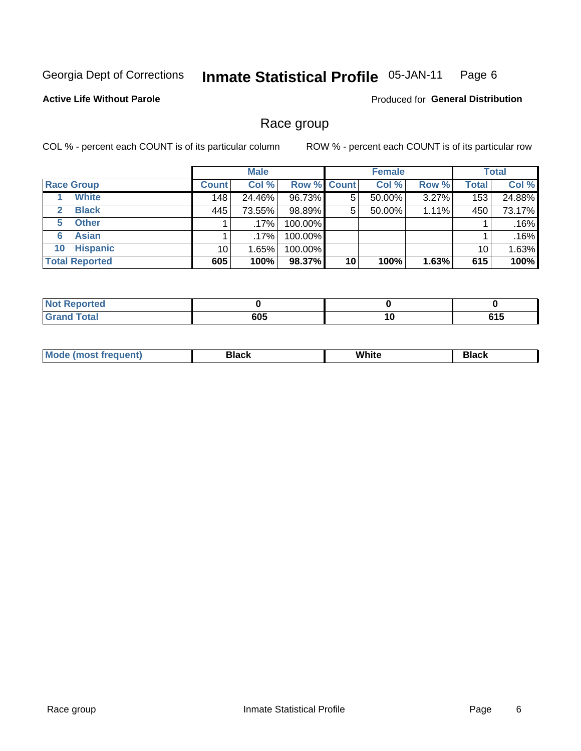Georgia Dept of Corrections **Inmate Statistical Profile** 05-JAN-11

**Active Life Without Parole**

Produced for **General Distribution**

## Race group

COL % - percent each COUNT is of its particular column

ROW % - percent each COUNT is of its particular row

| | Male | | | Female | | | Total | |
|---|---|---|---|---|---|---|---|---|
| **Race Group** | **Count** | **Col %** | **Row %** | **Count** | **Col %** | **Row %** | **Total** | **Col %** |
| 1 **White** | 148 | 24.46% | 96.73% | 5 | 50.00% | 3.27% | 153 | 24.88% |
| 2 **Black** | 445 | 73.55% | 98.89% | 5 | 50.00% | 1.11% | 450 | 73.17% |
| 5 **Other** | 1 | .17% | 100.00% | | | | 1 | .16% |
| 6 **Asian** | 1 | .17% | 100.00% | | | | 1 | .16% |
| 10 **Hispanic** | 10 | 1.65% | 100.00% | | | | 10 | 1.63% |
| **Total Reported** | **605** | **100%** | **98.37%** | **10** | **100%** | **1.63%** | **615** | **100%** |

| | Male | Female | Total |
|---|---|---|---|
| **Not Reported** | **0** | **0** | **0** |
| **Grand Total** | **605** | **10** | **615** |

| | Male | Female | Total |
|---|---|---|---|
| **Mode (most frequent)** | **Black** | **White** | **Black** |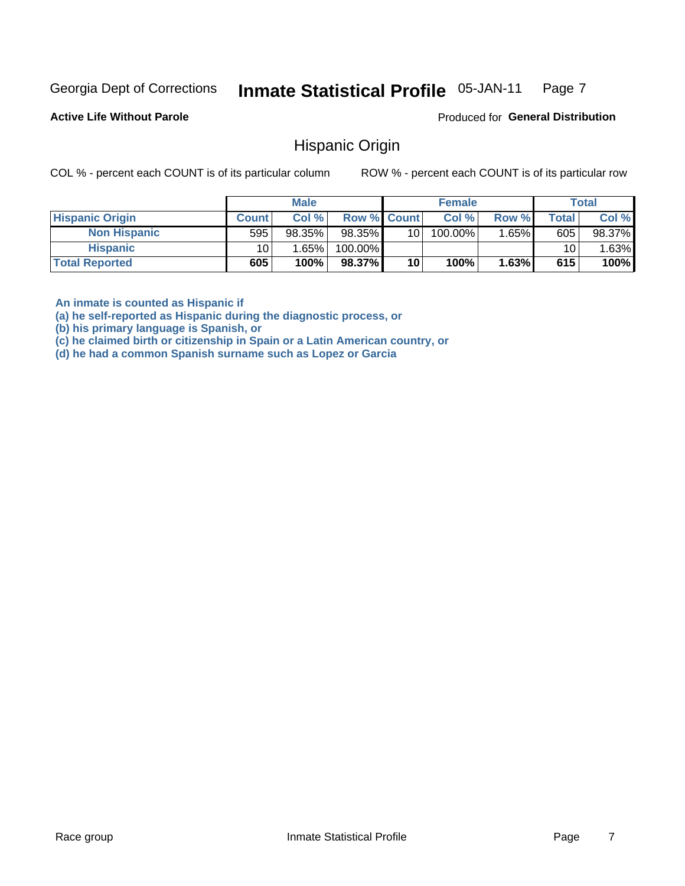Georgia Dept of Corrections **Inmate Statistical Profile** 05-JAN-11

**Active Life Without Parole**

Produced for **General Distribution**

## Hispanic Origin

COL % - percent each COUNT is of its particular column        ROW % - percent each COUNT is of its particular row

| | Male | | | Female | | | Total | |
|---|---|---|---|---|---|---|---|---|
| **Hispanic Origin** | **Count** | **Col %** | **Row %** | **Count** | **Col %** | **Row %** | **Total** | **Col %** |
| **Non Hispanic** | 595 | 98.35% | 98.35% | 10 | 100.00% | 1.65% | 605 | 98.37% |
| **Hispanic** | 10 | 1.65% | 100.00% | | | | 10 | 1.63% |
| **Total Reported** | **605** | **100%** | **98.37%** | **10** | **100%** | **1.63%** | **615** | **100%** |

**An inmate is counted as Hispanic if**
**(a) he self-reported as Hispanic during the diagnostic process, or**
**(b) his primary language is Spanish, or**
**(c) he claimed birth or citizenship in Spain or a Latin American country, or**
**(d) he had a common Spanish surname such as Lopez or Garcia**

Race group        Inmate Statistical Profile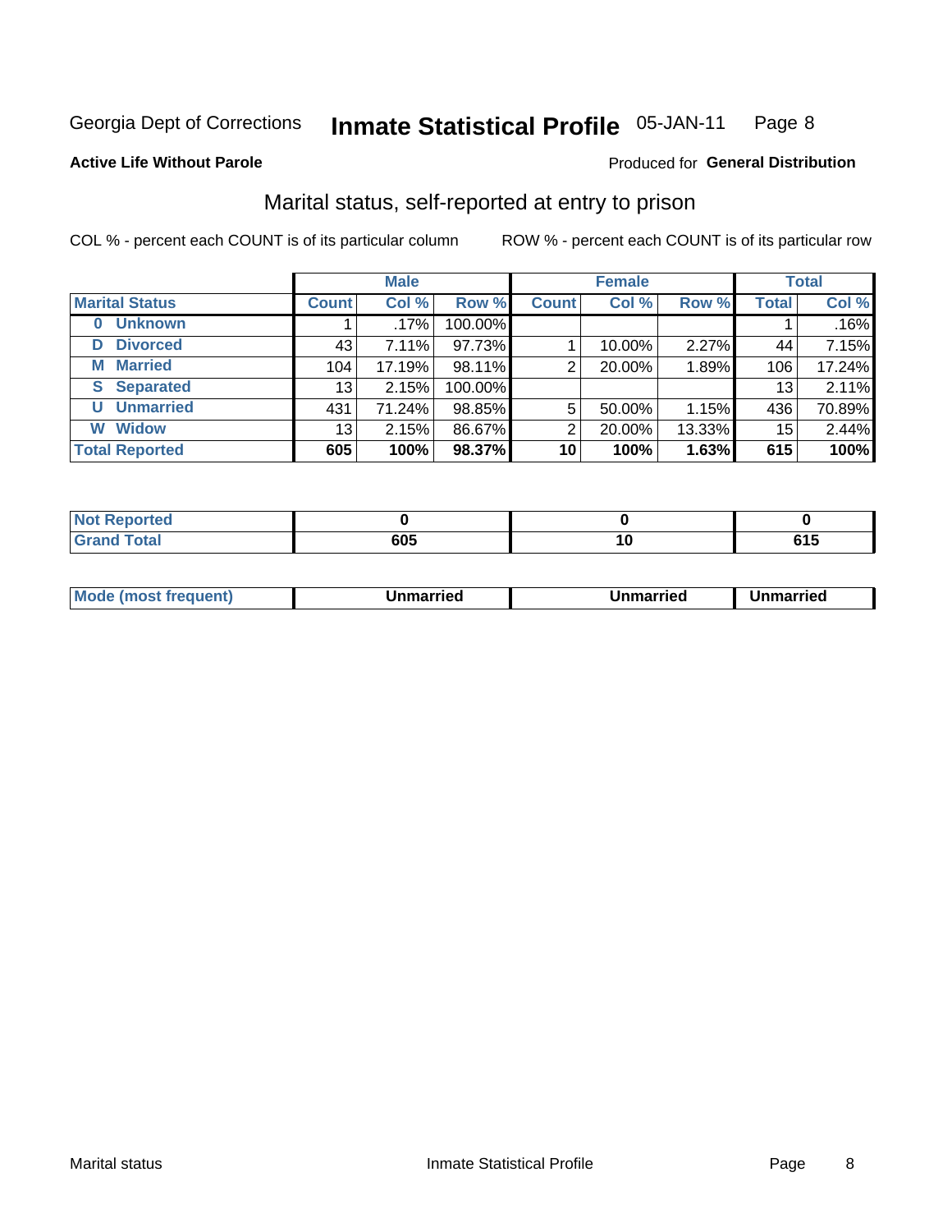Georgia Dept of Corrections **Inmate Statistical Profile** 05-JAN-11

**Active Life Without Parole**

Produced for **General Distribution**

## Marital status, self-reported at entry to prison

COL % - percent each COUNT is of its particular column

ROW % - percent each COUNT is of its particular row

| | Male | | | Female | | | Total | |
|---|---|---|---|---|---|---|---|---|
| **Marital Status** | **Count** | **Col %** | **Row %** | **Count** | **Col %** | **Row %** | **Total** | **Col %** |
| **0 Unknown** | 1 | .17% | 100.00% | | | | 1 | .16% |
| **D Divorced** | 43 | 7.11% | 97.73% | 1 | 10.00% | 2.27% | 44 | 7.15% |
| **M Married** | 104 | 17.19% | 98.11% | 2 | 20.00% | 1.89% | 106 | 17.24% |
| **S Separated** | 13 | 2.15% | 100.00% | | | | 13 | 2.11% |
| **U Unmarried** | 431 | 71.24% | 98.85% | 5 | 50.00% | 1.15% | 436 | 70.89% |
| **W Widow** | 13 | 2.15% | 86.67% | 2 | 20.00% | 13.33% | 15 | 2.44% |
| **Total Reported** | **605** | **100%** | **98.37%** | **10** | **100%** | **1.63%** | **615** | **100%** |

| | Male | Female | Total |
|---|---|---|---|
| **Not Reported** | **0** | **0** | **0** |
| **Grand Total** | **605** | **10** | **615** |

| | Male | Female | Total |
|---|---|---|---|
| **Mode (most frequent)** | **Unmarried** | **Unmarried** | **Unmarried** |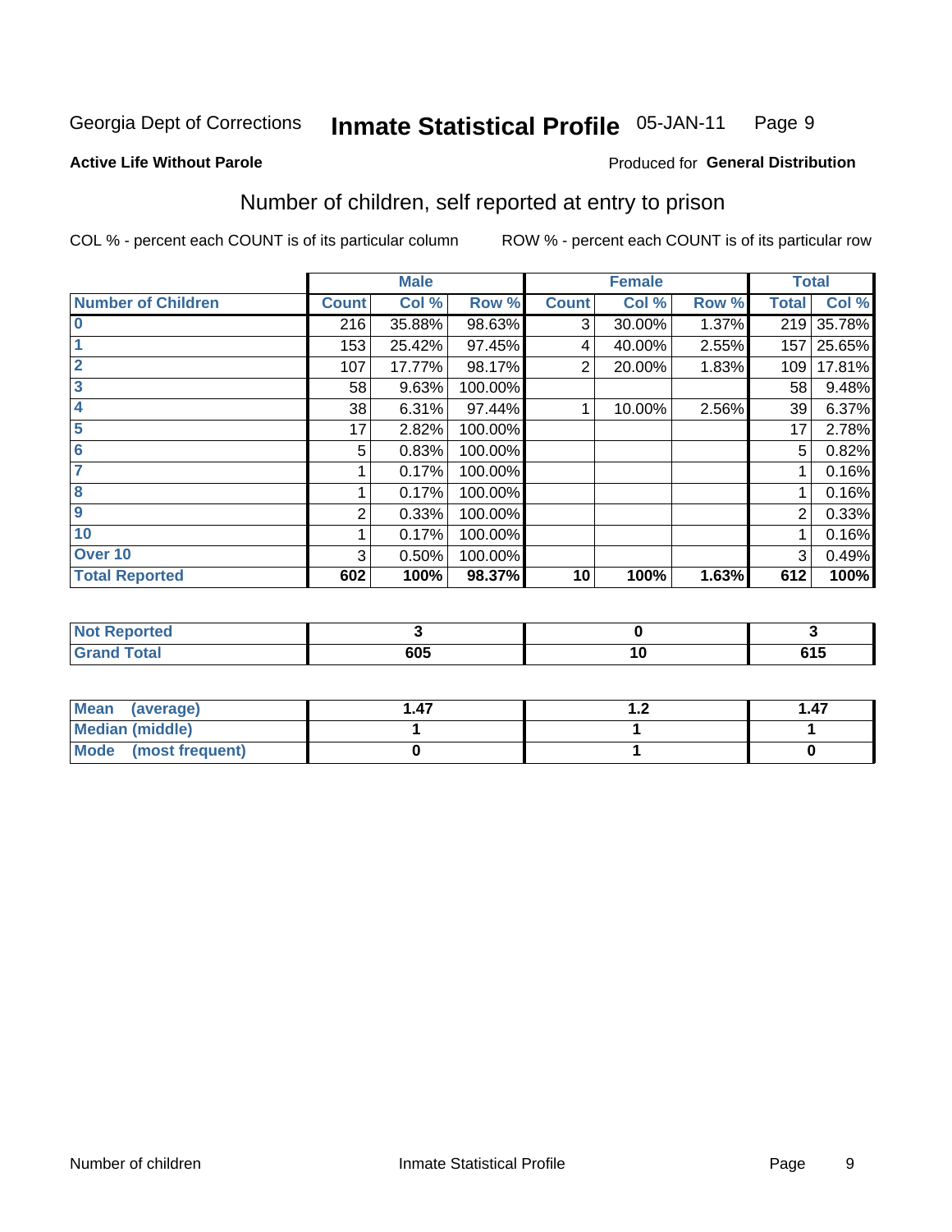Georgia Dept of Corrections **Inmate Statistical Profile** 05-JAN-11

**Active Life Without Parole**

Produced for **General Distribution**

## Number of children, self reported at entry to prison

COL % - percent each COUNT is of its particular column

ROW % - percent each COUNT is of its particular row

| | Male | | | Female | | | Total | |
|---|---|---|---|---|---|---|---|---|
| **Number of Children** | **Count** | **Col %** | **Row %** | **Count** | **Col %** | **Row %** | **Total** | **Col %** |
| **0** | 216 | 35.88% | 98.63% | 3 | 30.00% | 1.37% | 219 | 35.78% |
| **1** | 153 | 25.42% | 97.45% | 4 | 40.00% | 2.55% | 157 | 25.65% |
| **2** | 107 | 17.77% | 98.17% | 2 | 20.00% | 1.83% | 109 | 17.81% |
| **3** | 58 | 9.63% | 100.00% | | | | 58 | 9.48% |
| **4** | 38 | 6.31% | 97.44% | 1 | 10.00% | 2.56% | 39 | 6.37% |
| **5** | 17 | 2.82% | 100.00% | | | | 17 | 2.78% |
| **6** | 5 | 0.83% | 100.00% | | | | 5 | 0.82% |
| **7** | 1 | 0.17% | 100.00% | | | | 1 | 0.16% |
| **8** | 1 | 0.17% | 100.00% | | | | 1 | 0.16% |
| **9** | 2 | 0.33% | 100.00% | | | | 2 | 0.33% |
| **10** | 1 | 0.17% | 100.00% | | | | 1 | 0.16% |
| **Over 10** | 3 | 0.50% | 100.00% | | | | 3 | 0.49% |
| **Total Reported** | **602** | **100%** | **98.37%** | **10** | **100%** | **1.63%** | **612** | **100%** |

| | Male | Female | Total |
|---|---|---|---|
| **Not Reported** | **3** | **0** | **3** |
| **Grand Total** | **605** | **10** | **615** |

| | Male | Female | Total |
|---|---|---|---|
| **Mean (average)** | **1.47** | **1.2** | **1.47** |
| **Median (middle)** | **1** | **1** | **1** |
| **Mode (most frequent)** | **0** | **1** | **0** |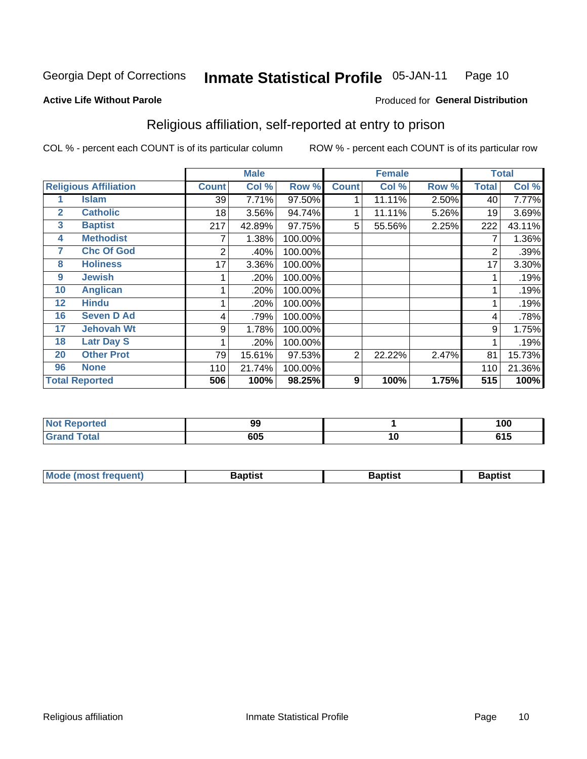Georgia Dept of Corrections **Inmate Statistical Profile** 05-JAN-11

**Active Life Without Parole**

Produced for **General Distribution**

## Religious affiliation, self-reported at entry to prison

COL % - percent each COUNT is of its particular column ROW % - percent each COUNT is of its particular row

| Religious Affiliation | | Male | | | Female | | | Total | |
|---|---|---|---|---|---|---|---|---|---|
| | | Count | Col % | Row % | Count | Col % | Row % | Total | Col % |
| 1 | Islam | 39 | 7.71% | 97.50% | 1 | 11.11% | 2.50% | 40 | 7.77% |
| 2 | Catholic | 18 | 3.56% | 94.74% | 1 | 11.11% | 5.26% | 19 | 3.69% |
| 3 | Baptist | 217 | 42.89% | 97.75% | 5 | 55.56% | 2.25% | 222 | 43.11% |
| 4 | Methodist | 7 | 1.38% | 100.00% | | | | 7 | 1.36% |
| 7 | Chc Of God | 2 | .40% | 100.00% | | | | 2 | .39% |
| 8 | Holiness | 17 | 3.36% | 100.00% | | | | 17 | 3.30% |
| 9 | Jewish | 1 | .20% | 100.00% | | | | 1 | .19% |
| 10 | Anglican | 1 | .20% | 100.00% | | | | 1 | .19% |
| 12 | Hindu | 1 | .20% | 100.00% | | | | 1 | .19% |
| 16 | Seven D Ad | 4 | .79% | 100.00% | | | | 4 | .78% |
| 17 | Jehovah Wt | 9 | 1.78% | 100.00% | | | | 9 | 1.75% |
| 18 | Latr Day S | 1 | .20% | 100.00% | | | | 1 | .19% |
| 20 | Other Prot | 79 | 15.61% | 97.53% | 2 | 22.22% | 2.47% | 81 | 15.73% |
| 96 | None | 110 | 21.74% | 100.00% | | | | 110 | 21.36% |
| **Total Reported** | | **506** | **100%** | **98.25%** | **9** | **100%** | **1.75%** | **515** | **100%** |

| | Male | Female | Total |
|---|---|---|---|
| Not Reported | 99 | 1 | 100 |
| Grand Total | 605 | 10 | 615 |

| | Male | Female | Total |
|---|---|---|---|
| Mode (most frequent) | Baptist | Baptist | Baptist |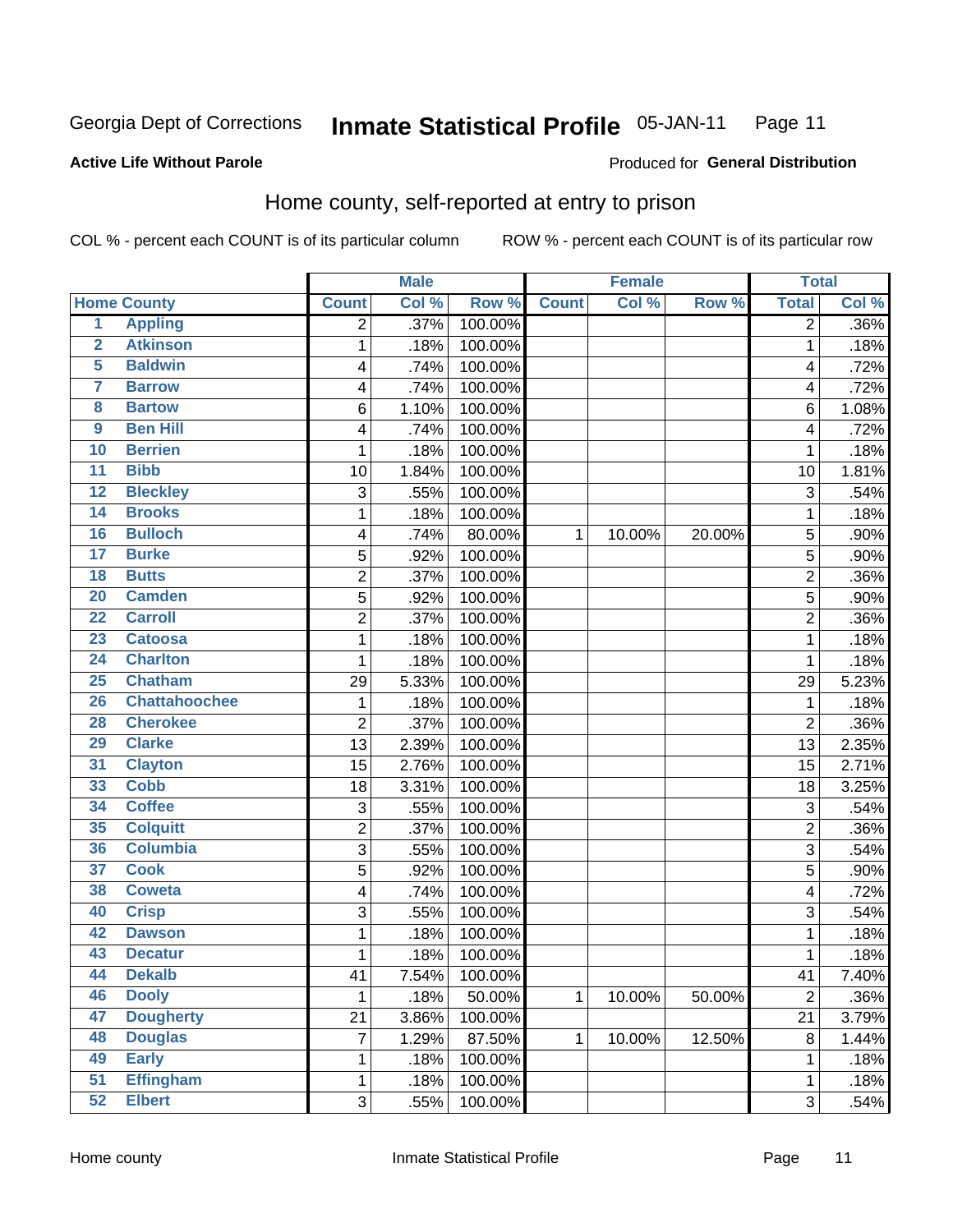Georgia Dept of Corrections **Inmate Statistical Profile** 05-JAN-11

**Active Life Without Parole**

Produced for **General Distribution**

## Home county, self-reported at entry to prison

COL % - percent each COUNT is of its particular column ROW % - percent each COUNT is of its particular row

| | | Male | | | Female | | | Total | |
|---|---|---|---|---|---|---|---|---|---|
| **Home County** | | **Count** | **Col %** | **Row %** | **Count** | **Col %** | **Row %** | **Total** | **Col %** |
| 1 | Appling | 2 | .37% | 100.00% | | | | 2 | .36% |
| 2 | Atkinson | 1 | .18% | 100.00% | | | | 1 | .18% |
| 5 | Baldwin | 4 | .74% | 100.00% | | | | 4 | .72% |
| 7 | Barrow | 4 | .74% | 100.00% | | | | 4 | .72% |
| 8 | Bartow | 6 | 1.10% | 100.00% | | | | 6 | 1.08% |
| 9 | Ben Hill | 4 | .74% | 100.00% | | | | 4 | .72% |
| 10 | Berrien | 1 | .18% | 100.00% | | | | 1 | .18% |
| 11 | Bibb | 10 | 1.84% | 100.00% | | | | 10 | 1.81% |
| 12 | Bleckley | 3 | .55% | 100.00% | | | | 3 | .54% |
| 14 | Brooks | 1 | .18% | 100.00% | | | | 1 | .18% |
| 16 | Bulloch | 4 | .74% | 80.00% | 1 | 10.00% | 20.00% | 5 | .90% |
| 17 | Burke | 5 | .92% | 100.00% | | | | 5 | .90% |
| 18 | Butts | 2 | .37% | 100.00% | | | | 2 | .36% |
| 20 | Camden | 5 | .92% | 100.00% | | | | 5 | .90% |
| 22 | Carroll | 2 | .37% | 100.00% | | | | 2 | .36% |
| 23 | Catoosa | 1 | .18% | 100.00% | | | | 1 | .18% |
| 24 | Charlton | 1 | .18% | 100.00% | | | | 1 | .18% |
| 25 | Chatham | 29 | 5.33% | 100.00% | | | | 29 | 5.23% |
| 26 | Chattahoochee | 1 | .18% | 100.00% | | | | 1 | .18% |
| 28 | Cherokee | 2 | .37% | 100.00% | | | | 2 | .36% |
| 29 | Clarke | 13 | 2.39% | 100.00% | | | | 13 | 2.35% |
| 31 | Clayton | 15 | 2.76% | 100.00% | | | | 15 | 2.71% |
| 33 | Cobb | 18 | 3.31% | 100.00% | | | | 18 | 3.25% |
| 34 | Coffee | 3 | .55% | 100.00% | | | | 3 | .54% |
| 35 | Colquitt | 2 | .37% | 100.00% | | | | 2 | .36% |
| 36 | Columbia | 3 | .55% | 100.00% | | | | 3 | .54% |
| 37 | Cook | 5 | .92% | 100.00% | | | | 5 | .90% |
| 38 | Coweta | 4 | .74% | 100.00% | | | | 4 | .72% |
| 40 | Crisp | 3 | .55% | 100.00% | | | | 3 | .54% |
| 42 | Dawson | 1 | .18% | 100.00% | | | | 1 | .18% |
| 43 | Decatur | 1 | .18% | 100.00% | | | | 1 | .18% |
| 44 | Dekalb | 41 | 7.54% | 100.00% | | | | 41 | 7.40% |
| 46 | Dooly | 1 | .18% | 50.00% | 1 | 10.00% | 50.00% | 2 | .36% |
| 47 | Dougherty | 21 | 3.86% | 100.00% | | | | 21 | 3.79% |
| 48 | Douglas | 7 | 1.29% | 87.50% | 1 | 10.00% | 12.50% | 8 | 1.44% |
| 49 | Early | 1 | .18% | 100.00% | | | | 1 | .18% |
| 51 | Effingham | 1 | .18% | 100.00% | | | | 1 | .18% |
| 52 | Elbert | 3 | .55% | 100.00% | | | | 3 | .54% |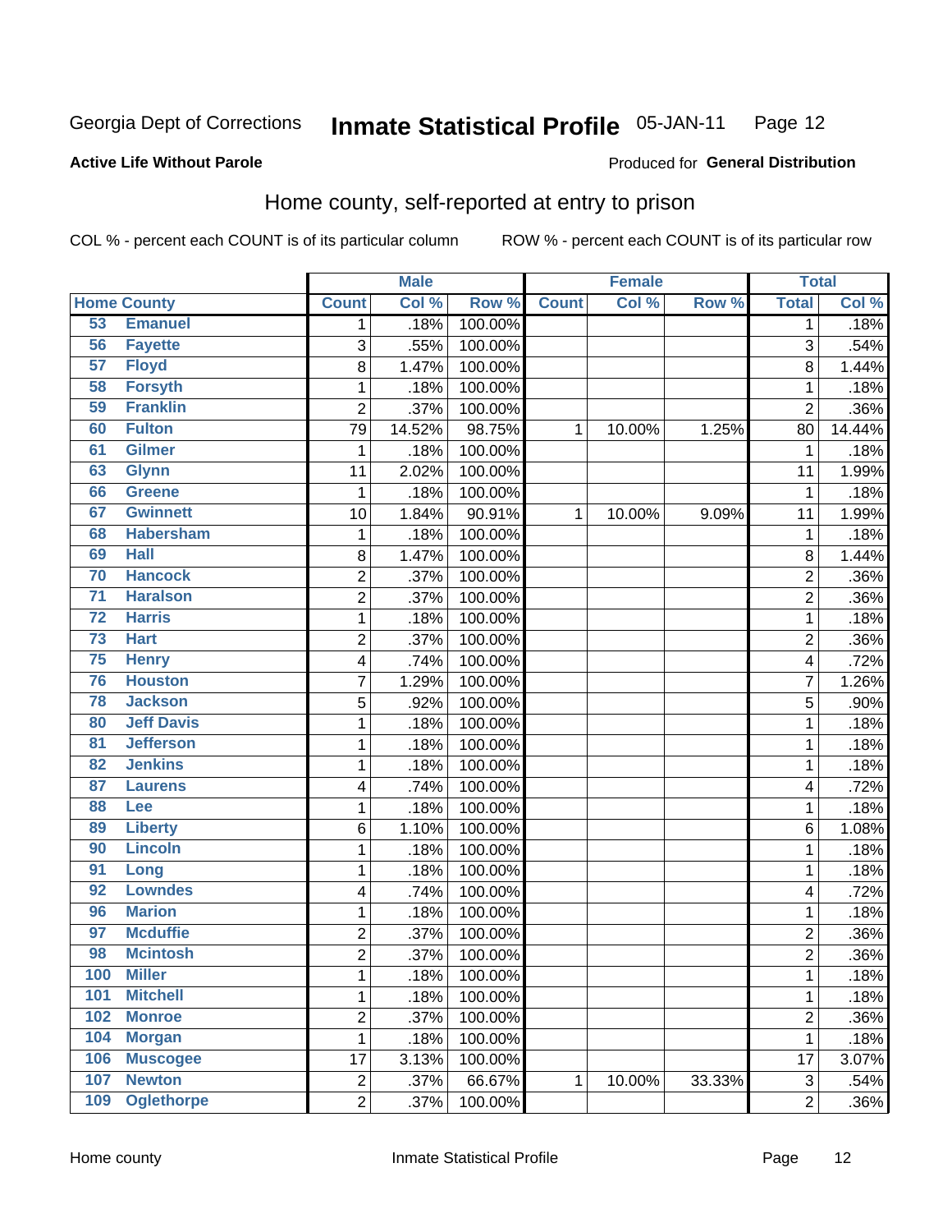Georgia Dept of Corrections **Inmate Statistical Profile** 05-JAN-11 Page 12

**Active Life Without Parole**

Produced for **General Distribution**

## Home county, self-reported at entry to prison

COL % - percent each COUNT is of its particular column ROW % - percent each COUNT is of its particular row

| Home County | | Male | | | Female | | | Total | |
|---|---|---|---|---|---|---|---|---|---|
| | | Count | Col % | Row % | Count | Col % | Row % | Total | Col % |
| 53 | Emanuel | 1 | .18% | 100.00% | | | | 1 | .18% |
| 56 | Fayette | 3 | .55% | 100.00% | | | | 3 | .54% |
| 57 | Floyd | 8 | 1.47% | 100.00% | | | | 8 | 1.44% |
| 58 | Forsyth | 1 | .18% | 100.00% | | | | 1 | .18% |
| 59 | Franklin | 2 | .37% | 100.00% | | | | 2 | .36% |
| 60 | Fulton | 79 | 14.52% | 98.75% | 1 | 10.00% | 1.25% | 80 | 14.44% |
| 61 | Gilmer | 1 | .18% | 100.00% | | | | 1 | .18% |
| 63 | Glynn | 11 | 2.02% | 100.00% | | | | 11 | 1.99% |
| 66 | Greene | 1 | .18% | 100.00% | | | | 1 | .18% |
| 67 | Gwinnett | 10 | 1.84% | 90.91% | 1 | 10.00% | 9.09% | 11 | 1.99% |
| 68 | Habersham | 1 | .18% | 100.00% | | | | 1 | .18% |
| 69 | Hall | 8 | 1.47% | 100.00% | | | | 8 | 1.44% |
| 70 | Hancock | 2 | .37% | 100.00% | | | | 2 | .36% |
| 71 | Haralson | 2 | .37% | 100.00% | | | | 2 | .36% |
| 72 | Harris | 1 | .18% | 100.00% | | | | 1 | .18% |
| 73 | Hart | 2 | .37% | 100.00% | | | | 2 | .36% |
| 75 | Henry | 4 | .74% | 100.00% | | | | 4 | .72% |
| 76 | Houston | 7 | 1.29% | 100.00% | | | | 7 | 1.26% |
| 78 | Jackson | 5 | .92% | 100.00% | | | | 5 | .90% |
| 80 | Jeff Davis | 1 | .18% | 100.00% | | | | 1 | .18% |
| 81 | Jefferson | 1 | .18% | 100.00% | | | | 1 | .18% |
| 82 | Jenkins | 1 | .18% | 100.00% | | | | 1 | .18% |
| 87 | Laurens | 4 | .74% | 100.00% | | | | 4 | .72% |
| 88 | Lee | 1 | .18% | 100.00% | | | | 1 | .18% |
| 89 | Liberty | 6 | 1.10% | 100.00% | | | | 6 | 1.08% |
| 90 | Lincoln | 1 | .18% | 100.00% | | | | 1 | .18% |
| 91 | Long | 1 | .18% | 100.00% | | | | 1 | .18% |
| 92 | Lowndes | 4 | .74% | 100.00% | | | | 4 | .72% |
| 96 | Marion | 1 | .18% | 100.00% | | | | 1 | .18% |
| 97 | Mcduffie | 2 | .37% | 100.00% | | | | 2 | .36% |
| 98 | Mcintosh | 2 | .37% | 100.00% | | | | 2 | .36% |
| 100 | Miller | 1 | .18% | 100.00% | | | | 1 | .18% |
| 101 | Mitchell | 1 | .18% | 100.00% | | | | 1 | .18% |
| 102 | Monroe | 2 | .37% | 100.00% | | | | 2 | .36% |
| 104 | Morgan | 1 | .18% | 100.00% | | | | 1 | .18% |
| 106 | Muscogee | 17 | 3.13% | 100.00% | | | | 17 | 3.07% |
| 107 | Newton | 2 | .37% | 66.67% | 1 | 10.00% | 33.33% | 3 | .54% |
| 109 | Oglethorpe | 2 | .37% | 100.00% | | | | 2 | .36% |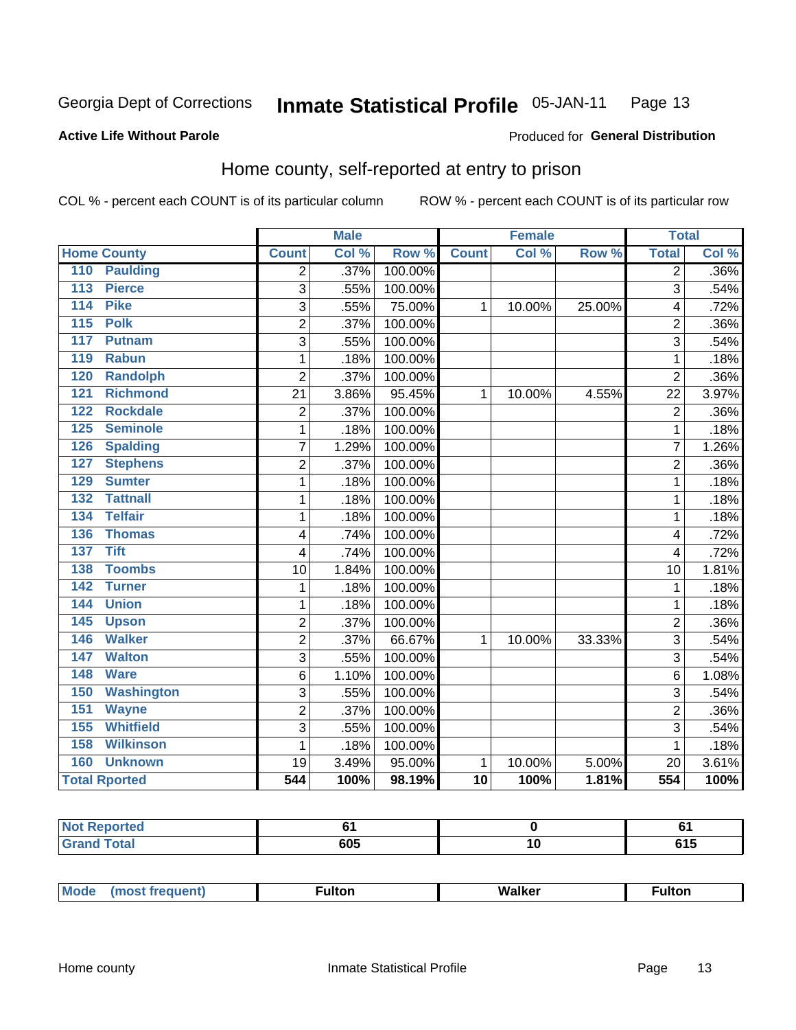Georgia Dept of Corrections **Inmate Statistical Profile** 05-JAN-11

**Active Life Without Parole**

Produced for **General Distribution**

## Home county, self-reported at entry to prison

COL % - percent each COUNT is of its particular column ROW % - percent each COUNT is of its particular row

| Home County | Male | | | Female | | | Total | |
|---|---|---|---|---|---|---|---|---|
| | Count | Col % | Row % | Count | Col % | Row % | Total | Col % |
| 110 Paulding | 2 | .37% | 100.00% | | | | 2 | .36% |
| 113 Pierce | 3 | .55% | 100.00% | | | | 3 | .54% |
| 114 Pike | 3 | .55% | 75.00% | 1 | 10.00% | 25.00% | 4 | .72% |
| 115 Polk | 2 | .37% | 100.00% | | | | 2 | .36% |
| 117 Putnam | 3 | .55% | 100.00% | | | | 3 | .54% |
| 119 Rabun | 1 | .18% | 100.00% | | | | 1 | .18% |
| 120 Randolph | 2 | .37% | 100.00% | | | | 2 | .36% |
| 121 Richmond | 21 | 3.86% | 95.45% | 1 | 10.00% | 4.55% | 22 | 3.97% |
| 122 Rockdale | 2 | .37% | 100.00% | | | | 2 | .36% |
| 125 Seminole | 1 | .18% | 100.00% | | | | 1 | .18% |
| 126 Spalding | 7 | 1.29% | 100.00% | | | | 7 | 1.26% |
| 127 Stephens | 2 | .37% | 100.00% | | | | 2 | .36% |
| 129 Sumter | 1 | .18% | 100.00% | | | | 1 | .18% |
| 132 Tattnall | 1 | .18% | 100.00% | | | | 1 | .18% |
| 134 Telfair | 1 | .18% | 100.00% | | | | 1 | .18% |
| 136 Thomas | 4 | .74% | 100.00% | | | | 4 | .72% |
| 137 Tift | 4 | .74% | 100.00% | | | | 4 | .72% |
| 138 Toombs | 10 | 1.84% | 100.00% | | | | 10 | 1.81% |
| 142 Turner | 1 | .18% | 100.00% | | | | 1 | .18% |
| 144 Union | 1 | .18% | 100.00% | | | | 1 | .18% |
| 145 Upson | 2 | .37% | 100.00% | | | | 2 | .36% |
| 146 Walker | 2 | .37% | 66.67% | 1 | 10.00% | 33.33% | 3 | .54% |
| 147 Walton | 3 | .55% | 100.00% | | | | 3 | .54% |
| 148 Ware | 6 | 1.10% | 100.00% | | | | 6 | 1.08% |
| 150 Washington | 3 | .55% | 100.00% | | | | 3 | .54% |
| 151 Wayne | 2 | .37% | 100.00% | | | | 2 | .36% |
| 155 Whitfield | 3 | .55% | 100.00% | | | | 3 | .54% |
| 158 Wilkinson | 1 | .18% | 100.00% | | | | 1 | .18% |
| 160 Unknown | 19 | 3.49% | 95.00% | 1 | 10.00% | 5.00% | 20 | 3.61% |
| **Total Rported** | **544** | **100%** | **98.19%** | **10** | **100%** | **1.81%** | **554** | **100%** |

| | Male | Female | Total |
|---|---|---|---|
| Not Reported | 61 | 0 | 61 |
| Grand Total | 605 | 10 | 615 |

| | Male | Female | Total |
|---|---|---|---|
| Mode (most frequent) | Fulton | Walker | Fulton |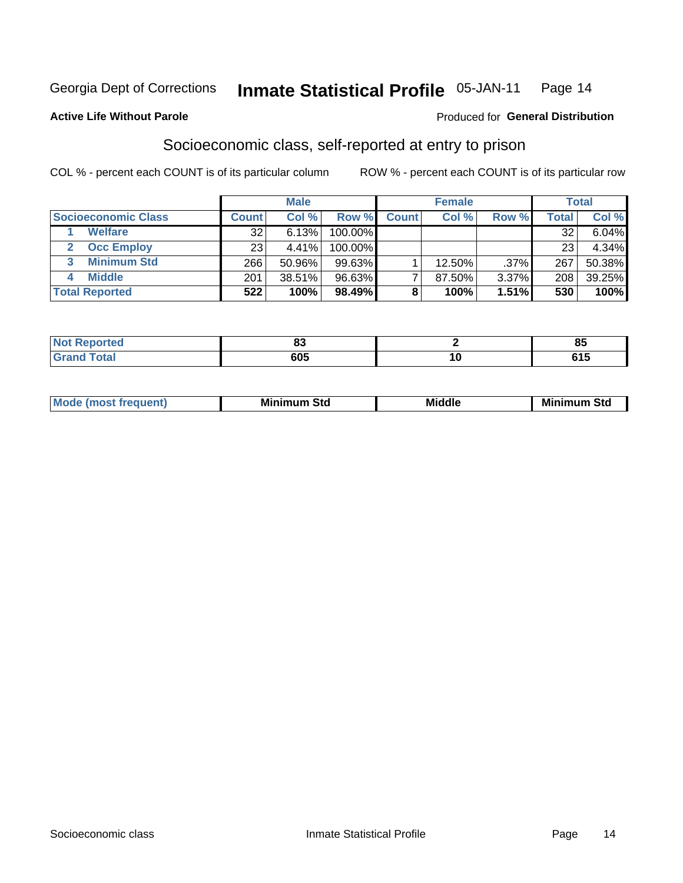Georgia Dept of Corrections **Inmate Statistical Profile** 05-JAN-11

**Active Life Without Parole**

Produced for **General Distribution**

## Socioeconomic class, self-reported at entry to prison

COL % - percent each COUNT is of its particular column

ROW % - percent each COUNT is of its particular row

| | Male | | | Female | | | Total | |
|---|---|---|---|---|---|---|---|---|
| **Socioeconomic Class** | **Count** | **Col %** | **Row %** | **Count** | **Col %** | **Row %** | **Total** | **Col %** |
| 1 **Welfare** | 32 | 6.13% | 100.00% | | | | 32 | 6.04% |
| 2 **Occ Employ** | 23 | 4.41% | 100.00% | | | | 23 | 4.34% |
| 3 **Minimum Std** | 266 | 50.96% | 99.63% | 1 | 12.50% | .37% | 267 | 50.38% |
| 4 **Middle** | 201 | 38.51% | 96.63% | 7 | 87.50% | 3.37% | 208 | 39.25% |
| **Total Reported** | **522** | **100%** | **98.49%** | **8** | **100%** | **1.51%** | **530** | **100%** |

| | Male | Female | Total |
|---|---|---|---|
| **Not Reported** | **83** | **2** | **85** |
| **Grand Total** | **605** | **10** | **615** |

| | Male | Female | Total |
|---|---|---|---|
| **Mode (most frequent)** | **Minimum Std** | **Middle** | **Minimum Std** |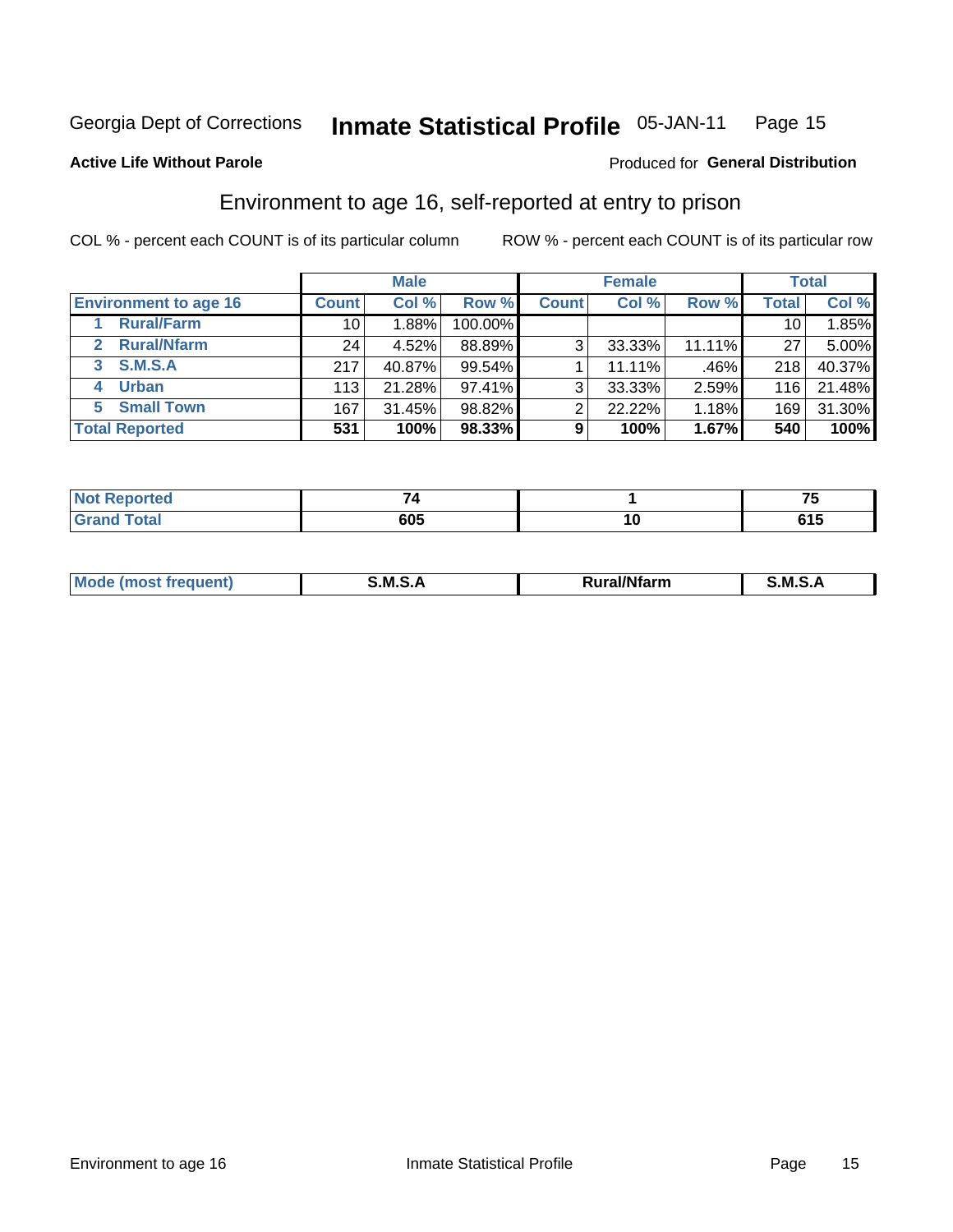Georgia Dept of Corrections **Inmate Statistical Profile** 05-JAN-11 Page 15

**Active Life Without Parole**

Produced for **General Distribution**

## Environment to age 16, self-reported at entry to prison

COL % - percent each COUNT is of its particular column

ROW % - percent each COUNT is of its particular row

| | Male | | | Female | | | Total | |
|---|---|---|---|---|---|---|---|---|
| **Environment to age 16** | **Count** | **Col %** | **Row %** | **Count** | **Col %** | **Row %** | **Total** | **Col %** |
| 1 Rural/Farm | 10 | 1.88% | 100.00% | | | | 10 | 1.85% |
| 2 Rural/Nfarm | 24 | 4.52% | 88.89% | 3 | 33.33% | 11.11% | 27 | 5.00% |
| 3 S.M.S.A | 217 | 40.87% | 99.54% | 1 | 11.11% | .46% | 218 | 40.37% |
| 4 Urban | 113 | 21.28% | 97.41% | 3 | 33.33% | 2.59% | 116 | 21.48% |
| 5 Small Town | 167 | 31.45% | 98.82% | 2 | 22.22% | 1.18% | 169 | 31.30% |
| **Total Reported** | **531** | **100%** | **98.33%** | **9** | **100%** | **1.67%** | **540** | **100%** |

| | Male | Female | Total |
|---|---|---|---|
| **Not Reported** | **74** | **1** | **75** |
| **Grand Total** | **605** | **10** | **615** |

| | Male | Female | Total |
|---|---|---|---|
| **Mode (most frequent)** | **S.M.S.A** | **Rural/Nfarm** | **S.M.S.A** |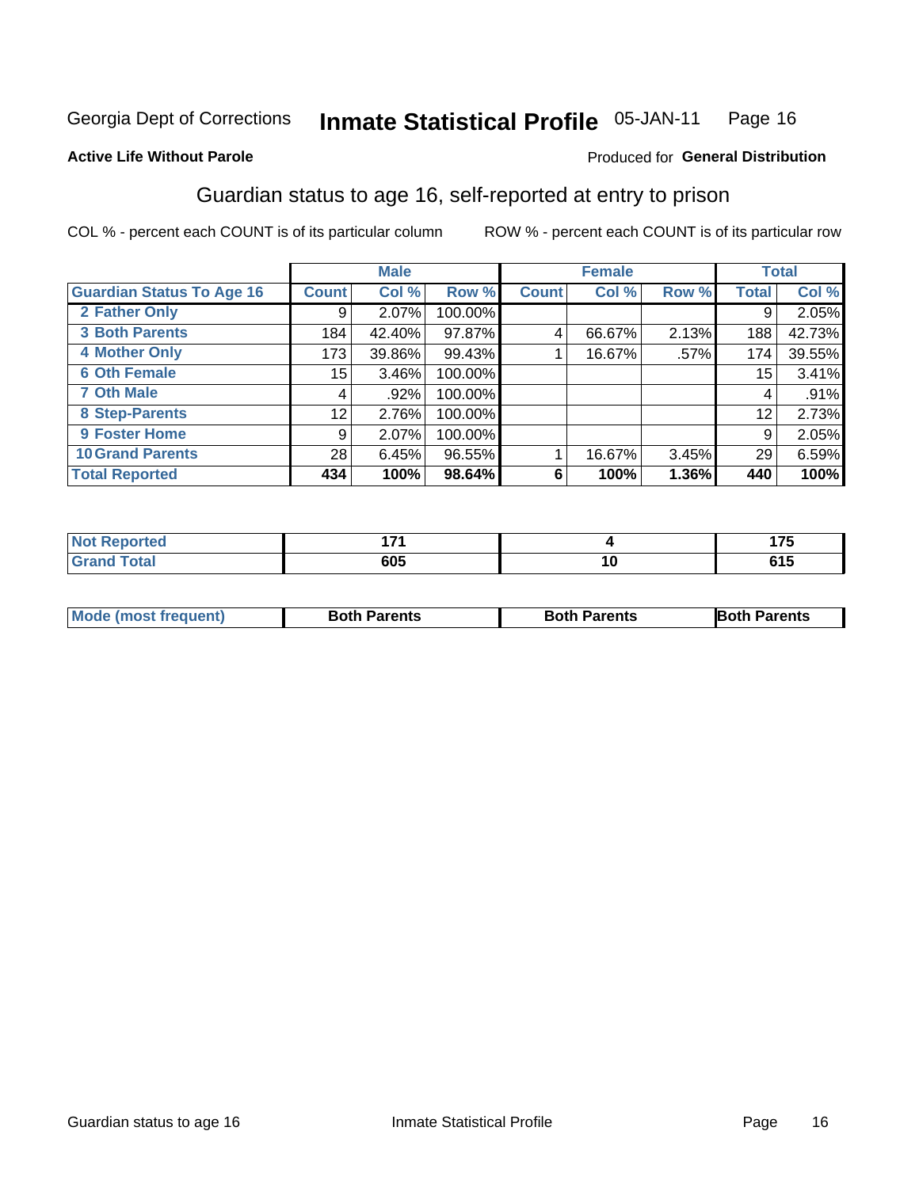Georgia Dept of Corrections **Inmate Statistical Profile** 05-JAN-11

**Active Life Without Parole**

Produced for **General Distribution**

## Guardian status to age 16, self-reported at entry to prison

COL % - percent each COUNT is of its particular column ROW % - percent each COUNT is of its particular row

| | Male | | | Female | | | Total | |
|---|---|---|---|---|---|---|---|---|
| **Guardian Status To Age 16** | **Count** | **Col %** | **Row %** | **Count** | **Col %** | **Row %** | **Total** | **Col %** |
| **2 Father Only** | 9 | 2.07% | 100.00% | | | | 9 | 2.05% |
| **3 Both Parents** | 184 | 42.40% | 97.87% | 4 | 66.67% | 2.13% | 188 | 42.73% |
| **4 Mother Only** | 173 | 39.86% | 99.43% | 1 | 16.67% | .57% | 174 | 39.55% |
| **6 Oth Female** | 15 | 3.46% | 100.00% | | | | 15 | 3.41% |
| **7 Oth Male** | 4 | .92% | 100.00% | | | | 4 | .91% |
| **8 Step-Parents** | 12 | 2.76% | 100.00% | | | | 12 | 2.73% |
| **9 Foster Home** | 9 | 2.07% | 100.00% | | | | 9 | 2.05% |
| **10 Grand Parents** | 28 | 6.45% | 96.55% | 1 | 16.67% | 3.45% | 29 | 6.59% |
| **Total Reported** | **434** | **100%** | **98.64%** | **6** | **100%** | **1.36%** | **440** | **100%** |

| | Male | Female | Total |
|---|---|---|---|
| **Not Reported** | **171** | **4** | **175** |
| **Grand Total** | **605** | **10** | **615** |

| | Male | Female | Total |
|---|---|---|---|
| **Mode (most frequent)** | **Both Parents** | **Both Parents** | **Both Parents** |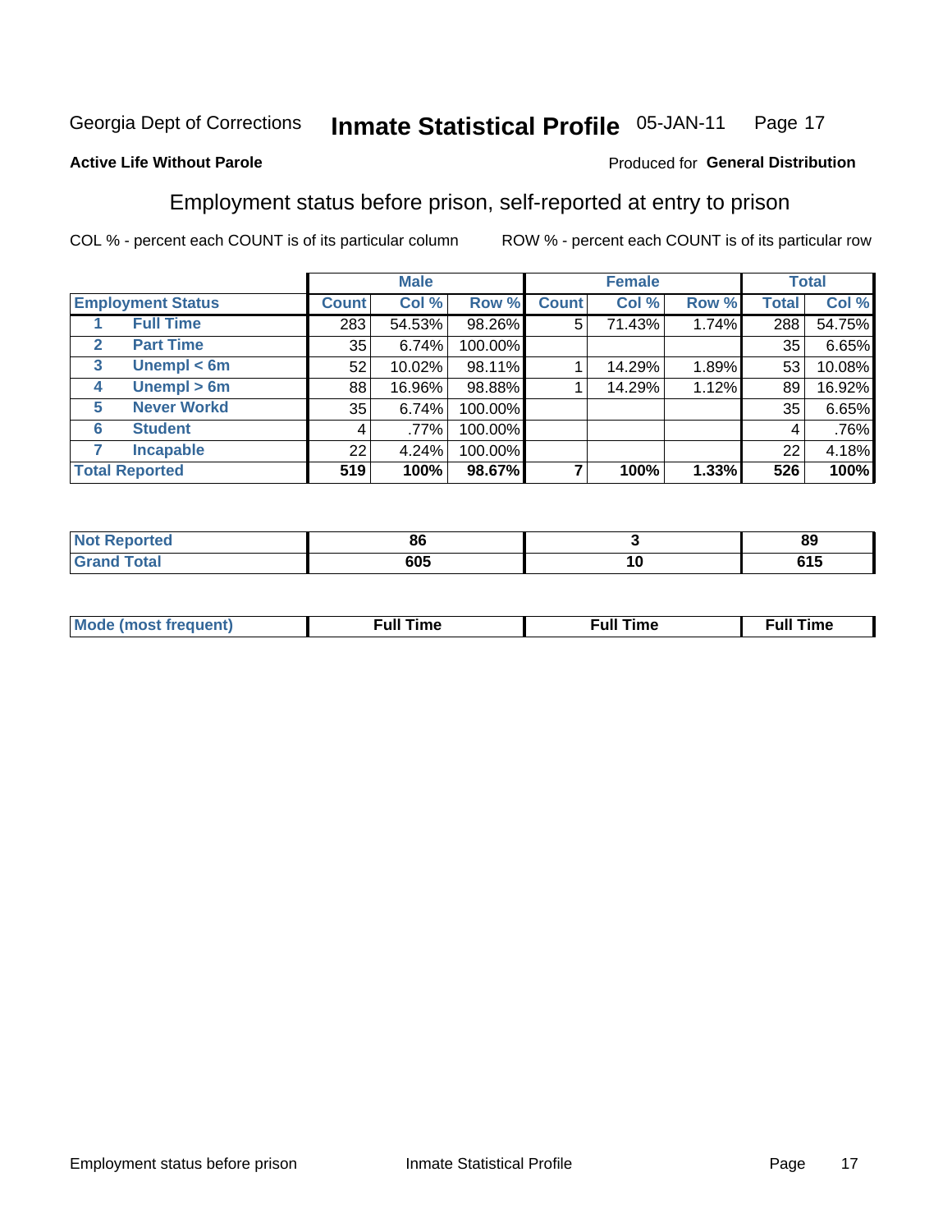Georgia Dept of Corrections **Inmate Statistical Profile** 05-JAN-11 Page 17

**Active Life Without Parole**

Produced for **General Distribution**

## Employment status before prison, self-reported at entry to prison

COL % - percent each COUNT is of its particular column

ROW % - percent each COUNT is of its particular row

| Employment Status | | Male | | | Female | | | Total | |
|---|---|---|---|---|---|---|---|---|---|
| | | Count | Col % | Row % | Count | Col % | Row % | Total | Col % |
| 1 | Full Time | 283 | 54.53% | 98.26% | 5 | 71.43% | 1.74% | 288 | 54.75% |
| 2 | Part Time | 35 | 6.74% | 100.00% | | | | 35 | 6.65% |
| 3 | Unempl < 6m | 52 | 10.02% | 98.11% | 1 | 14.29% | 1.89% | 53 | 10.08% |
| 4 | Unempl > 6m | 88 | 16.96% | 98.88% | 1 | 14.29% | 1.12% | 89 | 16.92% |
| 5 | Never Workd | 35 | 6.74% | 100.00% | | | | 35 | 6.65% |
| 6 | Student | 4 | .77% | 100.00% | | | | 4 | .76% |
| 7 | Incapable | 22 | 4.24% | 100.00% | | | | 22 | 4.18% |
| **Total Reported** | | **519** | **100%** | **98.67%** | **7** | **100%** | **1.33%** | **526** | **100%** |

| | Male | Female | Total |
|---|---|---|---|
| Not Reported | 86 | 3 | 89 |
| Grand Total | 605 | 10 | 615 |

| | Male | Female | Total |
|---|---|---|---|
| Mode (most frequent) | Full Time | Full Time | Full Time |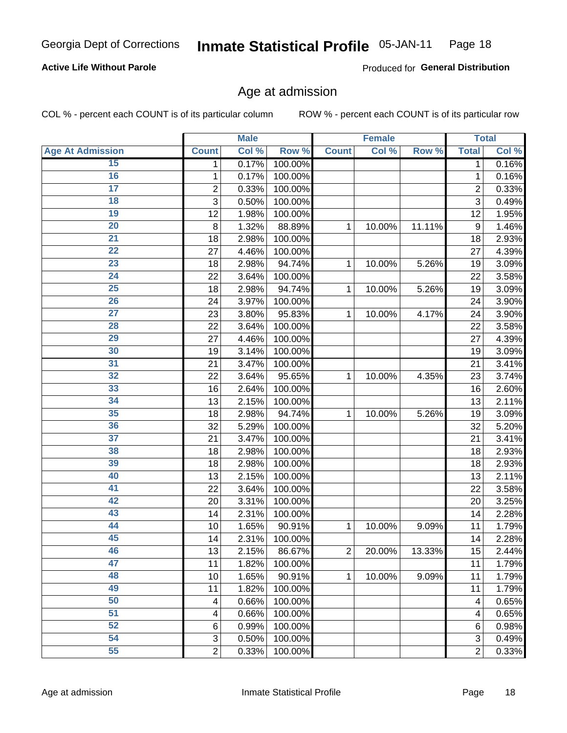Georgia Dept of Corrections **Inmate Statistical Profile** 05-JAN-11

**Active Life Without Parole**

Produced for **General Distribution**

## Age at admission

COL % - percent each COUNT is of its particular column    ROW % - percent each COUNT is of its particular row

| | Male | | | Female | | | Total | |
|---|---|---|---|---|---|---|---|---|
| **Age At Admission** | **Count** | **Col %** | **Row %** | **Count** | **Col %** | **Row %** | **Total** | **Col %** |
| 15 | 1 | 0.17% | 100.00% | | | | 1 | 0.16% |
| 16 | 1 | 0.17% | 100.00% | | | | 1 | 0.16% |
| 17 | 2 | 0.33% | 100.00% | | | | 2 | 0.33% |
| 18 | 3 | 0.50% | 100.00% | | | | 3 | 0.49% |
| 19 | 12 | 1.98% | 100.00% | | | | 12 | 1.95% |
| 20 | 8 | 1.32% | 88.89% | 1 | 10.00% | 11.11% | 9 | 1.46% |
| 21 | 18 | 2.98% | 100.00% | | | | 18 | 2.93% |
| 22 | 27 | 4.46% | 100.00% | | | | 27 | 4.39% |
| 23 | 18 | 2.98% | 94.74% | 1 | 10.00% | 5.26% | 19 | 3.09% |
| 24 | 22 | 3.64% | 100.00% | | | | 22 | 3.58% |
| 25 | 18 | 2.98% | 94.74% | 1 | 10.00% | 5.26% | 19 | 3.09% |
| 26 | 24 | 3.97% | 100.00% | | | | 24 | 3.90% |
| 27 | 23 | 3.80% | 95.83% | 1 | 10.00% | 4.17% | 24 | 3.90% |
| 28 | 22 | 3.64% | 100.00% | | | | 22 | 3.58% |
| 29 | 27 | 4.46% | 100.00% | | | | 27 | 4.39% |
| 30 | 19 | 3.14% | 100.00% | | | | 19 | 3.09% |
| 31 | 21 | 3.47% | 100.00% | | | | 21 | 3.41% |
| 32 | 22 | 3.64% | 95.65% | 1 | 10.00% | 4.35% | 23 | 3.74% |
| 33 | 16 | 2.64% | 100.00% | | | | 16 | 2.60% |
| 34 | 13 | 2.15% | 100.00% | | | | 13 | 2.11% |
| 35 | 18 | 2.98% | 94.74% | 1 | 10.00% | 5.26% | 19 | 3.09% |
| 36 | 32 | 5.29% | 100.00% | | | | 32 | 5.20% |
| 37 | 21 | 3.47% | 100.00% | | | | 21 | 3.41% |
| 38 | 18 | 2.98% | 100.00% | | | | 18 | 2.93% |
| 39 | 18 | 2.98% | 100.00% | | | | 18 | 2.93% |
| 40 | 13 | 2.15% | 100.00% | | | | 13 | 2.11% |
| 41 | 22 | 3.64% | 100.00% | | | | 22 | 3.58% |
| 42 | 20 | 3.31% | 100.00% | | | | 20 | 3.25% |
| 43 | 14 | 2.31% | 100.00% | | | | 14 | 2.28% |
| 44 | 10 | 1.65% | 90.91% | 1 | 10.00% | 9.09% | 11 | 1.79% |
| 45 | 14 | 2.31% | 100.00% | | | | 14 | 2.28% |
| 46 | 13 | 2.15% | 86.67% | 2 | 20.00% | 13.33% | 15 | 2.44% |
| 47 | 11 | 1.82% | 100.00% | | | | 11 | 1.79% |
| 48 | 10 | 1.65% | 90.91% | 1 | 10.00% | 9.09% | 11 | 1.79% |
| 49 | 11 | 1.82% | 100.00% | | | | 11 | 1.79% |
| 50 | 4 | 0.66% | 100.00% | | | | 4 | 0.65% |
| 51 | 4 | 0.66% | 100.00% | | | | 4 | 0.65% |
| 52 | 6 | 0.99% | 100.00% | | | | 6 | 0.98% |
| 54 | 3 | 0.50% | 100.00% | | | | 3 | 0.49% |
| 55 | 2 | 0.33% | 100.00% | | | | 2 | 0.33% |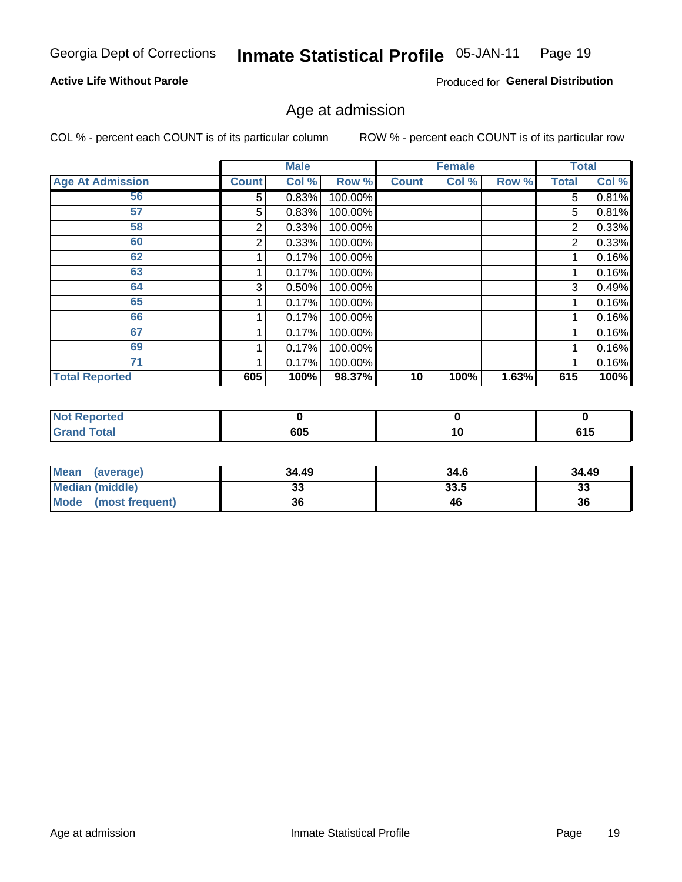Georgia Dept of Corrections **Inmate Statistical Profile** 05-JAN-11

**Active Life Without Parole**

Produced for **General Distribution**

## Age at admission

COL % - percent each COUNT is of its particular column ROW % - percent each COUNT is of its particular row

| | Male | | | Female | | | Total | |
|---|---|---|---|---|---|---|---|---|
| **Age At Admission** | **Count** | **Col %** | **Row %** | **Count** | **Col %** | **Row %** | **Total** | **Col %** |
| 56 | 5 | 0.83% | 100.00% | | | | 5 | 0.81% |
| 57 | 5 | 0.83% | 100.00% | | | | 5 | 0.81% |
| 58 | 2 | 0.33% | 100.00% | | | | 2 | 0.33% |
| 60 | 2 | 0.33% | 100.00% | | | | 2 | 0.33% |
| 62 | 1 | 0.17% | 100.00% | | | | 1 | 0.16% |
| 63 | 1 | 0.17% | 100.00% | | | | 1 | 0.16% |
| 64 | 3 | 0.50% | 100.00% | | | | 3 | 0.49% |
| 65 | 1 | 0.17% | 100.00% | | | | 1 | 0.16% |
| 66 | 1 | 0.17% | 100.00% | | | | 1 | 0.16% |
| 67 | 1 | 0.17% | 100.00% | | | | 1 | 0.16% |
| 69 | 1 | 0.17% | 100.00% | | | | 1 | 0.16% |
| 71 | 1 | 0.17% | 100.00% | | | | 1 | 0.16% |
| **Total Reported** | **605** | **100%** | **98.37%** | **10** | **100%** | **1.63%** | **615** | **100%** |

| | Male | Female | Total |
|---|---|---|---|
| **Not Reported** | **0** | **0** | **0** |
| **Grand Total** | **605** | **10** | **615** |

| | Male | Female | Total |
|---|---|---|---|
| **Mean (average)** | **34.49** | **34.6** | **34.49** |
| **Median (middle)** | **33** | **33.5** | **33** |
| **Mode (most frequent)** | **36** | **46** | **36** |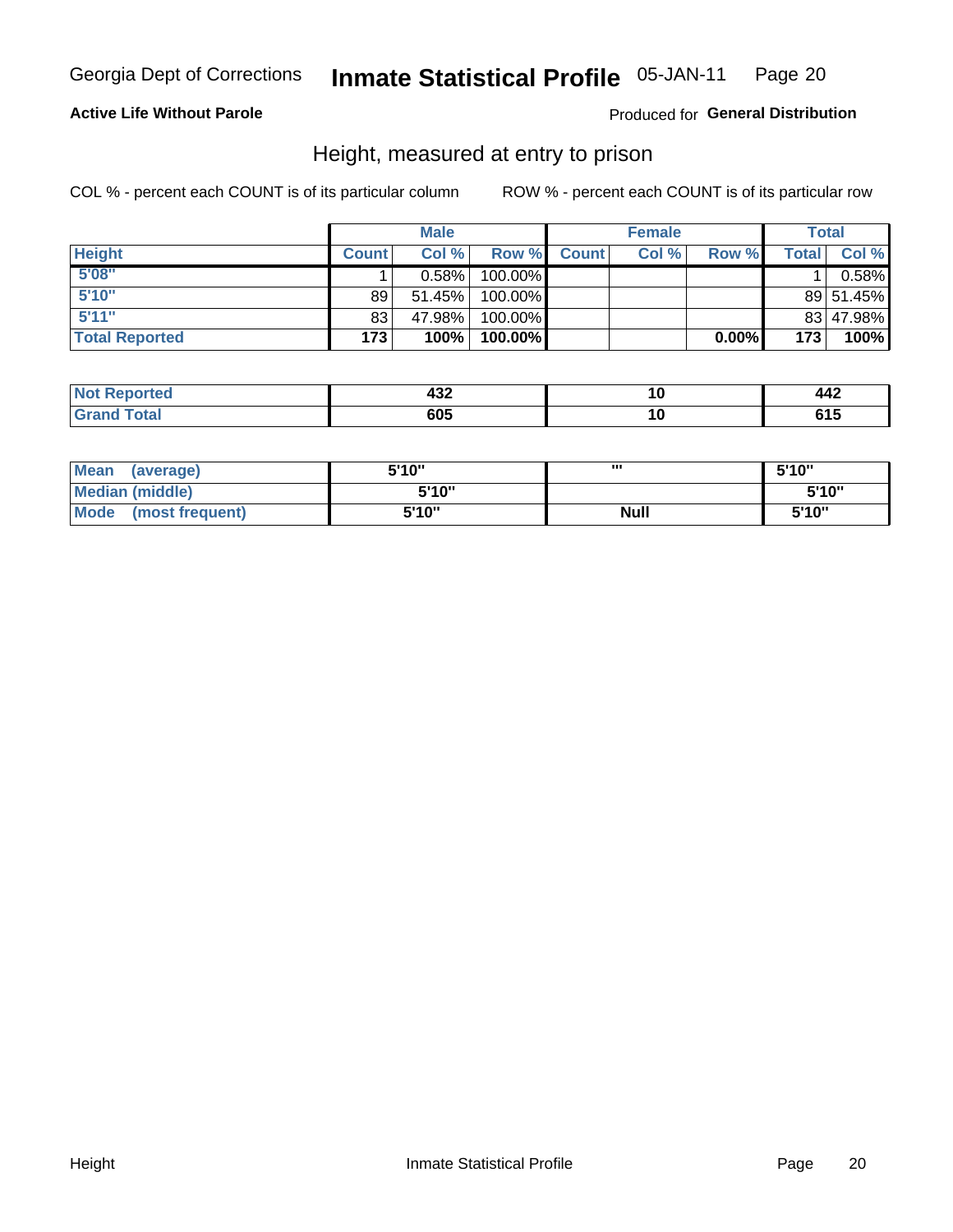Georgia Dept of Corrections **Inmate Statistical Profile** 05-JAN-11

**Active Life Without Parole**

Produced for **General Distribution**

## Height, measured at entry to prison

COL % - percent each COUNT is of its particular column

ROW % - percent each COUNT is of its particular row

| | Male | | | Female | | | Total | |
|---|---|---|---|---|---|---|---|---|
| **Height** | **Count** | **Col %** | **Row %** | **Count** | **Col %** | **Row %** | **Total** | **Col %** |
| 5'08" | 1 | 0.58% | 100.00% | | | | 1 | 0.58% |
| 5'10" | 89 | 51.45% | 100.00% | | | | 89 | 51.45% |
| 5'11" | 83 | 47.98% | 100.00% | | | | 83 | 47.98% |
| **Total Reported** | **173** | **100%** | **100.00%** | | | **0.00%** | **173** | **100%** |

| | Male | Female | Total |
|---|---|---|---|
| **Not Reported** | **432** | **10** | **442** |
| **Grand Total** | **605** | **10** | **615** |

| | Male | Female | Total |
|---|---|---|---|
| **Mean (average)** | **5'10"** | **'''** | **5'10"** |
| **Median (middle)** | **5'10"** | | **5'10"** |
| **Mode (most frequent)** | **5'10"** | **Null** | **5'10"** |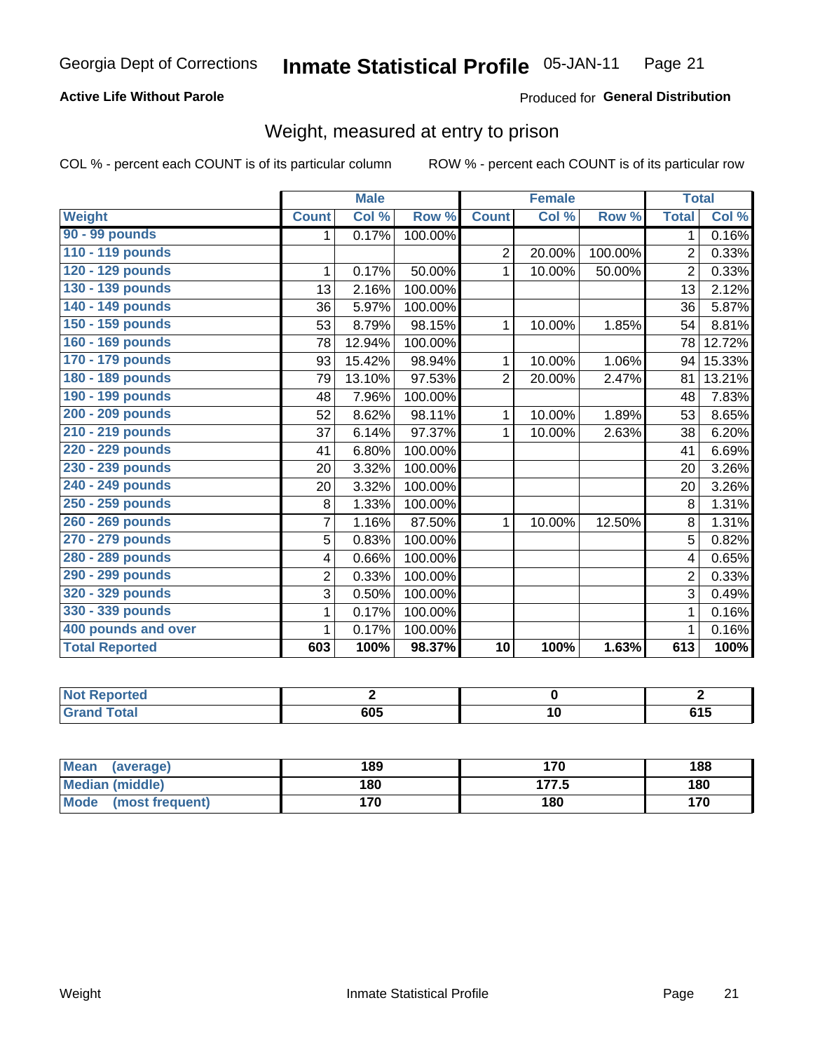Georgia Dept of Corrections **Inmate Statistical Profile** 05-JAN-11

**Active Life Without Parole**

Produced for **General Distribution**

## Weight, measured at entry to prison

COL % - percent each COUNT is of its particular column ROW % - percent each COUNT is of its particular row

| | Male | | | Female | | | Total | |
|---|---|---|---|---|---|---|---|---|
| Weight | Count | Col % | Row % | Count | Col % | Row % | Total | Col % |
| 90 - 99 pounds | 1 | 0.17% | 100.00% | | | | 1 | 0.16% |
| 110 - 119 pounds | | | | 2 | 20.00% | 100.00% | 2 | 0.33% |
| 120 - 129 pounds | 1 | 0.17% | 50.00% | 1 | 10.00% | 50.00% | 2 | 0.33% |
| 130 - 139 pounds | 13 | 2.16% | 100.00% | | | | 13 | 2.12% |
| 140 - 149 pounds | 36 | 5.97% | 100.00% | | | | 36 | 5.87% |
| 150 - 159 pounds | 53 | 8.79% | 98.15% | 1 | 10.00% | 1.85% | 54 | 8.81% |
| 160 - 169 pounds | 78 | 12.94% | 100.00% | | | | 78 | 12.72% |
| 170 - 179 pounds | 93 | 15.42% | 98.94% | 1 | 10.00% | 1.06% | 94 | 15.33% |
| 180 - 189 pounds | 79 | 13.10% | 97.53% | 2 | 20.00% | 2.47% | 81 | 13.21% |
| 190 - 199 pounds | 48 | 7.96% | 100.00% | | | | 48 | 7.83% |
| 200 - 209 pounds | 52 | 8.62% | 98.11% | 1 | 10.00% | 1.89% | 53 | 8.65% |
| 210 - 219 pounds | 37 | 6.14% | 97.37% | 1 | 10.00% | 2.63% | 38 | 6.20% |
| 220 - 229 pounds | 41 | 6.80% | 100.00% | | | | 41 | 6.69% |
| 230 - 239 pounds | 20 | 3.32% | 100.00% | | | | 20 | 3.26% |
| 240 - 249 pounds | 20 | 3.32% | 100.00% | | | | 20 | 3.26% |
| 250 - 259 pounds | 8 | 1.33% | 100.00% | | | | 8 | 1.31% |
| 260 - 269 pounds | 7 | 1.16% | 87.50% | 1 | 10.00% | 12.50% | 8 | 1.31% |
| 270 - 279 pounds | 5 | 0.83% | 100.00% | | | | 5 | 0.82% |
| 280 - 289 pounds | 4 | 0.66% | 100.00% | | | | 4 | 0.65% |
| 290 - 299 pounds | 2 | 0.33% | 100.00% | | | | 2 | 0.33% |
| 320 - 329 pounds | 3 | 0.50% | 100.00% | | | | 3 | 0.49% |
| 330 - 339 pounds | 1 | 0.17% | 100.00% | | | | 1 | 0.16% |
| 400 pounds and over | 1 | 0.17% | 100.00% | | | | 1 | 0.16% |
| **Total Reported** | **603** | **100%** | **98.37%** | **10** | **100%** | **1.63%** | **613** | **100%** |

| | Male | Female | Total |
|---|---|---|---|
| Not Reported | 2 | 0 | 2 |
| Grand Total | 605 | 10 | 615 |

| | Male | Female | Total |
|---|---|---|---|
| Mean (average) | 189 | 170 | 188 |
| Median (middle) | 180 | 177.5 | 180 |
| Mode (most frequent) | 170 | 180 | 170 |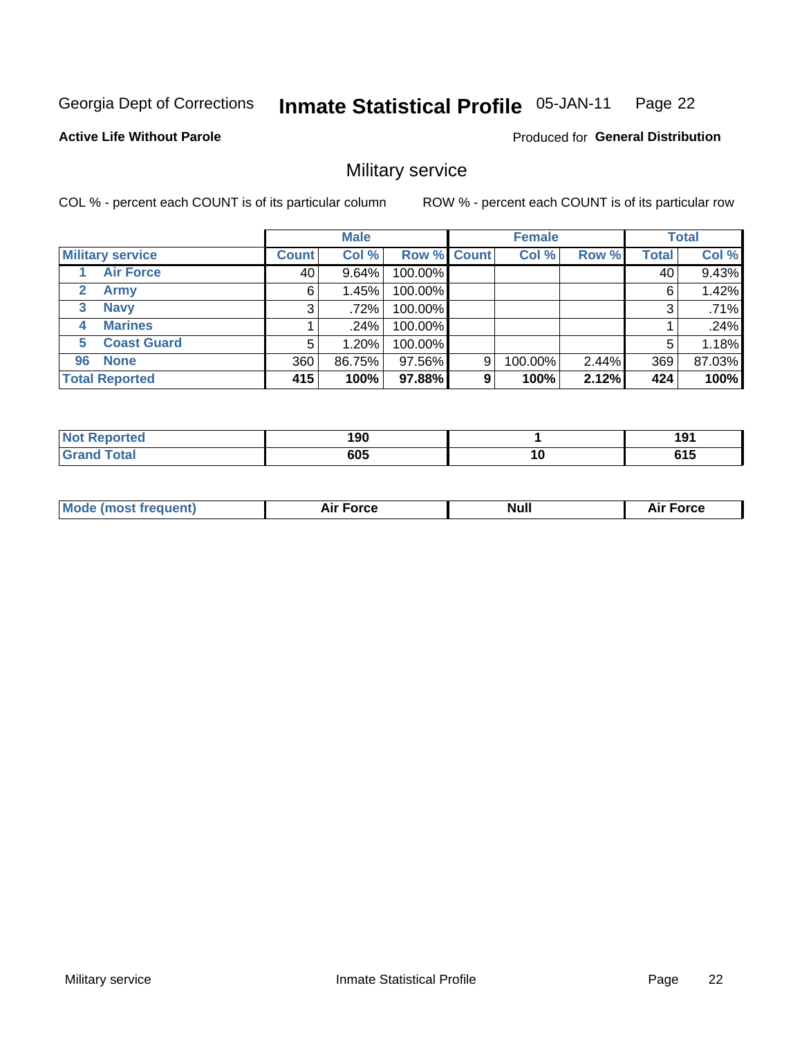Georgia Dept of Corrections **Inmate Statistical Profile** 05-JAN-11 Page 22

**Active Life Without Parole**

Produced for **General Distribution**

## Military service

COL % - percent each COUNT is of its particular column

ROW % - percent each COUNT is of its particular row

| | Male | | | Female | | | Total | |
|---|---|---|---|---|---|---|---|---|
| **Military service** | **Count** | **Col %** | **Row %** | **Count** | **Col %** | **Row %** | **Total** | **Col %** |
| 1 **Air Force** | 40 | 9.64% | 100.00% | | | | 40 | 9.43% |
| 2 **Army** | 6 | 1.45% | 100.00% | | | | 6 | 1.42% |
| 3 **Navy** | 3 | .72% | 100.00% | | | | 3 | .71% |
| 4 **Marines** | 1 | .24% | 100.00% | | | | 1 | .24% |
| 5 **Coast Guard** | 5 | 1.20% | 100.00% | | | | 5 | 1.18% |
| 96 **None** | 360 | 86.75% | 97.56% | 9 | 100.00% | 2.44% | 369 | 87.03% |
| **Total Reported** | **415** | **100%** | **97.88%** | **9** | **100%** | **2.12%** | **424** | **100%** |

| | Male | Female | Total |
|---|---|---|---|
| **Not Reported** | **190** | **1** | **191** |
| **Grand Total** | **605** | **10** | **615** |

| | Male | Female | Total |
|---|---|---|---|
| **Mode (most frequent)** | **Air Force** | **Null** | **Air Force** |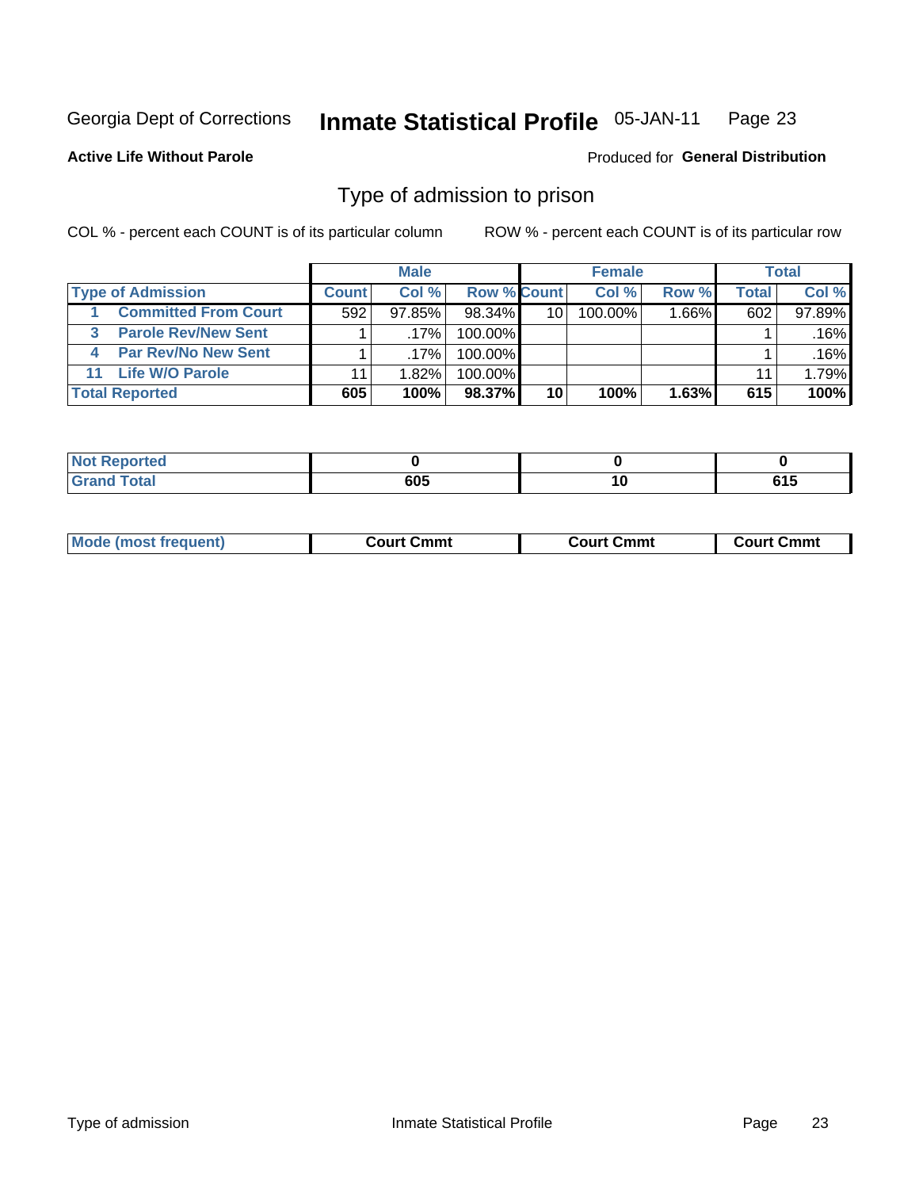Georgia Dept of Corrections **Inmate Statistical Profile** 05-JAN-11

**Active Life Without Parole**

Produced for **General Distribution**

## Type of admission to prison

COL % - percent each COUNT is of its particular column

ROW % - percent each COUNT is of its particular row

| | Male | | | Female | | | Total | |
|---|---|---|---|---|---|---|---|---|
| **Type of Admission** | **Count** | **Col %** | **Row %** | **Count** | **Col %** | **Row %** | **Total** | **Col %** |
| 1 Committed From Court | 592 | 97.85% | 98.34% | 10 | 100.00% | 1.66% | 602 | 97.89% |
| 3 Parole Rev/New Sent | 1 | .17% | 100.00% | | | | 1 | .16% |
| 4 Par Rev/No New Sent | 1 | .17% | 100.00% | | | | 1 | .16% |
| 11 Life W/O Parole | 11 | 1.82% | 100.00% | | | | 11 | 1.79% |
| **Total Reported** | **605** | **100%** | **98.37%** | **10** | **100%** | **1.63%** | **615** | **100%** |

| | Male | Female | Total |
|---|---|---|---|
| Not Reported | 0 | 0 | 0 |
| Grand Total | 605 | 10 | 615 |

| | Male | Female | Total |
|---|---|---|---|
| Mode (most frequent) | Court Cmmt | Court Cmmt | Court Cmmt |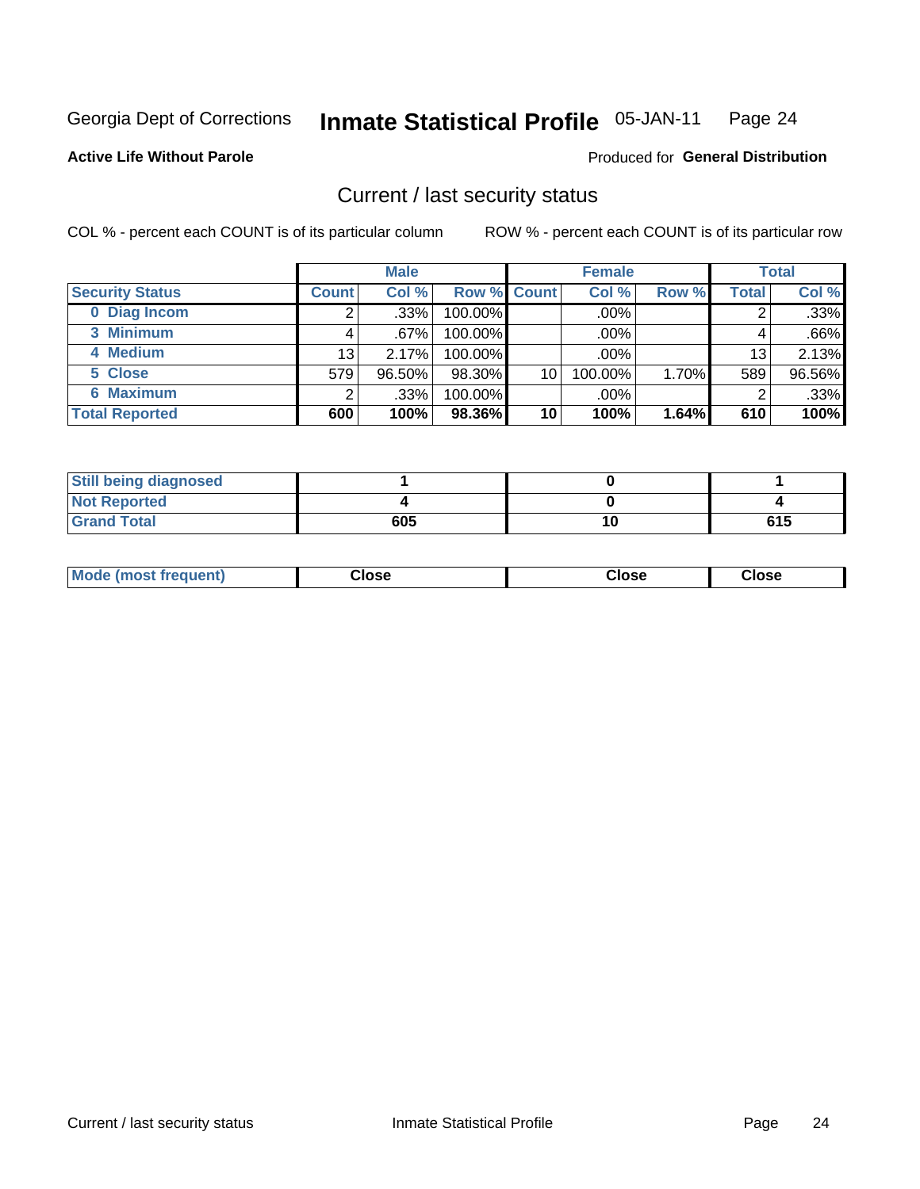Georgia Dept of Corrections **Inmate Statistical Profile** 05-JAN-11

**Active Life Without Parole**

Produced for **General Distribution**

## Current / last security status

COL % - percent each COUNT is of its particular column

ROW % - percent each COUNT is of its particular row

| | Male | | | Female | | | Total | |
|---|---|---|---|---|---|---|---|---|
| **Security Status** | **Count** | **Col %** | **Row %** | **Count** | **Col %** | **Row %** | **Total** | **Col %** |
| 0 Diag Incom | 2 | .33% | 100.00% | | .00% | | 2 | .33% |
| 3 Minimum | 4 | .67% | 100.00% | | .00% | | 4 | .66% |
| 4 Medium | 13 | 2.17% | 100.00% | | .00% | | 13 | 2.13% |
| 5 Close | 579 | 96.50% | 98.30% | 10 | 100.00% | 1.70% | 589 | 96.56% |
| 6 Maximum | 2 | .33% | 100.00% | | .00% | | 2 | .33% |
| **Total Reported** | **600** | **100%** | **98.36%** | **10** | **100%** | **1.64%** | **610** | **100%** |

| | Male | Female | Total |
|---|---|---|---|
| **Still being diagnosed** | **1** | **0** | **1** |
| **Not Reported** | **4** | **0** | **4** |
| **Grand Total** | **605** | **10** | **615** |

| | Male | Female | Total |
|---|---|---|---|
| **Mode (most frequent)** | **Close** | **Close** | **Close** |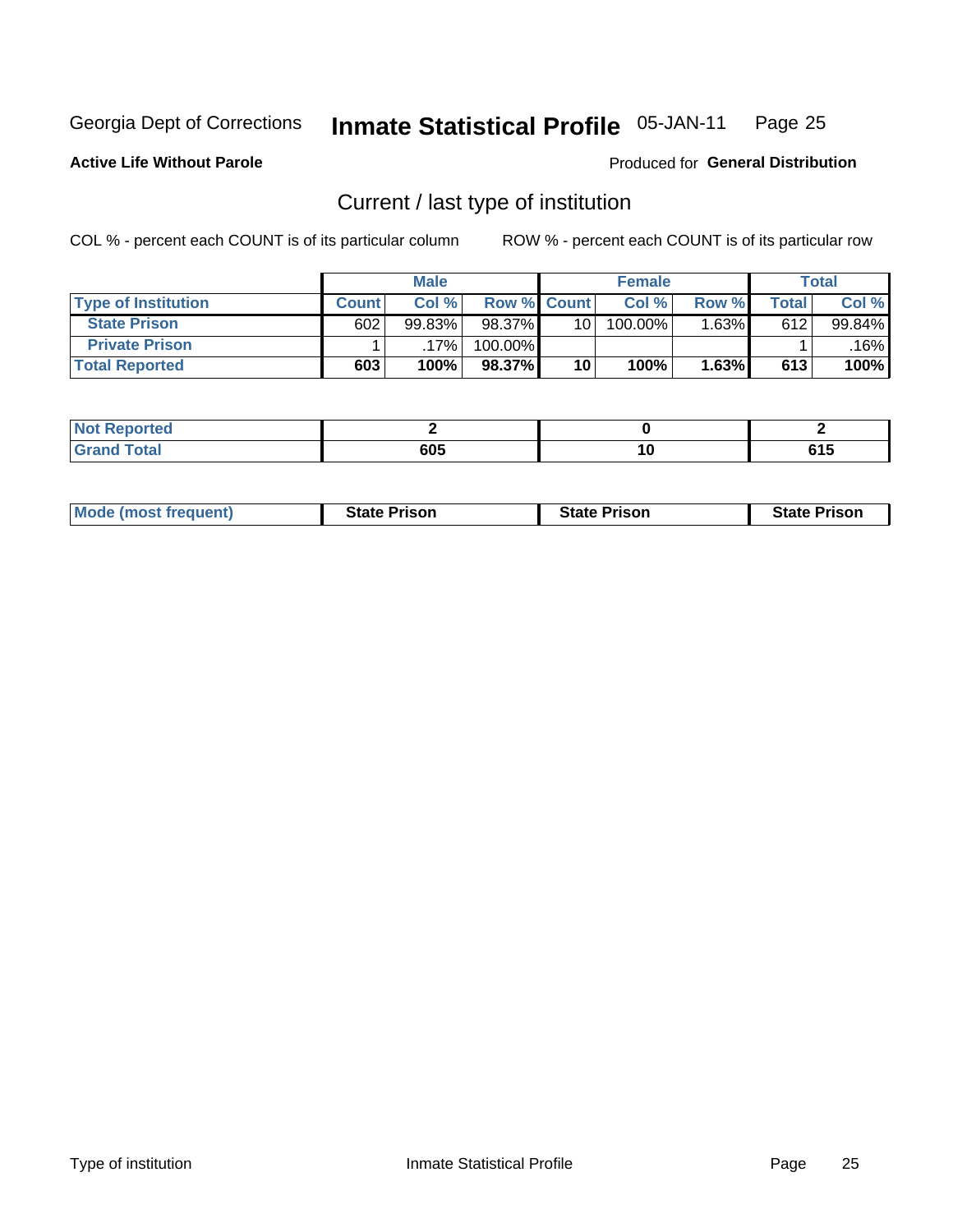Georgia Dept of Corrections **Inmate Statistical Profile** 05-JAN-11 Page 25

**Active Life Without Parole**

Produced for **General Distribution**

## Current / last type of institution

COL % - percent each COUNT is of its particular column ROW % - percent each COUNT is of its particular row

| | Male | | | Female | | | Total | |
|---|---|---|---|---|---|---|---|---|
| **Type of Institution** | **Count** | **Col %** | **Row %** | **Count** | **Col %** | **Row %** | **Total** | **Col %** |
| **State Prison** | 602 | 99.83% | 98.37% | 10 | 100.00% | 1.63% | 612 | 99.84% |
| **Private Prison** | 1 | .17% | 100.00% | | | | 1 | .16% |
| **Total Reported** | **603** | **100%** | **98.37%** | **10** | **100%** | **1.63%** | **613** | **100%** |

| | Male | Female | Total |
|---|---|---|---|
| **Not Reported** | **2** | **0** | **2** |
| **Grand Total** | **605** | **10** | **615** |

| | Male | Female | Total |
|---|---|---|---|
| **Mode (most frequent)** | **State Prison** | **State Prison** | **State Prison** |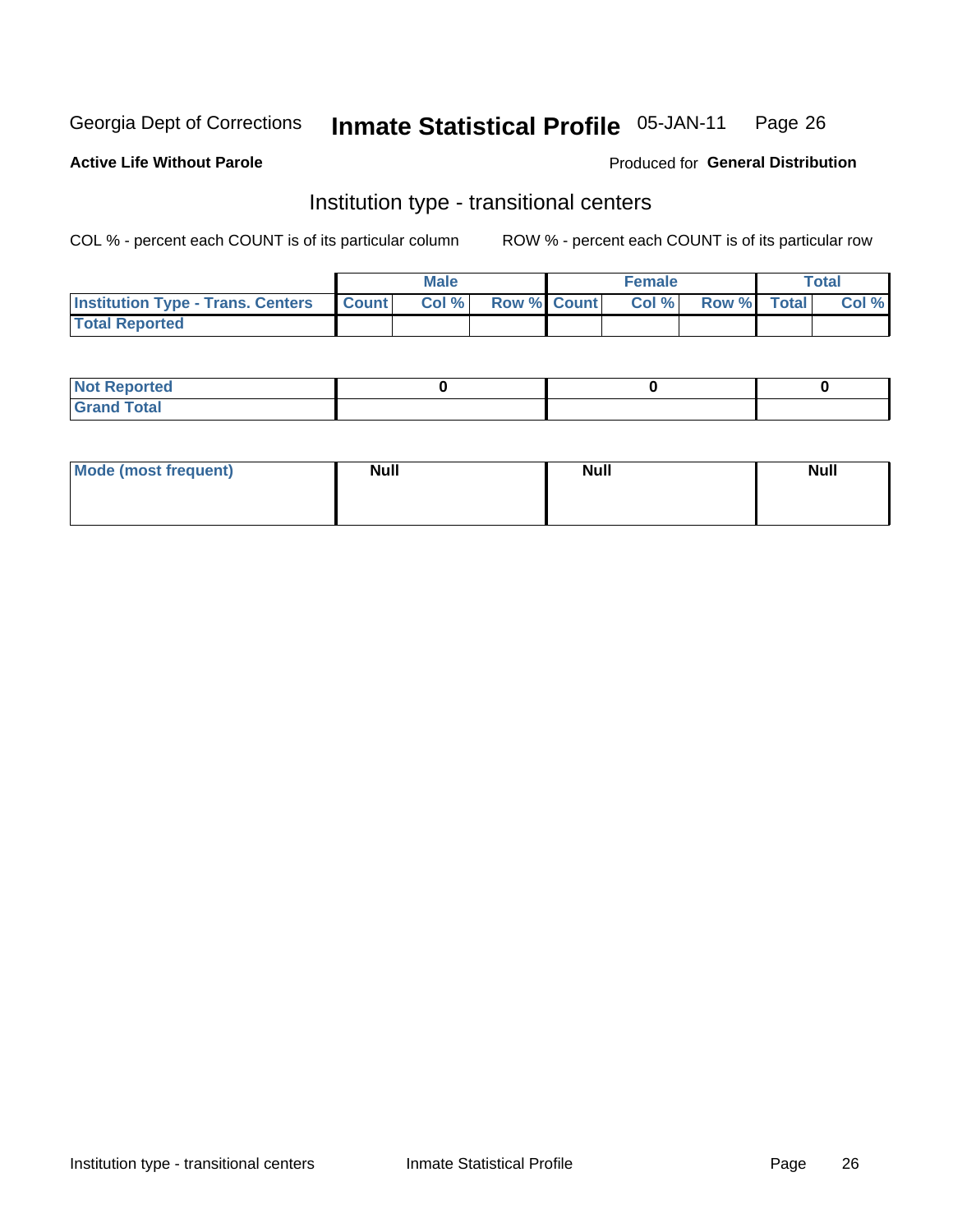Georgia Dept of Corrections **Inmate Statistical Profile** 05-JAN-11 Page 26

**Active Life Without Parole**

Produced for **General Distribution**

## Institution type - transitional centers

COL % - percent each COUNT is of its particular column ROW % - percent each COUNT is of its particular row

| | Male | | | Female | | | Total | |
|---|---|---|---|---|---|---|---|---|
| **Institution Type - Trans. Centers** | **Count** | **Col %** | **Row %** | **Count** | **Col %** | **Row %** | **Total** | **Col %** |
| **Total Reported** | | | | | | | | |

| | Male | Female | Total |
|---|---|---|---|
| **Not Reported** | 0 | 0 | 0 |
| **Grand Total** | | | |

| | Male | Female | Total |
|---|---|---|---|
| **Mode (most frequent)** | Null | Null | Null |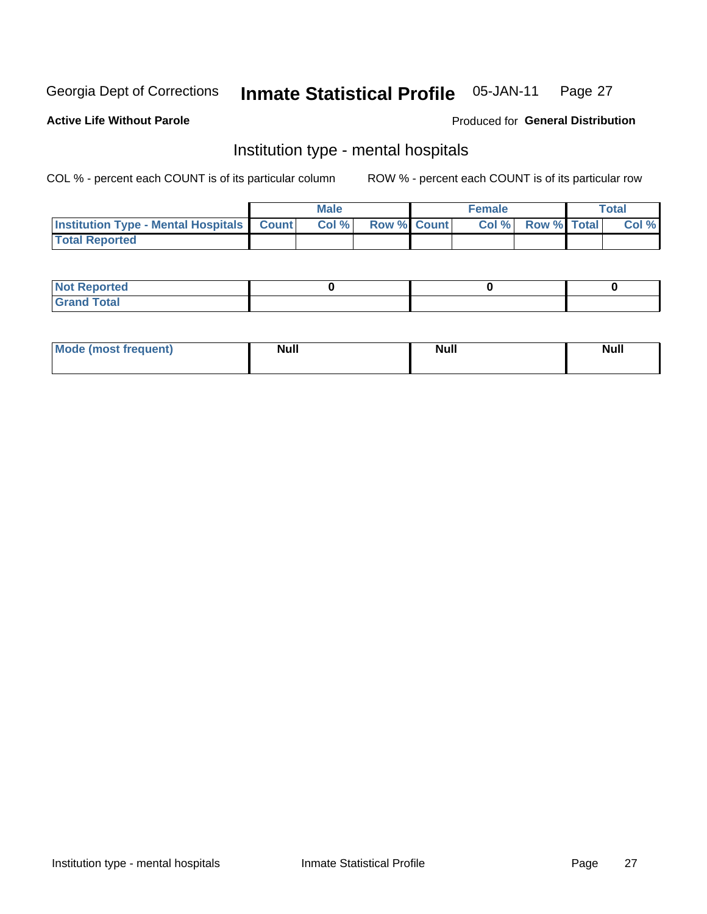Georgia Dept of Corrections **Inline Statistical Profile** 05-JAN-11

**Active Life Without Parole**

Produced for **General Distribution**

## Institution type - mental hospitals

COL % - percent each COUNT is of its particular column

ROW % - percent each COUNT is of its particular row

| | Male | | | Female | | | Total | |
|---|---|---|---|---|---|---|---|---|
| **Institution Type - Mental Hospitals** | **Count** | **Col %** | **Row %** | **Count** | **Col %** | **Row %** | **Total** | **Col %** |
| **Total Reported** | | | | | | | | |

| | Male | Female | Total |
|---|---|---|---|
| **Not Reported** | 0 | 0 | 0 |
| **Grand Total** | | | |

| | Male | Female | Total |
|---|---|---|---|
| **Mode (most frequent)** | Null | Null | Null |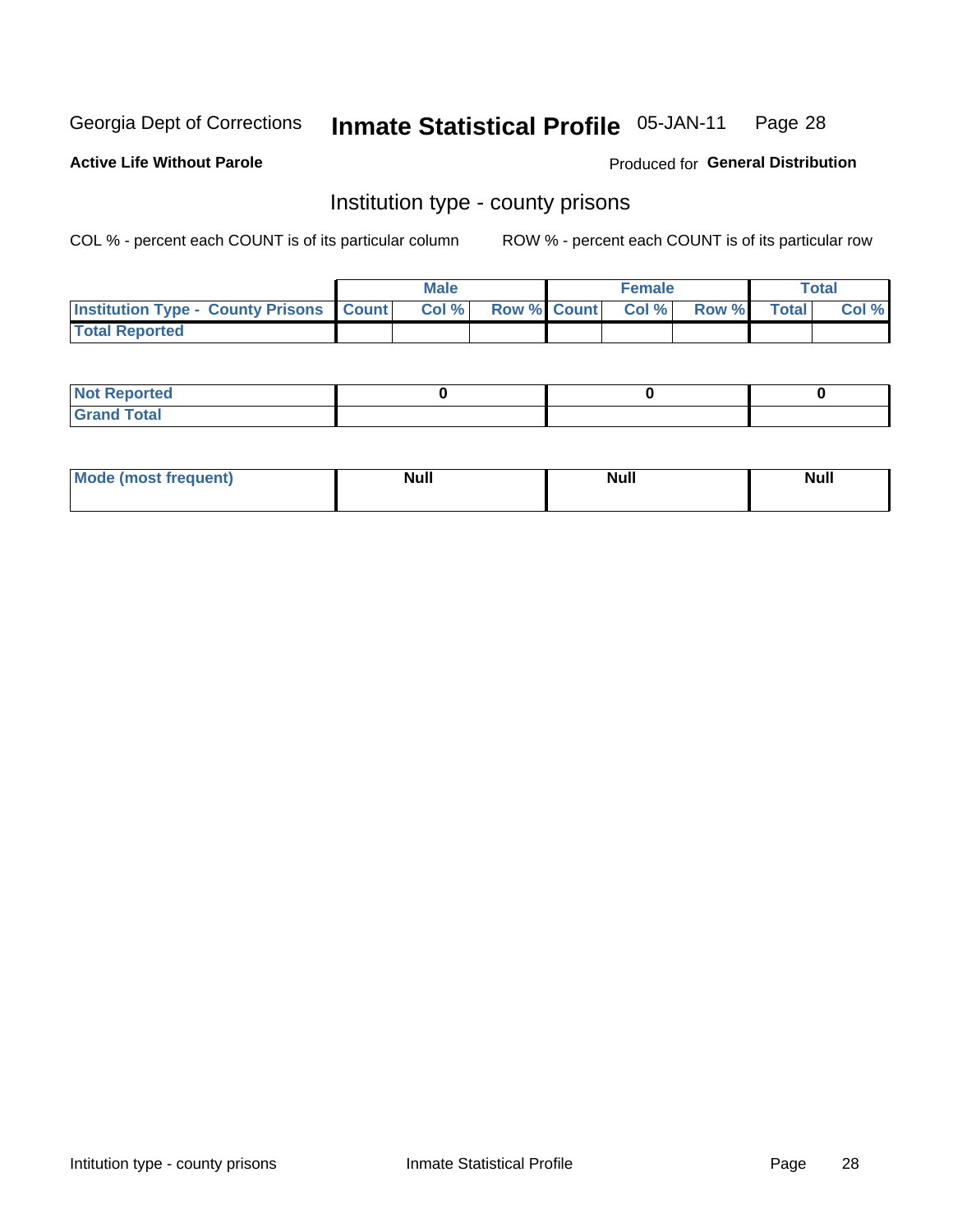Georgia Dept of Corrections **Inmate Statistical Profile** 05-JAN-11

**Active Life Without Parole**

Produced for **General Distribution**

## Institution type - county prisons

COL % - percent each COUNT is of its particular column

ROW % - percent each COUNT is of its particular row

| | Male | | | Female | | | Total | |
|---|---|---|---|---|---|---|---|---|
| **Institution Type - County Prisons** | **Count** | **Col %** | **Row %** | **Count** | **Col %** | **Row %** | **Total** | **Col %** |
| **Total Reported** | | | | | | | | |

| | Male | Female | Total |
|---|---|---|---|
| **Not Reported** | **0** | **0** | **0** |
| **Grand Total** | | | |

| | Male | Female | Total |
|---|---|---|---|
| **Mode (most frequent)** | **Null** | **Null** | **Null** |

Intitution type - county prisons

Inmate Statistical Profile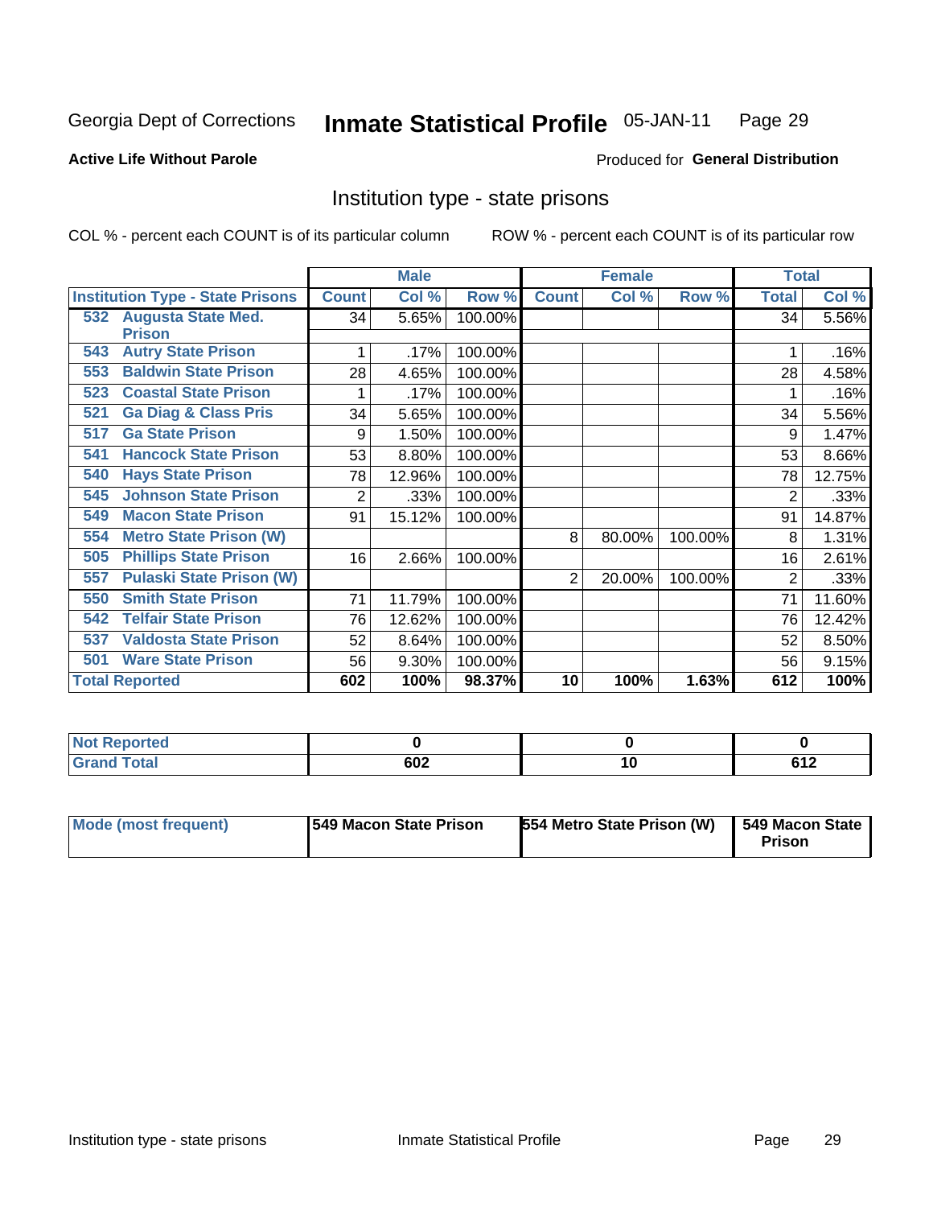Georgia Dept of Corrections **Inmate Statistical Profile** 05-JAN-11 Page 29

**Active Life Without Parole**

Produced for **General Distribution**

## Institution type - state prisons

COL % - percent each COUNT is of its particular column ROW % - percent each COUNT is of its particular row

| | Male | | | Female | | | Total | |
|---|---|---|---|---|---|---|---|---|
| **Institution Type - State Prisons** | **Count** | **Col %** | **Row %** | **Count** | **Col %** | **Row %** | **Total** | **Col %** |
| 532 Augusta State Med. Prison | 34 | 5.65% | 100.00% | | | | 34 | 5.56% |
| 543 Autry State Prison | 1 | .17% | 100.00% | | | | 1 | .16% |
| 553 Baldwin State Prison | 28 | 4.65% | 100.00% | | | | 28 | 4.58% |
| 523 Coastal State Prison | 1 | .17% | 100.00% | | | | 1 | .16% |
| 521 Ga Diag & Class Pris | 34 | 5.65% | 100.00% | | | | 34 | 5.56% |
| 517 Ga State Prison | 9 | 1.50% | 100.00% | | | | 9 | 1.47% |
| 541 Hancock State Prison | 53 | 8.80% | 100.00% | | | | 53 | 8.66% |
| 540 Hays State Prison | 78 | 12.96% | 100.00% | | | | 78 | 12.75% |
| 545 Johnson State Prison | 2 | .33% | 100.00% | | | | 2 | .33% |
| 549 Macon State Prison | 91 | 15.12% | 100.00% | | | | 91 | 14.87% |
| 554 Metro State Prison (W) | | | | 8 | 80.00% | 100.00% | 8 | 1.31% |
| 505 Phillips State Prison | 16 | 2.66% | 100.00% | | | | 16 | 2.61% |
| 557 Pulaski State Prison (W) | | | | 2 | 20.00% | 100.00% | 2 | .33% |
| 550 Smith State Prison | 71 | 11.79% | 100.00% | | | | 71 | 11.60% |
| 542 Telfair State Prison | 76 | 12.62% | 100.00% | | | | 76 | 12.42% |
| 537 Valdosta State Prison | 52 | 8.64% | 100.00% | | | | 52 | 8.50% |
| 501 Ware State Prison | 56 | 9.30% | 100.00% | | | | 56 | 9.15% |
| **Total Reported** | **602** | **100%** | **98.37%** | **10** | **100%** | **1.63%** | **612** | **100%** |

| | Male | Female | Total |
|---|---|---|---|
| **Not Reported** | **0** | **0** | **0** |
| **Grand Total** | **602** | **10** | **612** |

| | Male | Female | Total |
|---|---|---|---|
| **Mode (most frequent)** | **549 Macon State Prison** | **554 Metro State Prison (W)** | **549 Macon State Prison** |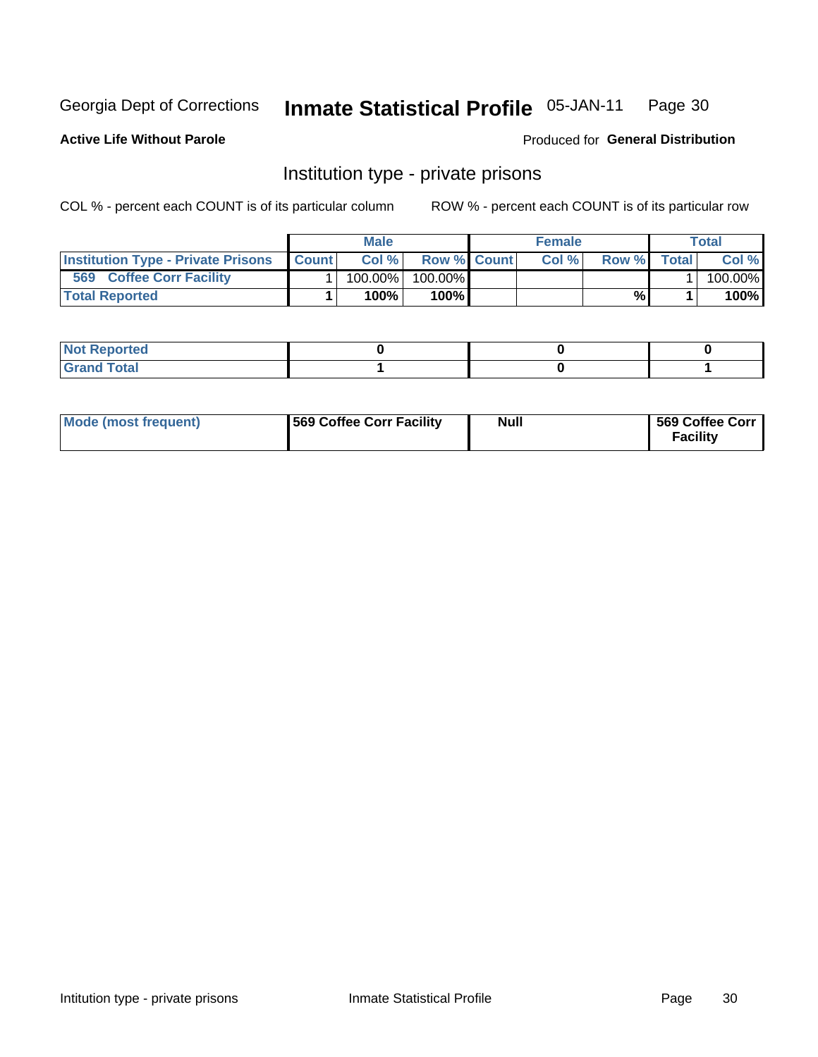Georgia Dept of Corrections **Inmate Statistical Profile** 05-JAN-11 Page 30

**Active Life Without Parole**

Produced for **General Distribution**

## Institution type - private prisons

COL % - percent each COUNT is of its particular column

ROW % - percent each COUNT is of its particular row

| | Male | | | Female | | | Total | |
|---|---|---|---|---|---|---|---|---|
| **Institution Type - Private Prisons** | **Count** | **Col %** | **Row %** | **Count** | **Col %** | **Row %** | **Total** | **Col %** |
| **569 Coffee Corr Facility** | 1 | 100.00% | 100.00% | | | | 1 | 100.00% |
| **Total Reported** | **1** | **100%** | **100%** | | | **%** | **1** | **100%** |

| | | | |
|---|---|---|---|
| **Not Reported** | **0** | **0** | **0** |
| **Grand Total** | **1** | **0** | **1** |

| | | | |
|---|---|---|---|
| **Mode (most frequent)** | **569 Coffee Corr Facility** | **Null** | **569 Coffee Corr Facility** |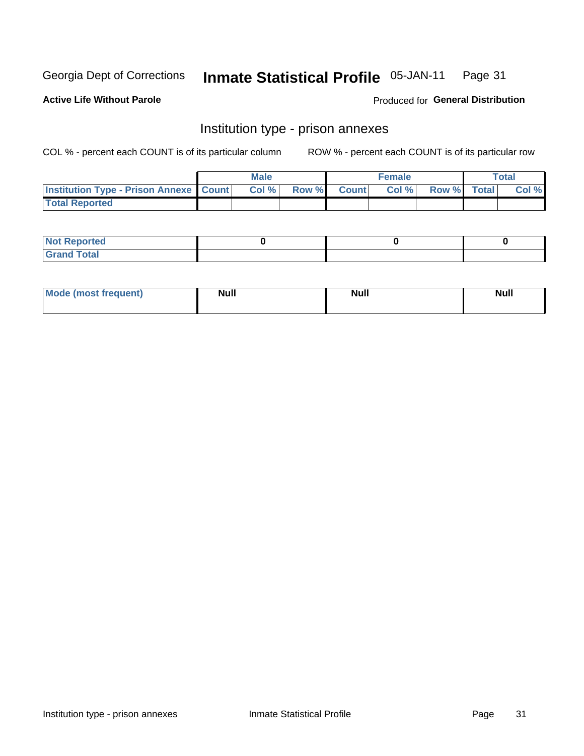Georgia Dept of Corrections **Inmate Statistical Profile** 05-JAN-11

**Active Life Without Parole**

Produced for **General Distribution**

## Institution type - prison annexes

COL % - percent each COUNT is of its particular column ROW % - percent each COUNT is of its particular row

| | Male | | | Female | | | Total | |
|---|---|---|---|---|---|---|---|---|
| Institution Type - Prison Annexe | Count | Col % | Row % | Count | Col % | Row % | Total | Col % |
| Total Reported | | | | | | | | |

| | Male | Female | Total |
|---|---|---|---|
| Not Reported | 0 | 0 | 0 |
| Grand Total | | | |

| | Male | Female | Total |
|---|---|---|---|
| Mode (most frequent) | Null | Null | Null |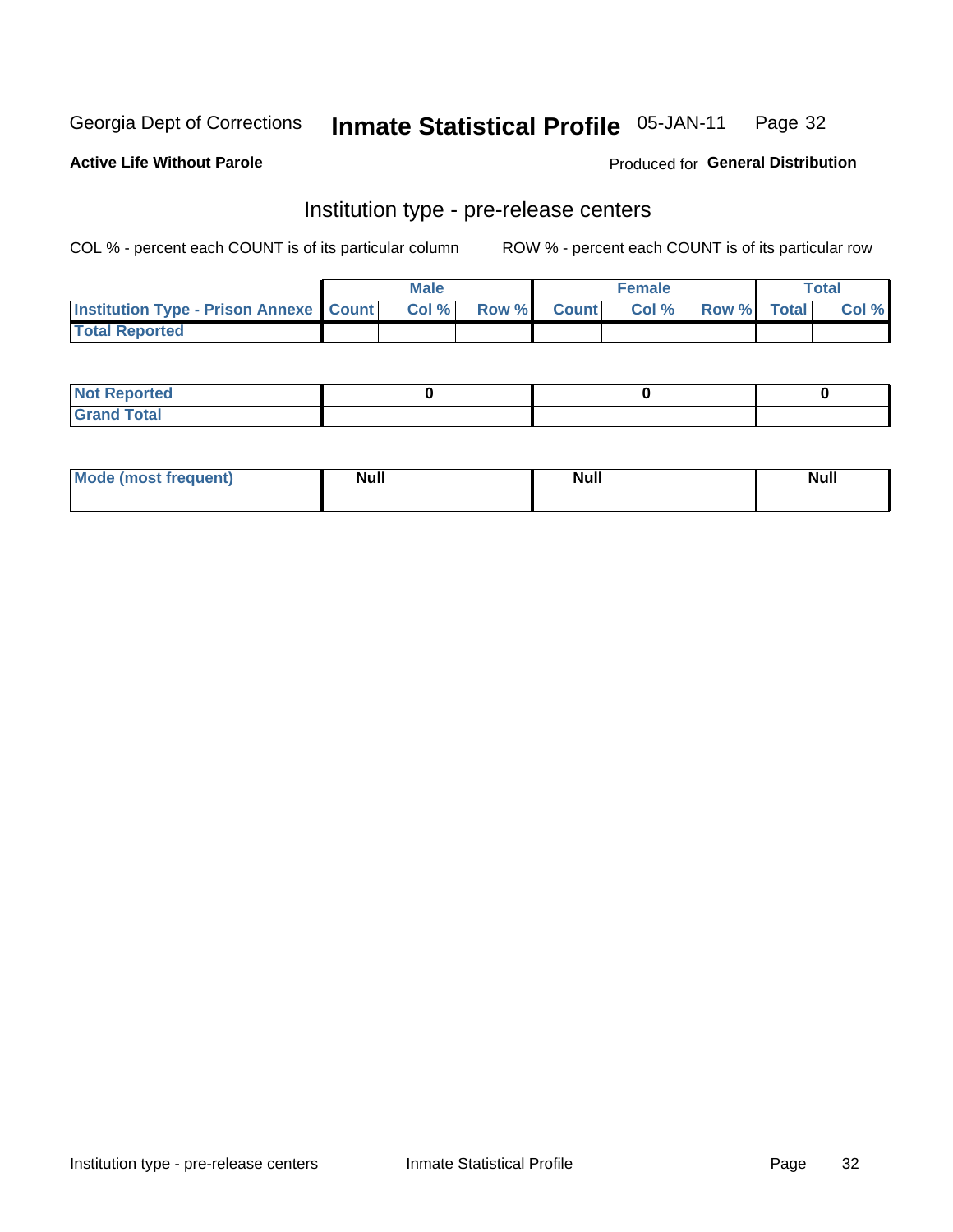Georgia Dept of Corrections **Inmate Statistical Profile** 05-JAN-11

**Active Life Without Parole** Produced for **General Distribution**

## Institution type - pre-release centers

COL % - percent each COUNT is of its particular column ROW % - percent each COUNT is of its particular row

| | Male | | | Female | | | Total | |
|---|---|---|---|---|---|---|---|---|
| Institution Type - Prison Annexe | Count | Col % | Row % | Count | Col % | Row % | Total | Col % |
| Total Reported | | | | | | | | |

| | Male | Female | Total |
|---|---|---|---|
| Not Reported | 0 | 0 | 0 |
| Grand Total | | | |

| | Male | Female | Total |
|---|---|---|---|
| Mode (most frequent) | Null | Null | Null |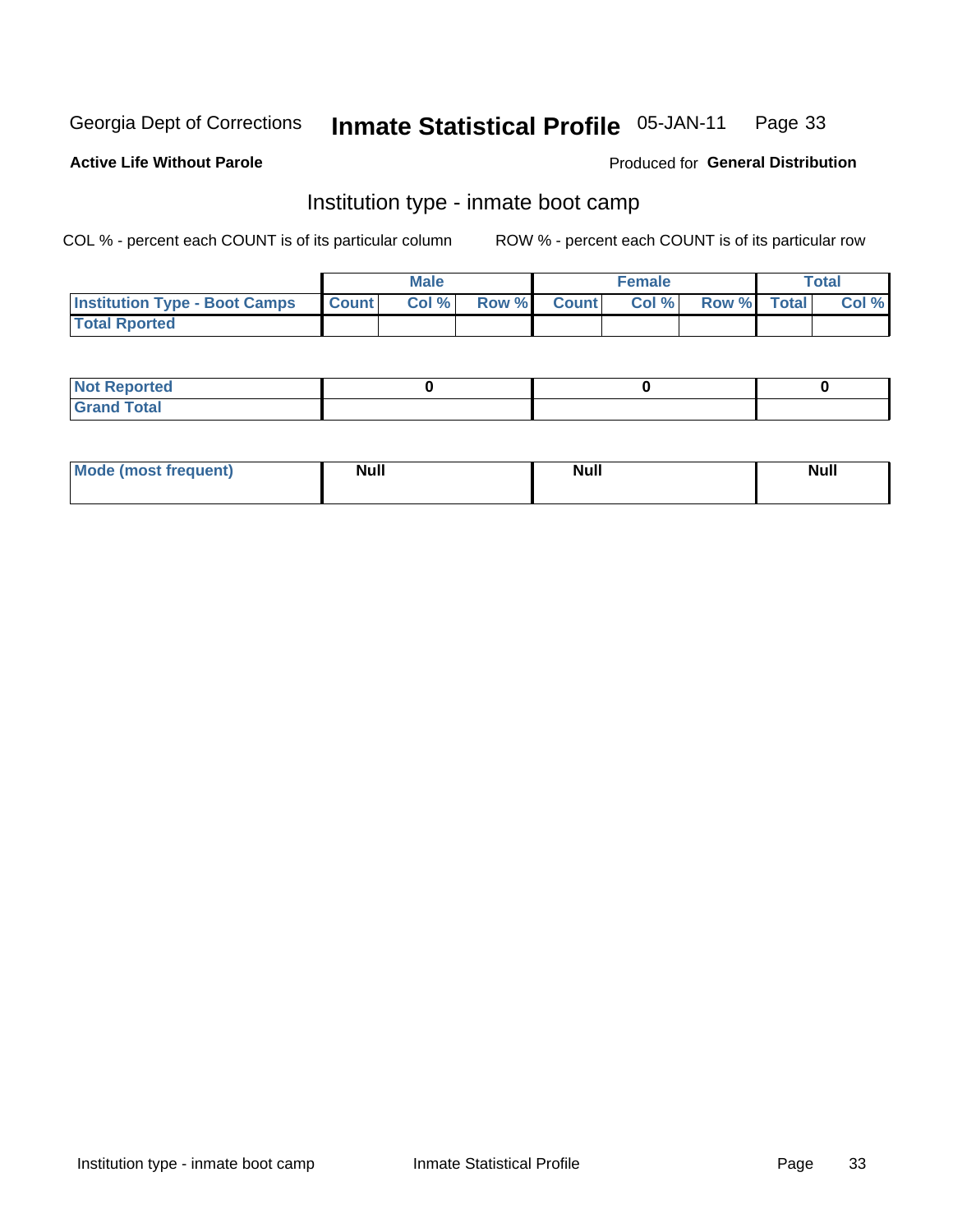Georgia Dept of Corrections **Inmate Statistical Profile** 05-JAN-11

**Active Life Without Parole**

Produced for **General Distribution**

## Institution type - inmate boot camp

COL % - percent each COUNT is of its particular column

ROW % - percent each COUNT is of its particular row

| | Male | | | Female | | | Total | |
|---|---|---|---|---|---|---|---|---|
| **Institution Type - Boot Camps** | **Count** | **Col %** | **Row %** | **Count** | **Col %** | **Row %** | **Total** | **Col %** |
| **Total Rported** | | | | | | | | |

| | Male | Female | Total |
|---|---|---|---|
| **Not Reported** | 0 | 0 | 0 |
| **Grand Total** | | | |

| | Male | Female | Total |
|---|---|---|---|
| **Mode (most frequent)** | **Null** | **Null** | **Null** |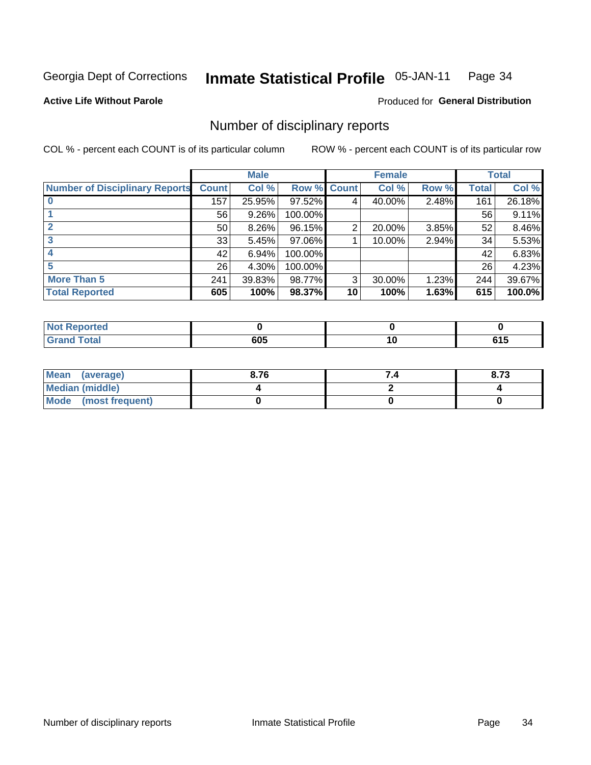Georgia Dept of Corrections **Inmate Statistical Profile** 05-JAN-11

**Active Life Without Parole**

Produced for **General Distribution**

## Number of disciplinary reports

COL % - percent each COUNT is of its particular column ROW % - percent each COUNT is of its particular row

| | Male | | | Female | | | Total | |
|---|---|---|---|---|---|---|---|---|
| **Number of Disciplinary Reports** | **Count** | **Col %** | **Row %** | **Count** | **Col %** | **Row %** | **Total** | **Col %** |
| **0** | 157 | 25.95% | 97.52% | 4 | 40.00% | 2.48% | 161 | 26.18% |
| **1** | 56 | 9.26% | 100.00% | | | | 56 | 9.11% |
| **2** | 50 | 8.26% | 96.15% | 2 | 20.00% | 3.85% | 52 | 8.46% |
| **3** | 33 | 5.45% | 97.06% | 1 | 10.00% | 2.94% | 34 | 5.53% |
| **4** | 42 | 6.94% | 100.00% | | | | 42 | 6.83% |
| **5** | 26 | 4.30% | 100.00% | | | | 26 | 4.23% |
| **More Than 5** | 241 | 39.83% | 98.77% | 3 | 30.00% | 1.23% | 244 | 39.67% |
| **Total Reported** | **605** | **100%** | **98.37%** | **10** | **100%** | **1.63%** | **615** | **100.0%** |

| | Male | Female | Total |
|---|---|---|---|
| **Not Reported** | **0** | **0** | **0** |
| **Grand Total** | **605** | **10** | **615** |

| | Male | Female | Total |
|---|---|---|---|
| **Mean (average)** | **8.76** | **7.4** | **8.73** |
| **Median (middle)** | **4** | **2** | **4** |
| **Mode (most frequent)** | **0** | **0** | **0** |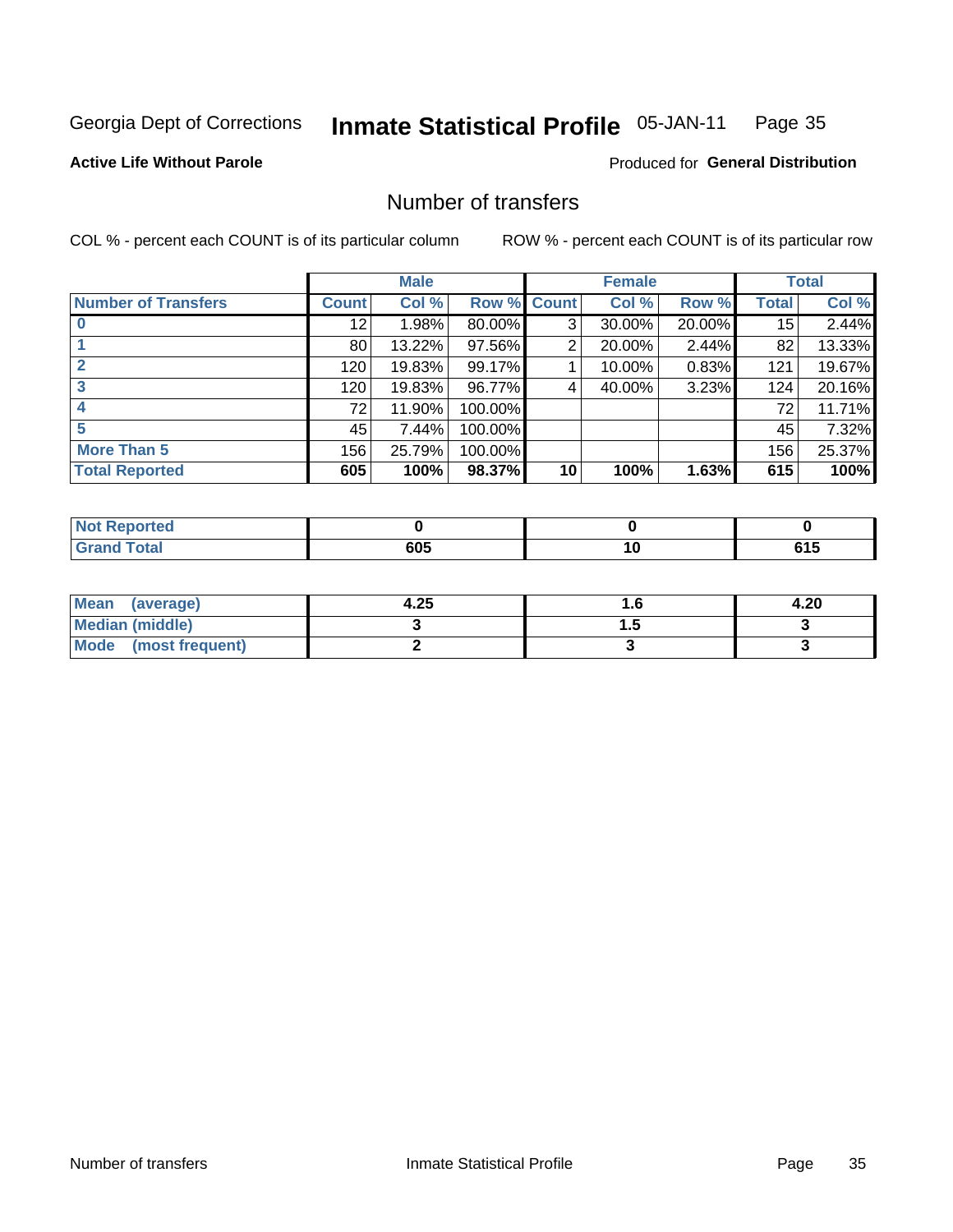Georgia Dept of Corrections **Inmate Statistical Profile** 05-JAN-11

**Active Life Without Parole**

Produced for **General Distribution**

## Number of transfers

COL % - percent each COUNT is of its particular column ROW % - percent each COUNT is of its particular row

| | Male | | | Female | | | Total | |
|---|---|---|---|---|---|---|---|---|
| **Number of Transfers** | **Count** | **Col %** | **Row %** | **Count** | **Col %** | **Row %** | **Total** | **Col %** |
| **0** | 12 | 1.98% | 80.00% | 3 | 30.00% | 20.00% | 15 | 2.44% |
| **1** | 80 | 13.22% | 97.56% | 2 | 20.00% | 2.44% | 82 | 13.33% |
| **2** | 120 | 19.83% | 99.17% | 1 | 10.00% | 0.83% | 121 | 19.67% |
| **3** | 120 | 19.83% | 96.77% | 4 | 40.00% | 3.23% | 124 | 20.16% |
| **4** | 72 | 11.90% | 100.00% | | | | 72 | 11.71% |
| **5** | 45 | 7.44% | 100.00% | | | | 45 | 7.32% |
| **More Than 5** | 156 | 25.79% | 100.00% | | | | 156 | 25.37% |
| **Total Reported** | **605** | **100%** | **98.37%** | **10** | **100%** | **1.63%** | **615** | **100%** |

| | Male | Female | Total |
|---|---|---|---|
| **Not Reported** | **0** | **0** | **0** |
| **Grand Total** | **605** | **10** | **615** |

| | Male | Female | Total |
|---|---|---|---|
| **Mean (average)** | **4.25** | **1.6** | **4.20** |
| **Median (middle)** | **3** | **1.5** | **3** |
| **Mode (most frequent)** | **2** | **3** | **3** |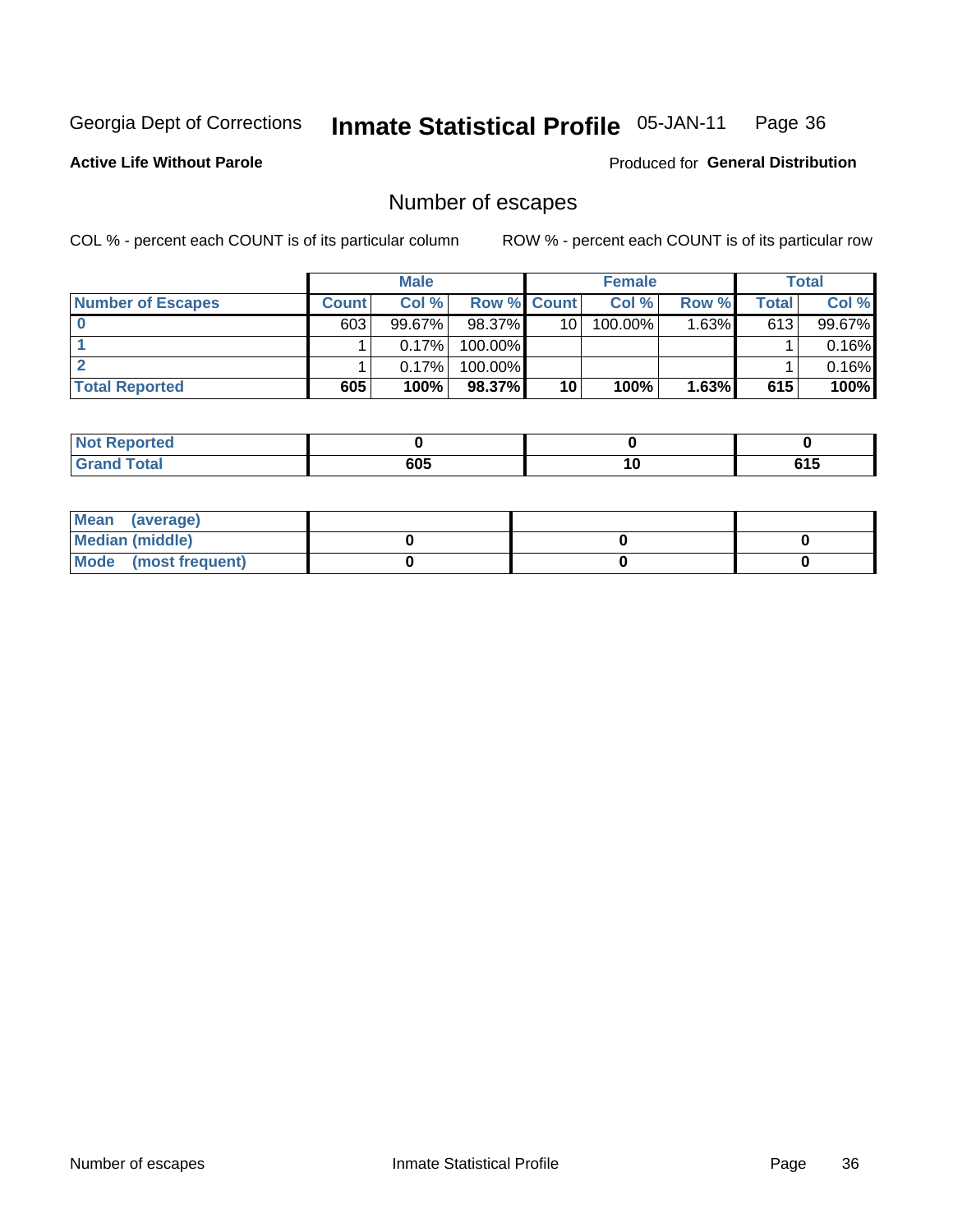Georgia Dept of Corrections **Inmate Statistical Profile** 05-JAN-11

**Active Life Without Parole**

Produced for **General Distribution**

## Number of escapes

COL % - percent each COUNT is of its particular column

ROW % - percent each COUNT is of its particular row

| | Male | | | Female | | | Total | |
|---|---|---|---|---|---|---|---|---|
| **Number of Escapes** | **Count** | **Col %** | **Row %** | **Count** | **Col %** | **Row %** | **Total** | **Col %** |
| **0** | 603 | 99.67% | 98.37% | 10 | 100.00% | 1.63% | 613 | 99.67% |
| **1** | 1 | 0.17% | 100.00% | | | | 1 | 0.16% |
| **2** | 1 | 0.17% | 100.00% | | | | 1 | 0.16% |
| **Total Reported** | **605** | **100%** | **98.37%** | **10** | **100%** | **1.63%** | **615** | **100%** |

| | Male | Female | Total |
|---|---|---|---|
| **Not Reported** | **0** | **0** | **0** |
| **Grand Total** | **605** | **10** | **615** |

| | Male | Female | Total |
|---|---|---|---|
| **Mean (average)** | | | |
| **Median (middle)** | **0** | **0** | **0** |
| **Mode (most frequent)** | **0** | **0** | **0** |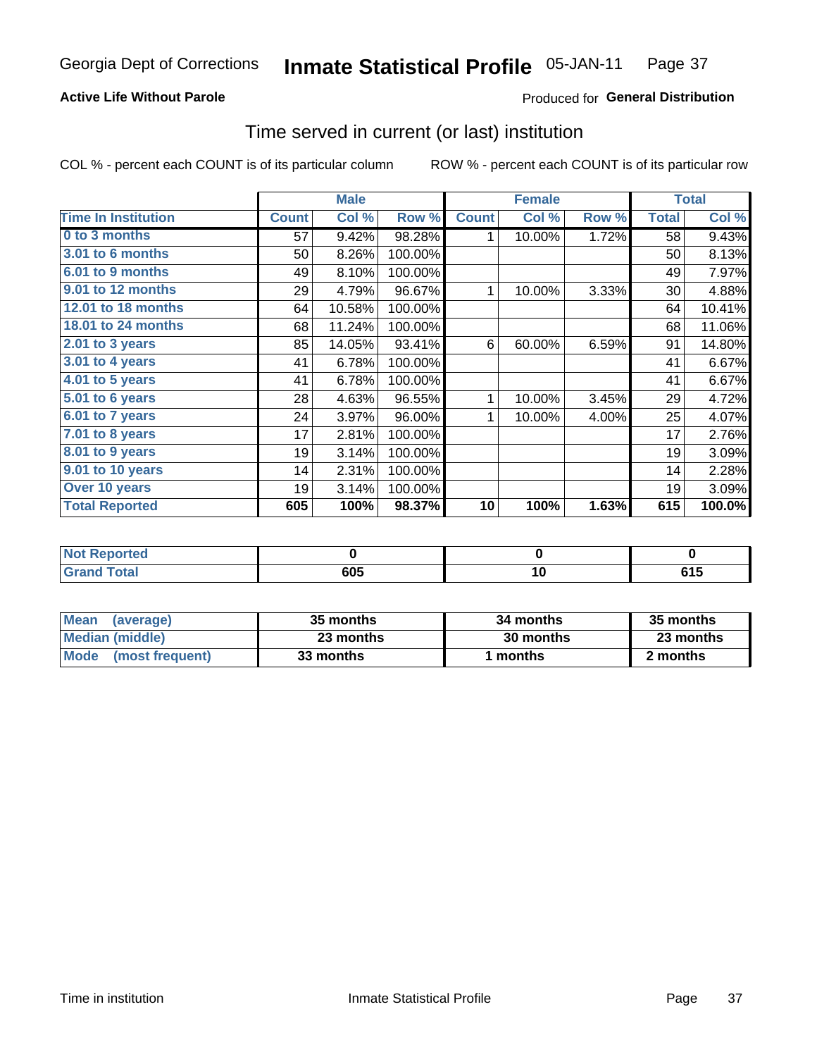Georgia Dept of Corrections **Inmate Statistical Profile** 05-JAN-11

**Active Life Without Parole**

Produced for **General Distribution**

## Time served in current (or last) institution

COL % - percent each COUNT is of its particular column

ROW % - percent each COUNT is of its particular row

| | Male | | | Female | | | Total | |
|---|---|---|---|---|---|---|---|---|
| Time In Institution | Count | Col % | Row % | Count | Col % | Row % | Total | Col % |
| 0 to 3 months | 57 | 9.42% | 98.28% | 1 | 10.00% | 1.72% | 58 | 9.43% |
| 3.01 to 6 months | 50 | 8.26% | 100.00% | | | | 50 | 8.13% |
| 6.01 to 9 months | 49 | 8.10% | 100.00% | | | | 49 | 7.97% |
| 9.01 to 12 months | 29 | 4.79% | 96.67% | 1 | 10.00% | 3.33% | 30 | 4.88% |
| 12.01 to 18 months | 64 | 10.58% | 100.00% | | | | 64 | 10.41% |
| 18.01 to 24 months | 68 | 11.24% | 100.00% | | | | 68 | 11.06% |
| 2.01 to 3 years | 85 | 14.05% | 93.41% | 6 | 60.00% | 6.59% | 91 | 14.80% |
| 3.01 to 4 years | 41 | 6.78% | 100.00% | | | | 41 | 6.67% |
| 4.01 to 5 years | 41 | 6.78% | 100.00% | | | | 41 | 6.67% |
| 5.01 to 6 years | 28 | 4.63% | 96.55% | 1 | 10.00% | 3.45% | 29 | 4.72% |
| 6.01 to 7 years | 24 | 3.97% | 96.00% | 1 | 10.00% | 4.00% | 25 | 4.07% |
| 7.01 to 8 years | 17 | 2.81% | 100.00% | | | | 17 | 2.76% |
| 8.01 to 9 years | 19 | 3.14% | 100.00% | | | | 19 | 3.09% |
| 9.01 to 10 years | 14 | 2.31% | 100.00% | | | | 14 | 2.28% |
| Over 10 years | 19 | 3.14% | 100.00% | | | | 19 | 3.09% |
| **Total Reported** | **605** | **100%** | **98.37%** | **10** | **100%** | **1.63%** | **615** | **100.0%** |

| | Male | Female | Total |
|---|---|---|---|
| Not Reported | 0 | 0 | 0 |
| Grand Total | 605 | 10 | 615 |

| | Male | Female | Total |
|---|---|---|---|
| Mean (average) | 35 months | 34 months | 35 months |
| Median (middle) | 23 months | 30 months | 23 months |
| Mode (most frequent) | 33 months | 1 months | 2 months |

Time in institution

Inmate Statistical Profile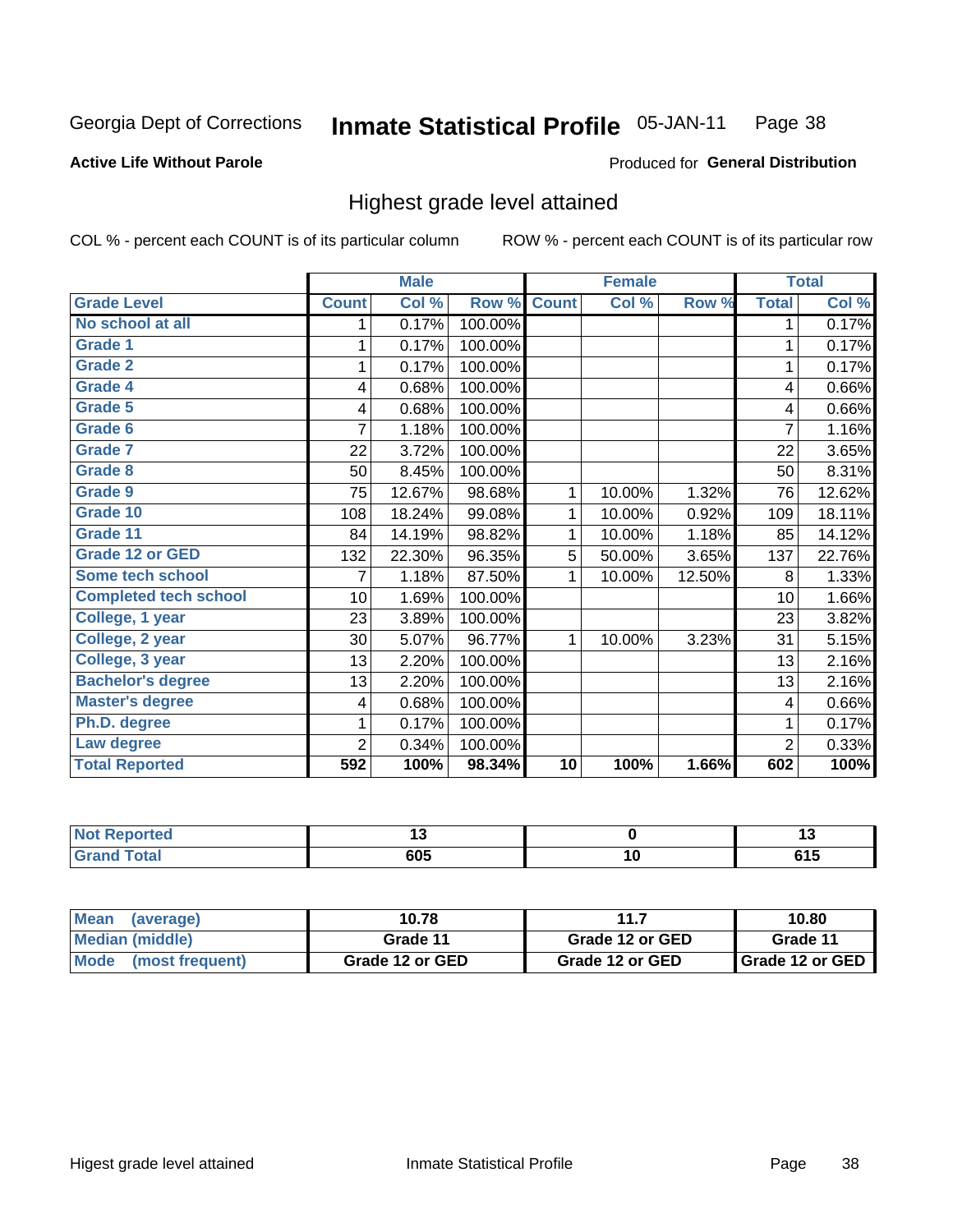Georgia Dept of Corrections **Inmate Statistical Profile** 05-JAN-11 Page 38

**Active Life Without Parole**

Produced for **General Distribution**

## Highest grade level attained

COL % - percent each COUNT is of its particular column ROW % - percent each COUNT is of its particular row

| | Male | | | Female | | | Total | |
|---|---|---|---|---|---|---|---|---|
| **Grade Level** | **Count** | **Col %** | **Row %** | **Count** | **Col %** | **Row %** | **Total** | **Col %** |
| **No school at all** | 1 | 0.17% | 100.00% | | | | 1 | 0.17% |
| **Grade 1** | 1 | 0.17% | 100.00% | | | | 1 | 0.17% |
| **Grade 2** | 1 | 0.17% | 100.00% | | | | 1 | 0.17% |
| **Grade 4** | 4 | 0.68% | 100.00% | | | | 4 | 0.66% |
| **Grade 5** | 4 | 0.68% | 100.00% | | | | 4 | 0.66% |
| **Grade 6** | 7 | 1.18% | 100.00% | | | | 7 | 1.16% |
| **Grade 7** | 22 | 3.72% | 100.00% | | | | 22 | 3.65% |
| **Grade 8** | 50 | 8.45% | 100.00% | | | | 50 | 8.31% |
| **Grade 9** | 75 | 12.67% | 98.68% | 1 | 10.00% | 1.32% | 76 | 12.62% |
| **Grade 10** | 108 | 18.24% | 99.08% | 1 | 10.00% | 0.92% | 109 | 18.11% |
| **Grade 11** | 84 | 14.19% | 98.82% | 1 | 10.00% | 1.18% | 85 | 14.12% |
| **Grade 12 or GED** | 132 | 22.30% | 96.35% | 5 | 50.00% | 3.65% | 137 | 22.76% |
| **Some tech school** | 7 | 1.18% | 87.50% | 1 | 10.00% | 12.50% | 8 | 1.33% |
| **Completed tech school** | 10 | 1.69% | 100.00% | | | | 10 | 1.66% |
| **College, 1 year** | 23 | 3.89% | 100.00% | | | | 23 | 3.82% |
| **College, 2 year** | 30 | 5.07% | 96.77% | 1 | 10.00% | 3.23% | 31 | 5.15% |
| **College, 3 year** | 13 | 2.20% | 100.00% | | | | 13 | 2.16% |
| **Bachelor's degree** | 13 | 2.20% | 100.00% | | | | 13 | 2.16% |
| **Master's degree** | 4 | 0.68% | 100.00% | | | | 4 | 0.66% |
| **Ph.D. degree** | 1 | 0.17% | 100.00% | | | | 1 | 0.17% |
| **Law degree** | 2 | 0.34% | 100.00% | | | | 2 | 0.33% |
| **Total Reported** | **592** | **100%** | **98.34%** | **10** | **100%** | **1.66%** | **602** | **100%** |

| | Male | Female | Total |
|---|---|---|---|
| **Not Reported** | **13** | **0** | **13** |
| **Grand Total** | **605** | **10** | **615** |

| | Male | Female | Total |
|---|---|---|---|
| **Mean (average)** | **10.78** | **11.7** | **10.80** |
| **Median (middle)** | **Grade 11** | **Grade 12 or GED** | **Grade 11** |
| **Mode (most frequent)** | **Grade 12 or GED** | **Grade 12 or GED** | **Grade 12 or GED** |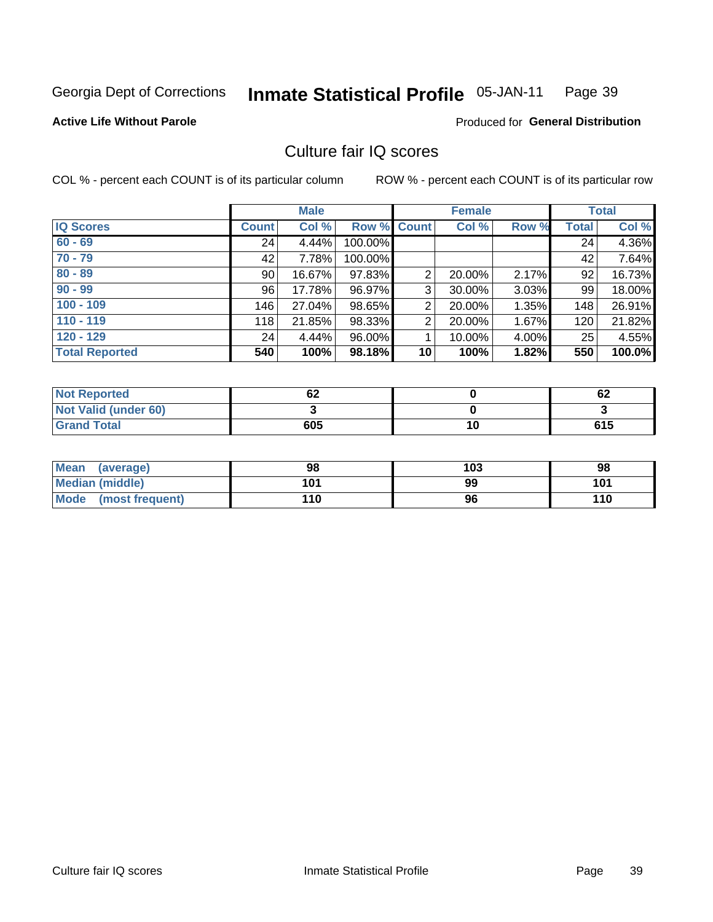Georgia Dept of Corrections **Inmate Statistical Profile** 05-JAN-11

**Active Life Without Parole**

Produced for **General Distribution**

## Culture fair IQ scores

COL % - percent each COUNT is of its particular column

ROW % - percent each COUNT is of its particular row

| | Male | | | Female | | | Total | |
|---|---|---|---|---|---|---|---|---|
| **IQ Scores** | **Count** | **Col %** | **Row %** | **Count** | **Col %** | **Row %** | **Total** | **Col %** |
| 60 - 69 | 24 | 4.44% | 100.00% | | | | 24 | 4.36% |
| 70 - 79 | 42 | 7.78% | 100.00% | | | | 42 | 7.64% |
| 80 - 89 | 90 | 16.67% | 97.83% | 2 | 20.00% | 2.17% | 92 | 16.73% |
| 90 - 99 | 96 | 17.78% | 96.97% | 3 | 30.00% | 3.03% | 99 | 18.00% |
| 100 - 109 | 146 | 27.04% | 98.65% | 2 | 20.00% | 1.35% | 148 | 26.91% |
| 110 - 119 | 118 | 21.85% | 98.33% | 2 | 20.00% | 1.67% | 120 | 21.82% |
| 120 - 129 | 24 | 4.44% | 96.00% | 1 | 10.00% | 4.00% | 25 | 4.55% |
| **Total Reported** | **540** | **100%** | **98.18%** | **10** | **100%** | **1.82%** | **550** | **100.0%** |

| | Male | Female | Total |
|---|---|---|---|
| Not Reported | 62 | 0 | 62 |
| Not Valid (under 60) | 3 | 0 | 3 |
| Grand Total | 605 | 10 | 615 |

| | Male | Female | Total |
|---|---|---|---|
| Mean (average) | 98 | 103 | 98 |
| Median (middle) | 101 | 99 | 101 |
| Mode (most frequent) | 110 | 96 | 110 |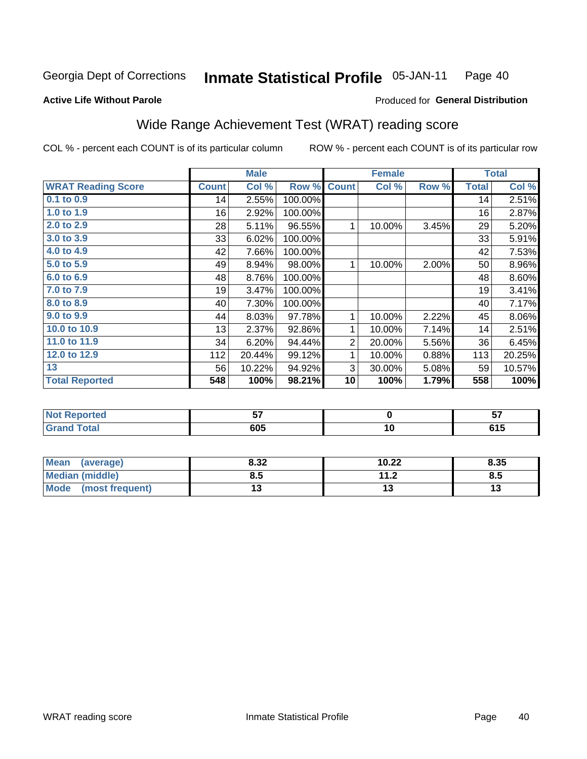Georgia Dept of Corrections **Inmate Statistical Profile** 05-JAN-11 Page 40

**Active Life Without Parole**

Produced for **General Distribution**

## Wide Range Achievement Test (WRAT) reading score

COL % - percent each COUNT is of its particular column

ROW % - percent each COUNT is of its particular row

| | Male | | | Female | | | Total | |
|---|---|---|---|---|---|---|---|---|
| **WRAT Reading Score** | **Count** | **Col %** | **Row %** | **Count** | **Col %** | **Row %** | **Total** | **Col %** |
| 0.1 to 0.9 | 14 | 2.55% | 100.00% | | | | 14 | 2.51% |
| 1.0 to 1.9 | 16 | 2.92% | 100.00% | | | | 16 | 2.87% |
| 2.0 to 2.9 | 28 | 5.11% | 96.55% | 1 | 10.00% | 3.45% | 29 | 5.20% |
| 3.0 to 3.9 | 33 | 6.02% | 100.00% | | | | 33 | 5.91% |
| 4.0 to 4.9 | 42 | 7.66% | 100.00% | | | | 42 | 7.53% |
| 5.0 to 5.9 | 49 | 8.94% | 98.00% | 1 | 10.00% | 2.00% | 50 | 8.96% |
| 6.0 to 6.9 | 48 | 8.76% | 100.00% | | | | 48 | 8.60% |
| 7.0 to 7.9 | 19 | 3.47% | 100.00% | | | | 19 | 3.41% |
| 8.0 to 8.9 | 40 | 7.30% | 100.00% | | | | 40 | 7.17% |
| 9.0 to 9.9 | 44 | 8.03% | 97.78% | 1 | 10.00% | 2.22% | 45 | 8.06% |
| 10.0 to 10.9 | 13 | 2.37% | 92.86% | 1 | 10.00% | 7.14% | 14 | 2.51% |
| 11.0 to 11.9 | 34 | 6.20% | 94.44% | 2 | 20.00% | 5.56% | 36 | 6.45% |
| 12.0 to 12.9 | 112 | 20.44% | 99.12% | 1 | 10.00% | 0.88% | 113 | 20.25% |
| 13 | 56 | 10.22% | 94.92% | 3 | 30.00% | 5.08% | 59 | 10.57% |
| **Total Reported** | **548** | **100%** | **98.21%** | **10** | **100%** | **1.79%** | **558** | **100%** |

| | Male | Female | Total |
|---|---|---|---|
| Not Reported | 57 | 0 | 57 |
| Grand Total | 605 | 10 | 615 |

| | Male | Female | Total |
|---|---|---|---|
| Mean (average) | 8.32 | 10.22 | 8.35 |
| Median (middle) | 8.5 | 11.2 | 8.5 |
| Mode (most frequent) | 13 | 13 | 13 |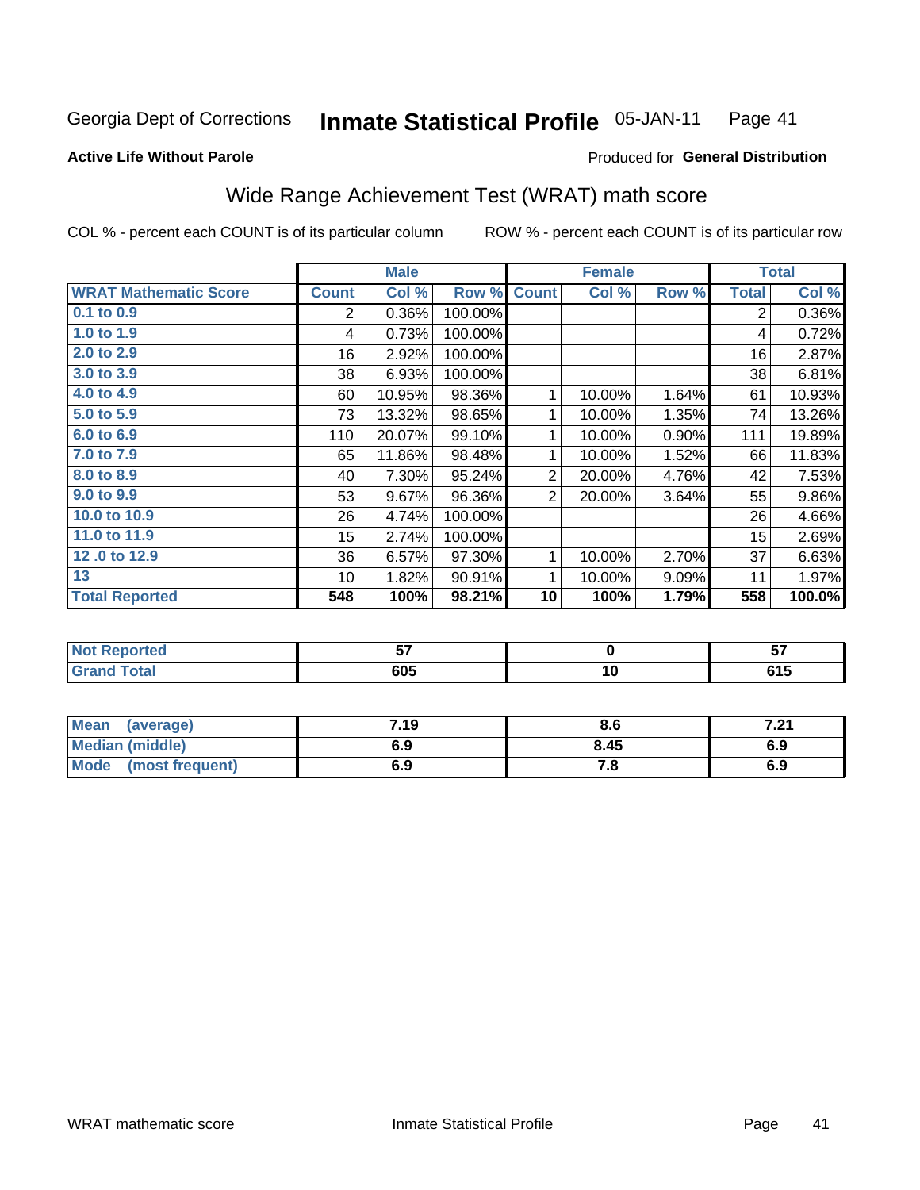Georgia Dept of Corrections **Inmate Statistical Profile** 05-JAN-11

**Active Life Without Parole**

Produced for **General Distribution**

## Wide Range Achievement Test (WRAT) math score

COL % - percent each COUNT is of its particular column ROW % - percent each COUNT is of its particular row

| | Male | | | Female | | | Total | |
|---|---|---|---|---|---|---|---|---|
| **WRAT Mathematic Score** | **Count** | **Col %** | **Row %** | **Count** | **Col %** | **Row %** | **Total** | **Col %** |
| 0.1 to 0.9 | 2 | 0.36% | 100.00% | | | | 2 | 0.36% |
| 1.0 to 1.9 | 4 | 0.73% | 100.00% | | | | 4 | 0.72% |
| 2.0 to 2.9 | 16 | 2.92% | 100.00% | | | | 16 | 2.87% |
| 3.0 to 3.9 | 38 | 6.93% | 100.00% | | | | 38 | 6.81% |
| 4.0 to 4.9 | 60 | 10.95% | 98.36% | 1 | 10.00% | 1.64% | 61 | 10.93% |
| 5.0 to 5.9 | 73 | 13.32% | 98.65% | 1 | 10.00% | 1.35% | 74 | 13.26% |
| 6.0 to 6.9 | 110 | 20.07% | 99.10% | 1 | 10.00% | 0.90% | 111 | 19.89% |
| 7.0 to 7.9 | 65 | 11.86% | 98.48% | 1 | 10.00% | 1.52% | 66 | 11.83% |
| 8.0 to 8.9 | 40 | 7.30% | 95.24% | 2 | 20.00% | 4.76% | 42 | 7.53% |
| 9.0 to 9.9 | 53 | 9.67% | 96.36% | 2 | 20.00% | 3.64% | 55 | 9.86% |
| 10.0 to 10.9 | 26 | 4.74% | 100.00% | | | | 26 | 4.66% |
| 11.0 to 11.9 | 15 | 2.74% | 100.00% | | | | 15 | 2.69% |
| 12 .0 to 12.9 | 36 | 6.57% | 97.30% | 1 | 10.00% | 2.70% | 37 | 6.63% |
| 13 | 10 | 1.82% | 90.91% | 1 | 10.00% | 9.09% | 11 | 1.97% |
| **Total Reported** | **548** | **100%** | **98.21%** | **10** | **100%** | **1.79%** | **558** | **100.0%** |

| | Male | Female | Total |
|---|---|---|---|
| Not Reported | 57 | 0 | 57 |
| Grand Total | 605 | 10 | 615 |

| | Male | Female | Total |
|---|---|---|---|
| Mean (average) | 7.19 | 8.6 | 7.21 |
| Median (middle) | 6.9 | 8.45 | 6.9 |
| Mode (most frequent) | 6.9 | 7.8 | 6.9 |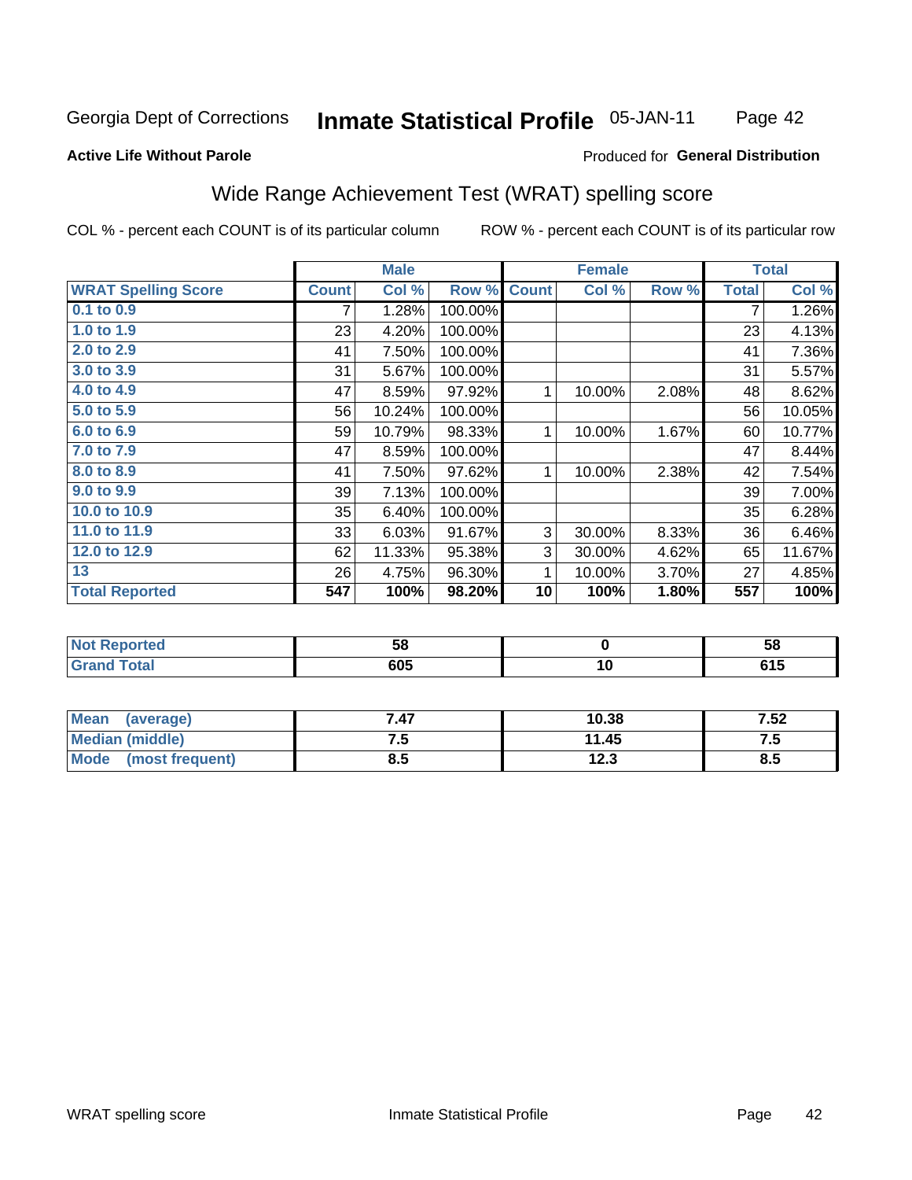Georgia Dept of Corrections **Inmate Statistical Profile** 05-JAN-11

**Active Life Without Parole**

Produced for **General Distribution**

## Wide Range Achievement Test (WRAT) spelling score

COL % - percent each COUNT is of its particular column ROW % - percent each COUNT is of its particular row

| | Male | | | Female | | | Total | |
|---|---|---|---|---|---|---|---|---|
| **WRAT Spelling Score** | **Count** | **Col %** | **Row %** | **Count** | **Col %** | **Row %** | **Total** | **Col %** |
| 0.1 to 0.9 | 7 | 1.28% | 100.00% | | | | 7 | 1.26% |
| 1.0 to 1.9 | 23 | 4.20% | 100.00% | | | | 23 | 4.13% |
| 2.0 to 2.9 | 41 | 7.50% | 100.00% | | | | 41 | 7.36% |
| 3.0 to 3.9 | 31 | 5.67% | 100.00% | | | | 31 | 5.57% |
| 4.0 to 4.9 | 47 | 8.59% | 97.92% | 1 | 10.00% | 2.08% | 48 | 8.62% |
| 5.0 to 5.9 | 56 | 10.24% | 100.00% | | | | 56 | 10.05% |
| 6.0 to 6.9 | 59 | 10.79% | 98.33% | 1 | 10.00% | 1.67% | 60 | 10.77% |
| 7.0 to 7.9 | 47 | 8.59% | 100.00% | | | | 47 | 8.44% |
| 8.0 to 8.9 | 41 | 7.50% | 97.62% | 1 | 10.00% | 2.38% | 42 | 7.54% |
| 9.0 to 9.9 | 39 | 7.13% | 100.00% | | | | 39 | 7.00% |
| 10.0 to 10.9 | 35 | 6.40% | 100.00% | | | | 35 | 6.28% |
| 11.0 to 11.9 | 33 | 6.03% | 91.67% | 3 | 30.00% | 8.33% | 36 | 6.46% |
| 12.0 to 12.9 | 62 | 11.33% | 95.38% | 3 | 30.00% | 4.62% | 65 | 11.67% |
| 13 | 26 | 4.75% | 96.30% | 1 | 10.00% | 3.70% | 27 | 4.85% |
| **Total Reported** | **547** | **100%** | **98.20%** | **10** | **100%** | **1.80%** | **557** | **100%** |

| | Male | Female | Total |
|---|---|---|---|
| Not Reported | 58 | 0 | 58 |
| Grand Total | 605 | 10 | 615 |

| | Male | Female | Total |
|---|---|---|---|
| Mean (average) | 7.47 | 10.38 | 7.52 |
| Median (middle) | 7.5 | 11.45 | 7.5 |
| Mode (most frequent) | 8.5 | 12.3 | 8.5 |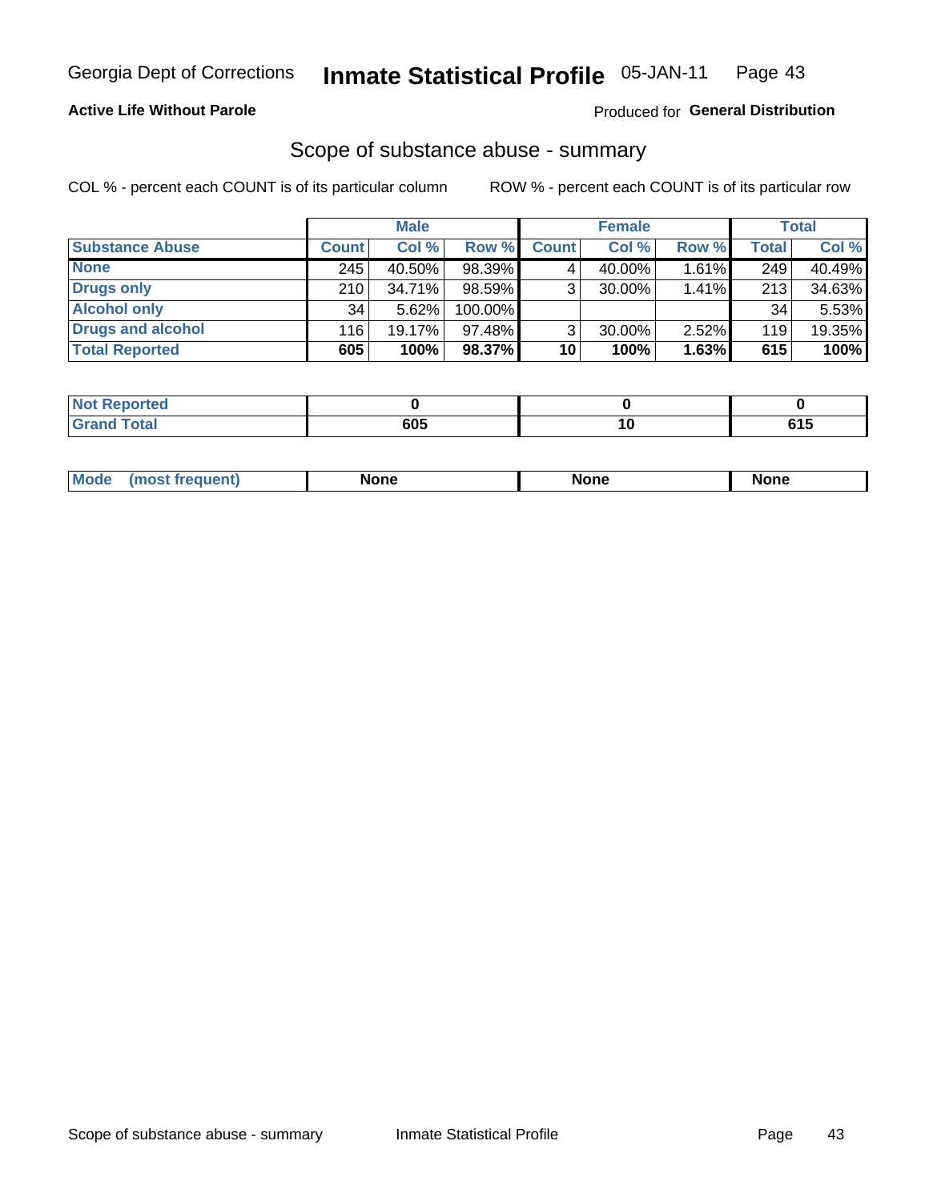Georgia Dept of Corrections **Inmate Statistical Profile** 05-JAN-11

**Active Life Without Parole**

Produced for **General Distribution**

## Scope of substance abuse - summary

COL % - percent each COUNT is of its particular column

ROW % - percent each COUNT is of its particular row

| | Male | | | Female | | | Total | |
|---|---|---|---|---|---|---|---|---|
| **Substance Abuse** | **Count** | **Col %** | **Row %** | **Count** | **Col %** | **Row %** | **Total** | **Col %** |
| **None** | 245 | 40.50% | 98.39% | 4 | 40.00% | 1.61% | 249 | 40.49% |
| **Drugs only** | 210 | 34.71% | 98.59% | 3 | 30.00% | 1.41% | 213 | 34.63% |
| **Alcohol only** | 34 | 5.62% | 100.00% | | | | 34 | 5.53% |
| **Drugs and alcohol** | 116 | 19.17% | 97.48% | 3 | 30.00% | 2.52% | 119 | 19.35% |
| **Total Reported** | **605** | **100%** | **98.37%** | **10** | **100%** | **1.63%** | **615** | **100%** |

| | Male | Female | Total |
|---|---|---|---|
| **Not Reported** | **0** | **0** | **0** |
| **Grand Total** | **605** | **10** | **615** |

| | Male | Female | Total |
|---|---|---|---|
| **Mode (most frequent)** | **None** | **None** | **None** |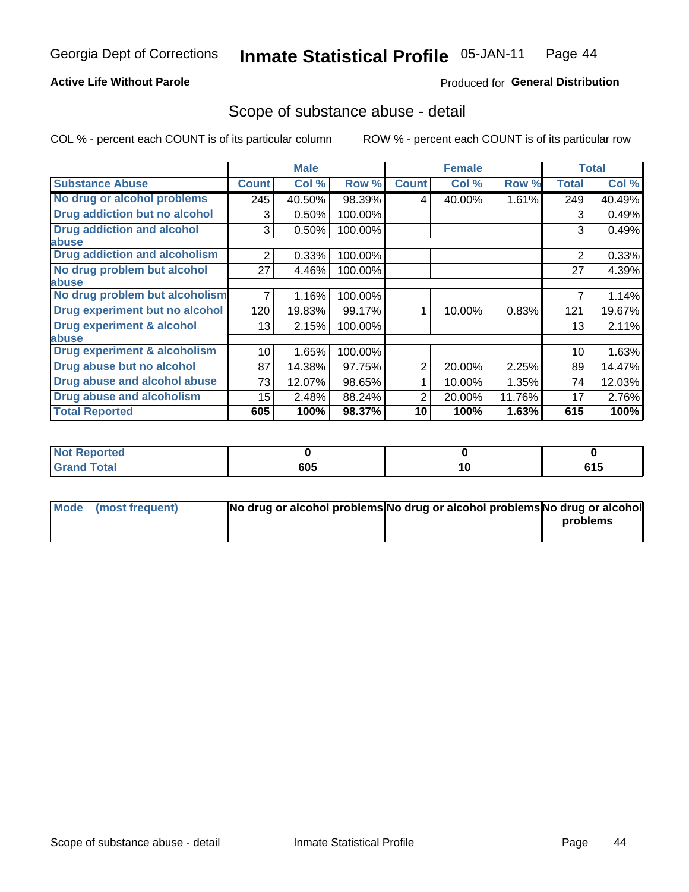Georgia Dept of Corrections **Inmate Statistical Profile** 05-JAN-11

**Active Life Without Parole** Produced for **General Distribution**

## Scope of substance abuse - detail

COL % - percent each COUNT is of its particular column ROW % - percent each COUNT is of its particular row

| | Male | | | Female | | | Total | |
|---|---|---|---|---|---|---|---|---|
| **Substance Abuse** | **Count** | **Col %** | **Row %** | **Count** | **Col %** | **Row %** | **Total** | **Col %** |
| **No drug or alcohol problems** | 245 | 40.50% | 98.39% | 4 | 40.00% | 1.61% | 249 | 40.49% |
| **Drug addiction but no alcohol** | 3 | 0.50% | 100.00% | | | | 3 | 0.49% |
| **Drug addiction and alcohol abuse** | 3 | 0.50% | 100.00% | | | | 3 | 0.49% |
| **Drug addiction and alcoholism** | 2 | 0.33% | 100.00% | | | | 2 | 0.33% |
| **No drug problem but alcohol abuse** | 27 | 4.46% | 100.00% | | | | 27 | 4.39% |
| **No drug problem but alcoholism** | 7 | 1.16% | 100.00% | | | | 7 | 1.14% |
| **Drug experiment but no alcohol** | 120 | 19.83% | 99.17% | 1 | 10.00% | 0.83% | 121 | 19.67% |
| **Drug experiment & alcohol abuse** | 13 | 2.15% | 100.00% | | | | 13 | 2.11% |
| **Drug experiment & alcoholism** | 10 | 1.65% | 100.00% | | | | 10 | 1.63% |
| **Drug abuse but no alcohol** | 87 | 14.38% | 97.75% | 2 | 20.00% | 2.25% | 89 | 14.47% |
| **Drug abuse and alcohol abuse** | 73 | 12.07% | 98.65% | 1 | 10.00% | 1.35% | 74 | 12.03% |
| **Drug abuse and alcoholism** | 15 | 2.48% | 88.24% | 2 | 20.00% | 11.76% | 17 | 2.76% |
| **Total Reported** | **605** | **100%** | **98.37%** | **10** | **100%** | **1.63%** | **615** | **100%** |

| | Male | Female | Total |
|---|---|---|---|
| **Not Reported** | **0** | **0** | **0** |
| **Grand Total** | **605** | **10** | **615** |

| | Male | Female | Total |
|---|---|---|---|
| **Mode (most frequent)** | **No drug or alcohol problems** | **No drug or alcohol problems** | **No drug or alcohol problems** |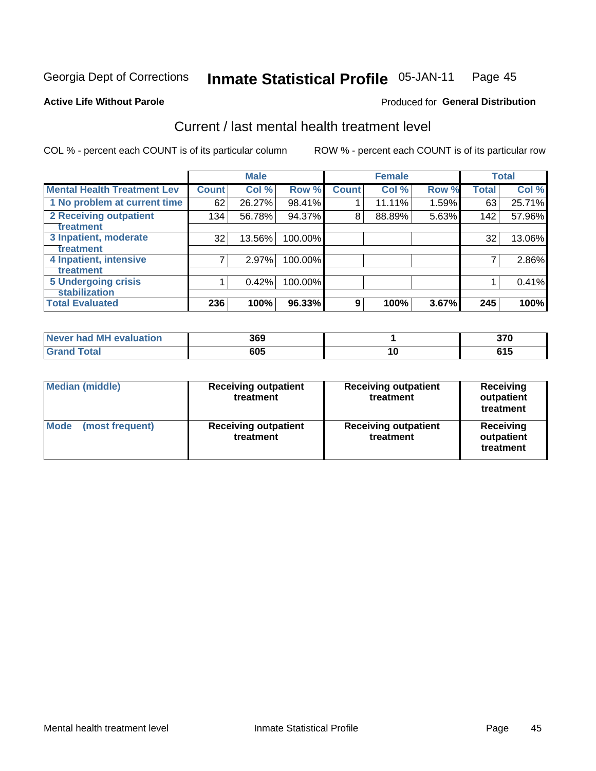Georgia Dept of Corrections **Inmate Statistical Profile** 05-JAN-11 Page 45

**Active Life Without Parole**

Produced for **General Distribution**

## Current / last mental health treatment level

COL % - percent each COUNT is of its particular column

ROW % - percent each COUNT is of its particular row

| | Male | | | Female | | | Total | |
|---|---|---|---|---|---|---|---|---|
| **Mental Health Treatment Lev** | **Count** | **Col %** | **Row %** | **Count** | **Col %** | **Row %** | **Total** | **Col %** |
| 1 No problem at current time | 62 | 26.27% | 98.41% | 1 | 11.11% | 1.59% | 63 | 25.71% |
| 2 Receiving outpatient treatment | 134 | 56.78% | 94.37% | 8 | 88.89% | 5.63% | 142 | 57.96% |
| 3 Inpatient, moderate treatment | 32 | 13.56% | 100.00% | | | | 32 | 13.06% |
| 4 Inpatient, intensive treatment | 7 | 2.97% | 100.00% | | | | 7 | 2.86% |
| 5 Undergoing crisis stabilization | 1 | 0.42% | 100.00% | | | | 1 | 0.41% |
| **Total Evaluated** | **236** | **100%** | **96.33%** | **9** | **100%** | **3.67%** | **245** | **100%** |

| | Male | Female | Total |
|---|---|---|---|
| Never had MH evaluation | 369 | 1 | 370 |
| Grand Total | 605 | 10 | 615 |

| | Male | Female | Total |
|---|---|---|---|
| Median (middle) | Receiving outpatient treatment | Receiving outpatient treatment | Receiving outpatient treatment |
| Mode (most frequent) | Receiving outpatient treatment | Receiving outpatient treatment | Receiving outpatient treatment |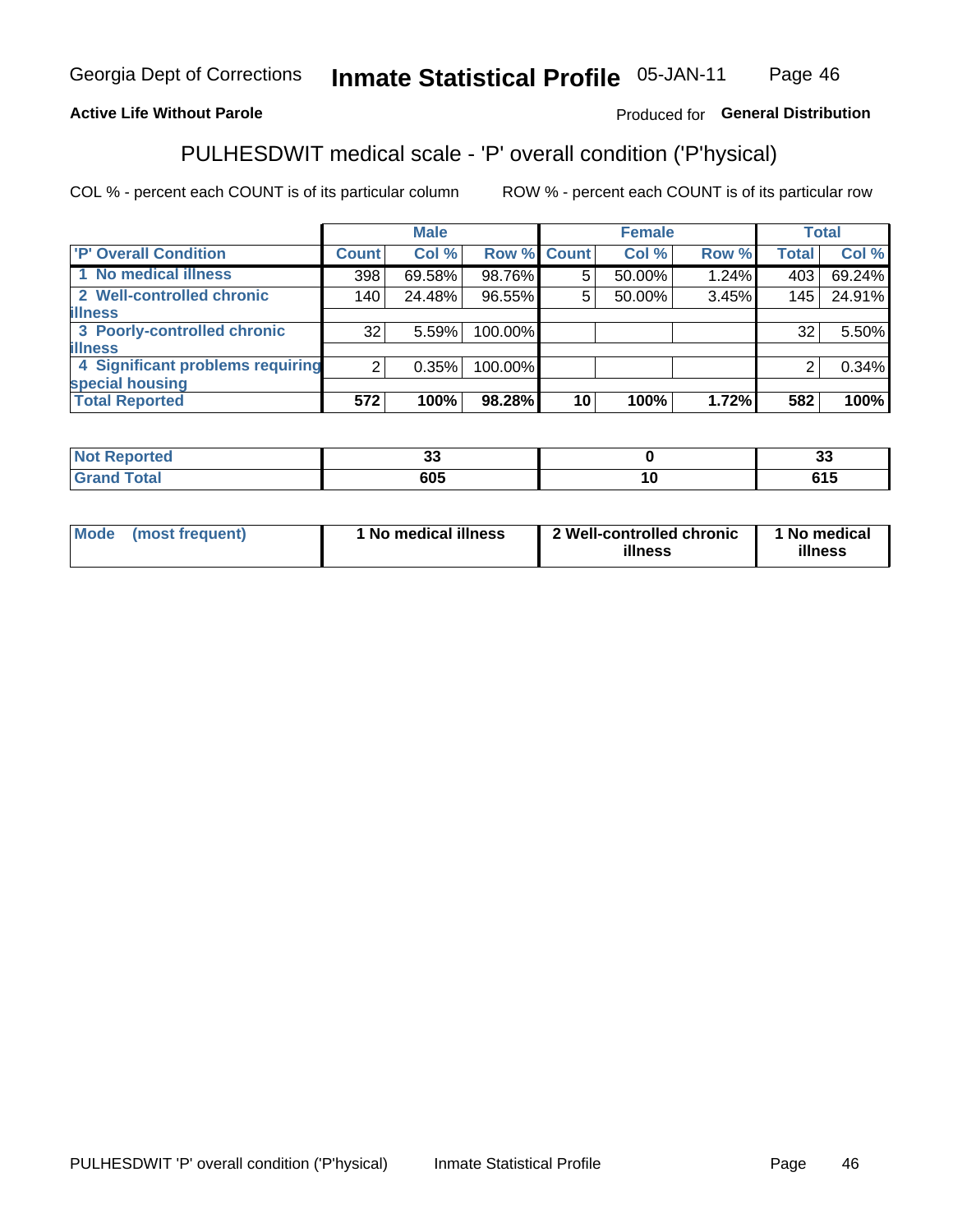Georgia Dept of Corrections **Inmate Statistical Profile** 05-JAN-11

**Active Life Without Parole**

Produced for **General Distribution**

## PULHESDWIT medical scale - 'P' overall condition ('P'hysical)

COL % - percent each COUNT is of its particular column ROW % - percent each COUNT is of its particular row

| | Male | | | Female | | | Total | |
|---|---|---|---|---|---|---|---|---|
| 'P' Overall Condition | Count | Col % | Row % | Count | Col % | Row % | Total | Col % |
| 1 No medical illness | 398 | 69.58% | 98.76% | 5 | 50.00% | 1.24% | 403 | 69.24% |
| 2 Well-controlled chronic illness | 140 | 24.48% | 96.55% | 5 | 50.00% | 3.45% | 145 | 24.91% |
| 3 Poorly-controlled chronic illness | 32 | 5.59% | 100.00% | | | | 32 | 5.50% |
| 4 Significant problems requiring special housing | 2 | 0.35% | 100.00% | | | | 2 | 0.34% |
| **Total Reported** | **572** | **100%** | **98.28%** | **10** | **100%** | **1.72%** | **582** | **100%** |

| | Male | Female | Total |
|---|---|---|---|
| Not Reported | 33 | 0 | 33 |
| Grand Total | 605 | 10 | 615 |

| | Male | Female | Total |
|---|---|---|---|
| Mode (most frequent) | 1 No medical illness | 2 Well-controlled chronic illness | 1 No medical illness |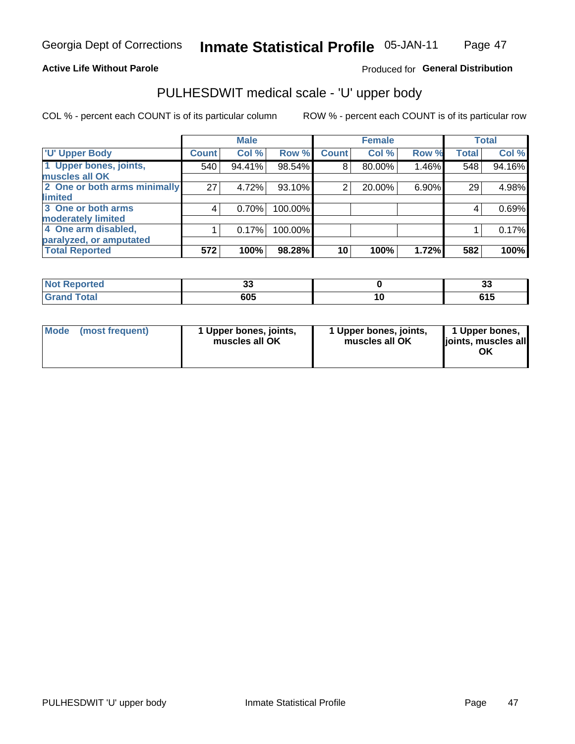Georgia Dept of Corrections **Inmate Statistical Profile** 05-JAN-11

**Active Life Without Parole**

Produced for **General Distribution**

## PULHESDWIT medical scale - 'U' upper body

COL % - percent each COUNT is of its particular column

ROW % - percent each COUNT is of its particular row

| | Male | | | Female | | | Total | |
|---|---|---|---|---|---|---|---|---|
| 'U' Upper Body | Count | Col % | Row % | Count | Col % | Row % | Total | Col % |
| 1 Upper bones, joints, muscles all OK | 540 | 94.41% | 98.54% | 8 | 80.00% | 1.46% | 548 | 94.16% |
| 2 One or both arms minimally limited | 27 | 4.72% | 93.10% | 2 | 20.00% | 6.90% | 29 | 4.98% |
| 3 One or both arms moderately limited | 4 | 0.70% | 100.00% | | | | 4 | 0.69% |
| 4 One arm disabled, paralyzed, or amputated | 1 | 0.17% | 100.00% | | | | 1 | 0.17% |
| **Total Reported** | **572** | **100%** | **98.28%** | **10** | **100%** | **1.72%** | **582** | **100%** |

| | Male | Female | Total |
|---|---|---|---|
| Not Reported | 33 | 0 | 33 |
| Grand Total | 605 | 10 | 615 |

| | Male | Female | Total |
|---|---|---|---|
| Mode (most frequent) | 1 Upper bones, joints, muscles all OK | 1 Upper bones, joints, muscles all OK | 1 Upper bones, joints, muscles all OK |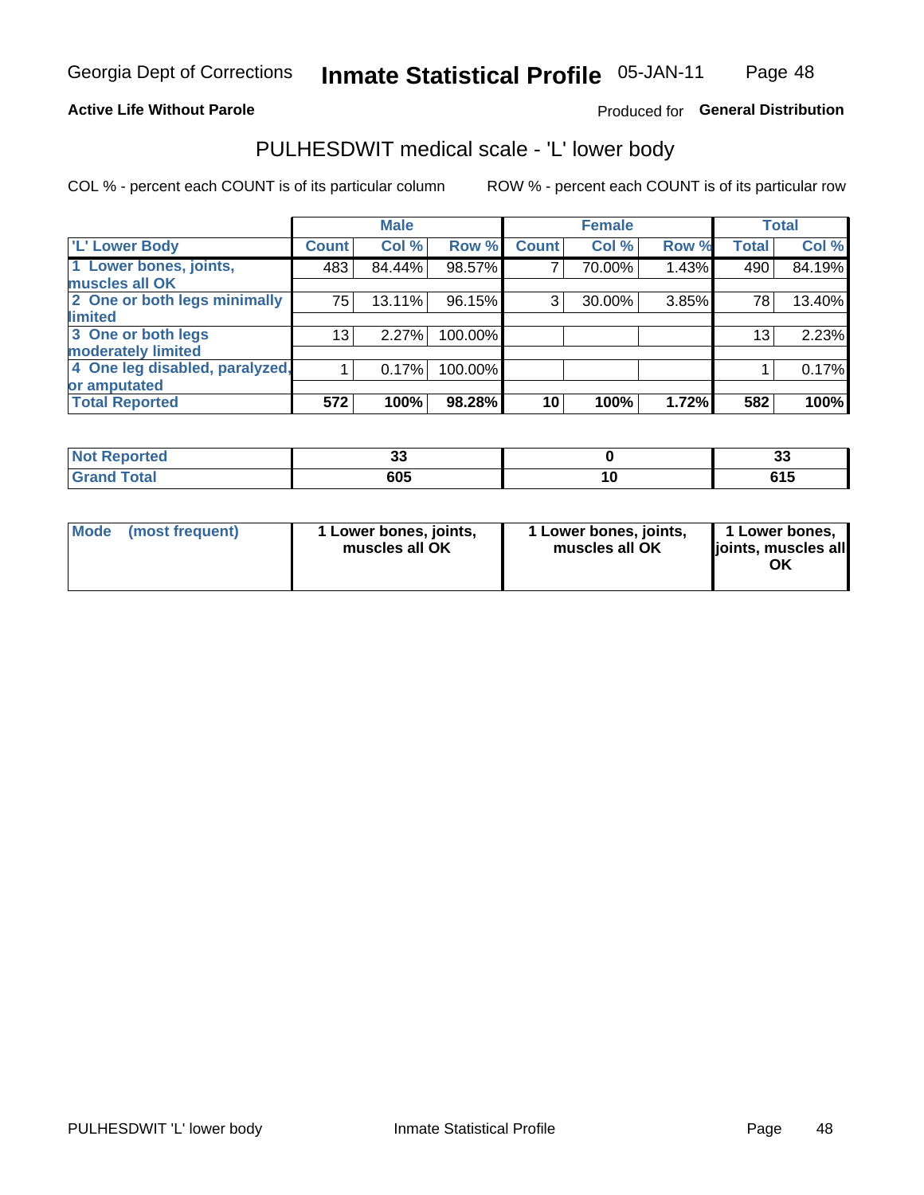Georgia Dept of Corrections **Inmate Statistical Profile** 05-JAN-11

**Active Life Without Parole**

Produced for **General Distribution**

## PULHESDWIT medical scale - 'L' lower body

COL % - percent each COUNT is of its particular column

ROW % - percent each COUNT is of its particular row

| | Male | | | Female | | | Total | |
|---|---|---|---|---|---|---|---|---|
| 'L' Lower Body | Count | Col % | Row % | Count | Col % | Row % | Total | Col % |
| 1 Lower bones, joints, muscles all OK | 483 | 84.44% | 98.57% | 7 | 70.00% | 1.43% | 490 | 84.19% |
| 2 One or both legs minimally limited | 75 | 13.11% | 96.15% | 3 | 30.00% | 3.85% | 78 | 13.40% |
| 3 One or both legs moderately limited | 13 | 2.27% | 100.00% | | | | 13 | 2.23% |
| 4 One leg disabled, paralyzed, or amputated | 1 | 0.17% | 100.00% | | | | 1 | 0.17% |
| **Total Reported** | **572** | **100%** | **98.28%** | **10** | **100%** | **1.72%** | **582** | **100%** |

| | Male | Female | Total |
|---|---|---|---|
| Not Reported | 33 | 0 | 33 |
| Grand Total | 605 | 10 | 615 |

| | Male | Female | Total |
|---|---|---|---|
| Mode (most frequent) | 1 Lower bones, joints, muscles all OK | 1 Lower bones, joints, muscles all OK | 1 Lower bones, joints, muscles all OK |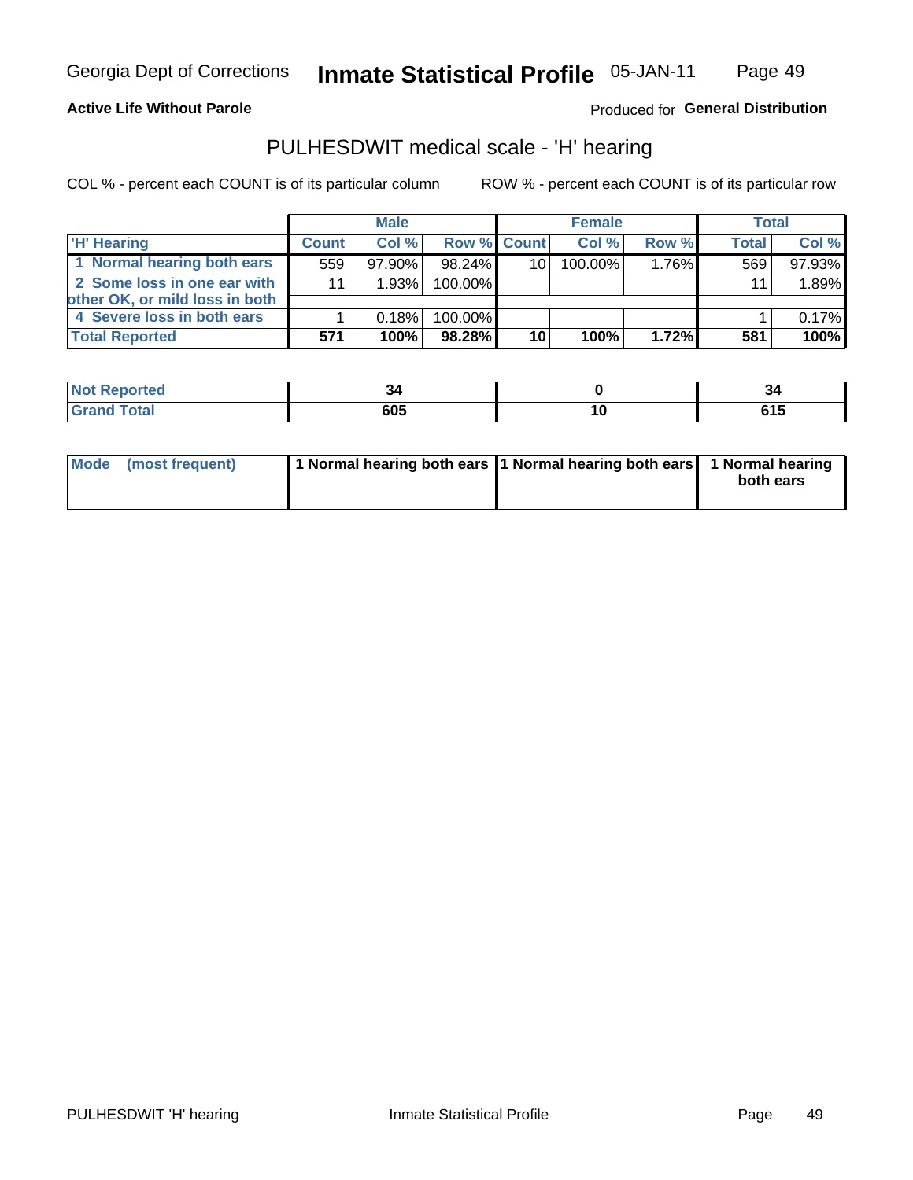Georgia Dept of Corrections **Inmate Statistical Profile** 05-JAN-11

**Active Life Without Parole**

Produced for **General Distribution**

## PULHESDWIT medical scale - 'H' hearing

COL % - percent each COUNT is of its particular column

ROW % - percent each COUNT is of its particular row

| | Male | | | Female | | | Total | |
|---|---|---|---|---|---|---|---|---|
| 'H' Hearing | Count | Col % | Row % | Count | Col % | Row % | Total | Col % |
| 1 Normal hearing both ears | 559 | 97.90% | 98.24% | 10 | 100.00% | 1.76% | 569 | 97.93% |
| 2 Some loss in one ear with other OK, or mild loss in both | 11 | 1.93% | 100.00% | | | | 11 | 1.89% |
| 4 Severe loss in both ears | 1 | 0.18% | 100.00% | | | | 1 | 0.17% |
| **Total Reported** | **571** | **100%** | **98.28%** | **10** | **100%** | **1.72%** | **581** | **100%** |

| | Male | Female | Total |
|---|---|---|---|
| Not Reported | 34 | 0 | 34 |
| Grand Total | 605 | 10 | 615 |

| | Male | Female | Total |
|---|---|---|---|
| Mode (most frequent) | 1 Normal hearing both ears | 1 Normal hearing both ears | 1 Normal hearing both ears |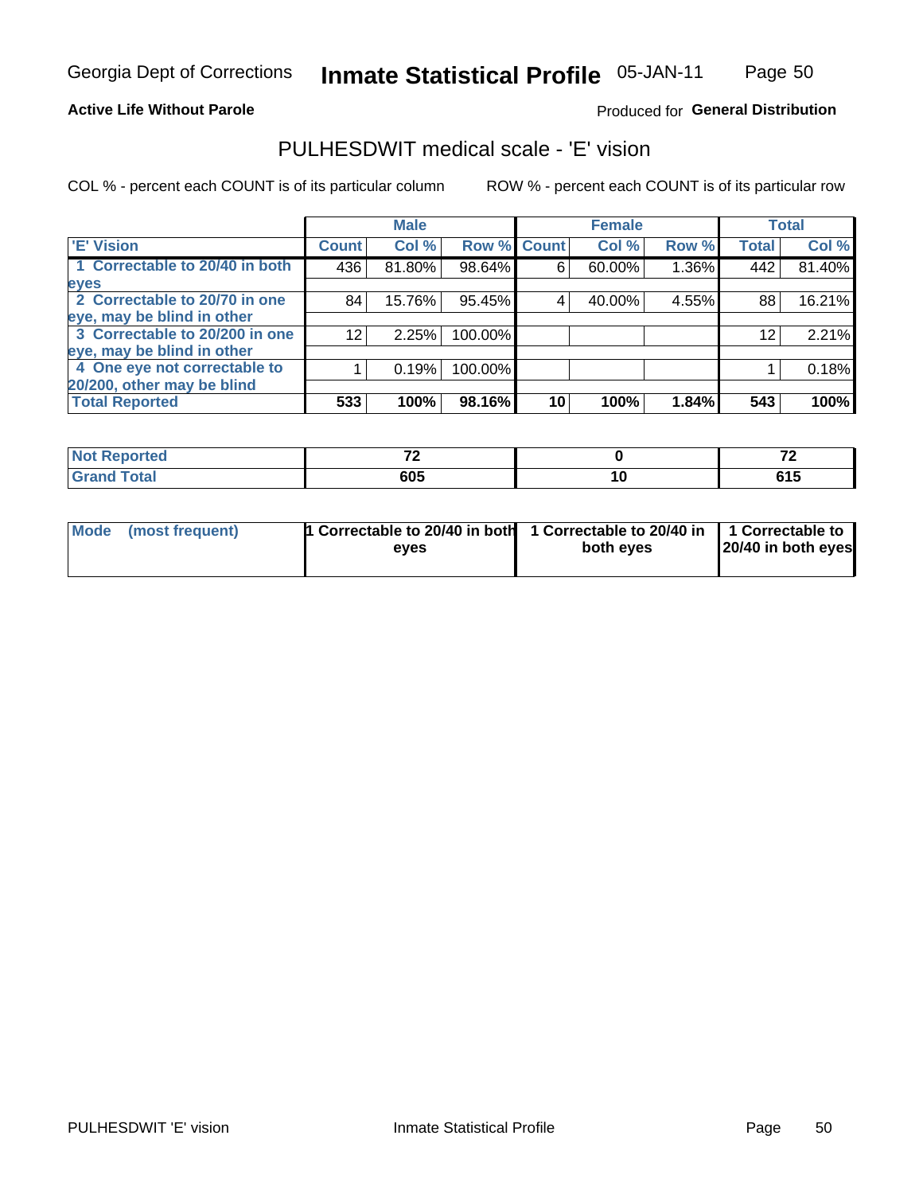Georgia Dept of Corrections **Inmate Statistical Profile** 05-JAN-11

**Active Life Without Parole**

Produced for **General Distribution**

## PULHESDWIT medical scale - 'E' vision

COL % - percent each COUNT is of its particular column

ROW % - percent each COUNT is of its particular row

| | Male | | | Female | | | Total | |
|---|---|---|---|---|---|---|---|---|
| 'E' Vision | Count | Col % | Row % | Count | Col % | Row % | Total | Col % |
| 1 Correctable to 20/40 in both eyes | 436 | 81.80% | 98.64% | 6 | 60.00% | 1.36% | 442 | 81.40% |
| 2 Correctable to 20/70 in one eye, may be blind in other | 84 | 15.76% | 95.45% | 4 | 40.00% | 4.55% | 88 | 16.21% |
| 3 Correctable to 20/200 in one eye, may be blind in other | 12 | 2.25% | 100.00% | | | | 12 | 2.21% |
| 4 One eye not correctable to 20/200, other may be blind | 1 | 0.19% | 100.00% | | | | 1 | 0.18% |
| **Total Reported** | **533** | **100%** | **98.16%** | **10** | **100%** | **1.84%** | **543** | **100%** |

| | Male | Female | Total |
|---|---|---|---|
| **Not Reported** | **72** | **0** | **72** |
| **Grand Total** | **605** | **10** | **615** |

| | Male | Female | Total |
|---|---|---|---|
| **Mode (most frequent)** | **1 Correctable to 20/40 in both eyes** | **1 Correctable to 20/40 in both eyes** | **1 Correctable to 20/40 in both eyes** |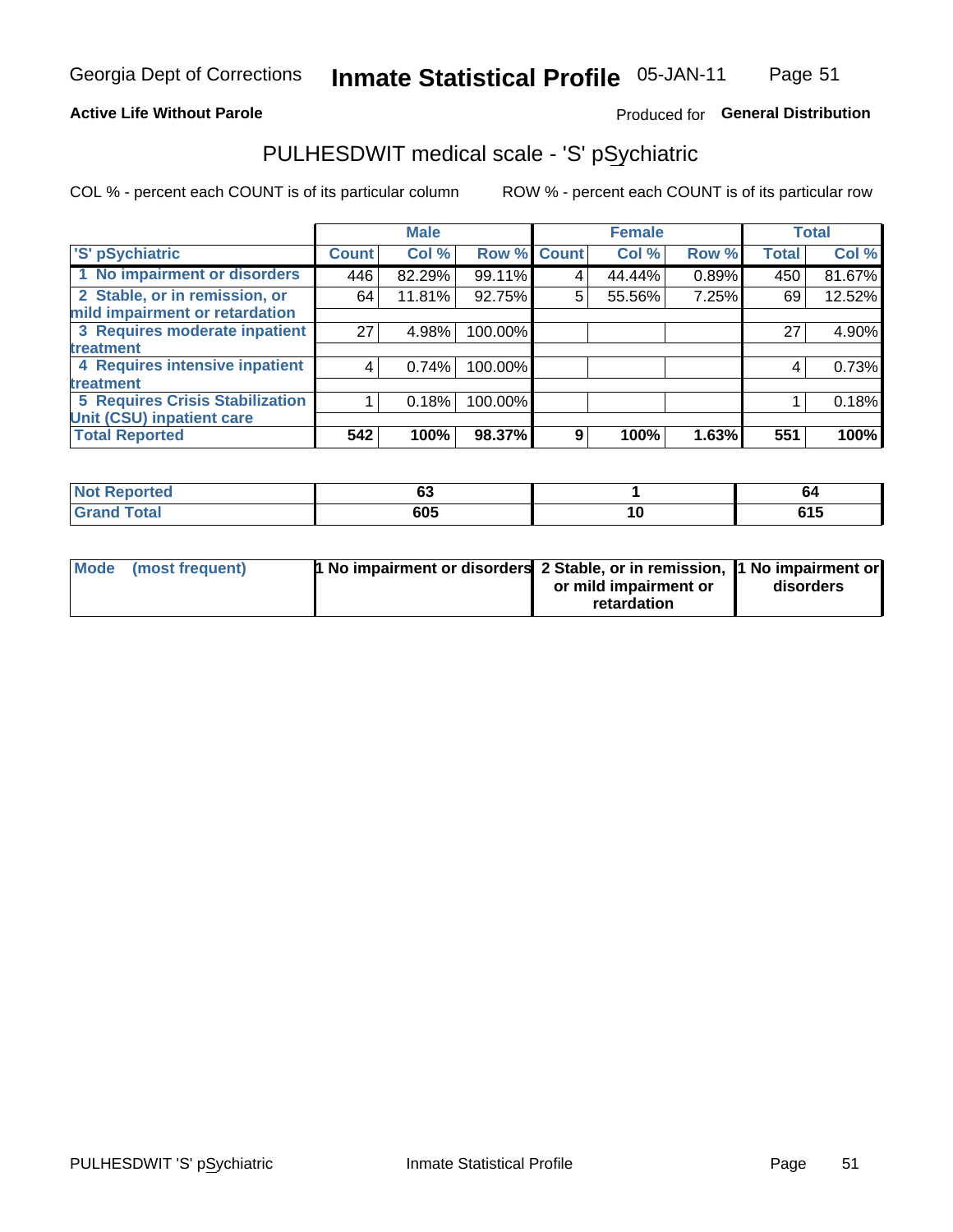Georgia Dept of Corrections **Inmate Statistical Profile** 05-JAN-11

**Active Life Without Parole**

Produced for **General Distribution**

## PULHESDWIT medical scale - 'S' pSychiatric

COL % - percent each COUNT is of its particular column     ROW % - percent each COUNT is of its particular row

| | Male | | | Female | | | Total | |
|---|---|---|---|---|---|---|---|---|
| 'S' pSychiatric | Count | Col % | Row % | Count | Col % | Row % | Total | Col % |
| 1 No impairment or disorders | 446 | 82.29% | 99.11% | 4 | 44.44% | 0.89% | 450 | 81.67% |
| 2 Stable, or in remission, or mild impairment or retardation | 64 | 11.81% | 92.75% | 5 | 55.56% | 7.25% | 69 | 12.52% |
| 3 Requires moderate inpatient treatment | 27 | 4.98% | 100.00% | | | | 27 | 4.90% |
| 4 Requires intensive inpatient treatment | 4 | 0.74% | 100.00% | | | | 4 | 0.73% |
| 5 Requires Crisis Stabilization Unit (CSU) inpatient care | 1 | 0.18% | 100.00% | | | | 1 | 0.18% |
| **Total Reported** | **542** | **100%** | **98.37%** | **9** | **100%** | **1.63%** | **551** | **100%** |

| | Male | Female | Total |
|---|---|---|---|
| Not Reported | 63 | 1 | 64 |
| Grand Total | 605 | 10 | 615 |

| | Male | Female | Total |
|---|---|---|---|
| Mode (most frequent) | 1 No impairment or disorders | 2 Stable, or in remission, or mild impairment or retardation | 1 No impairment or disorders |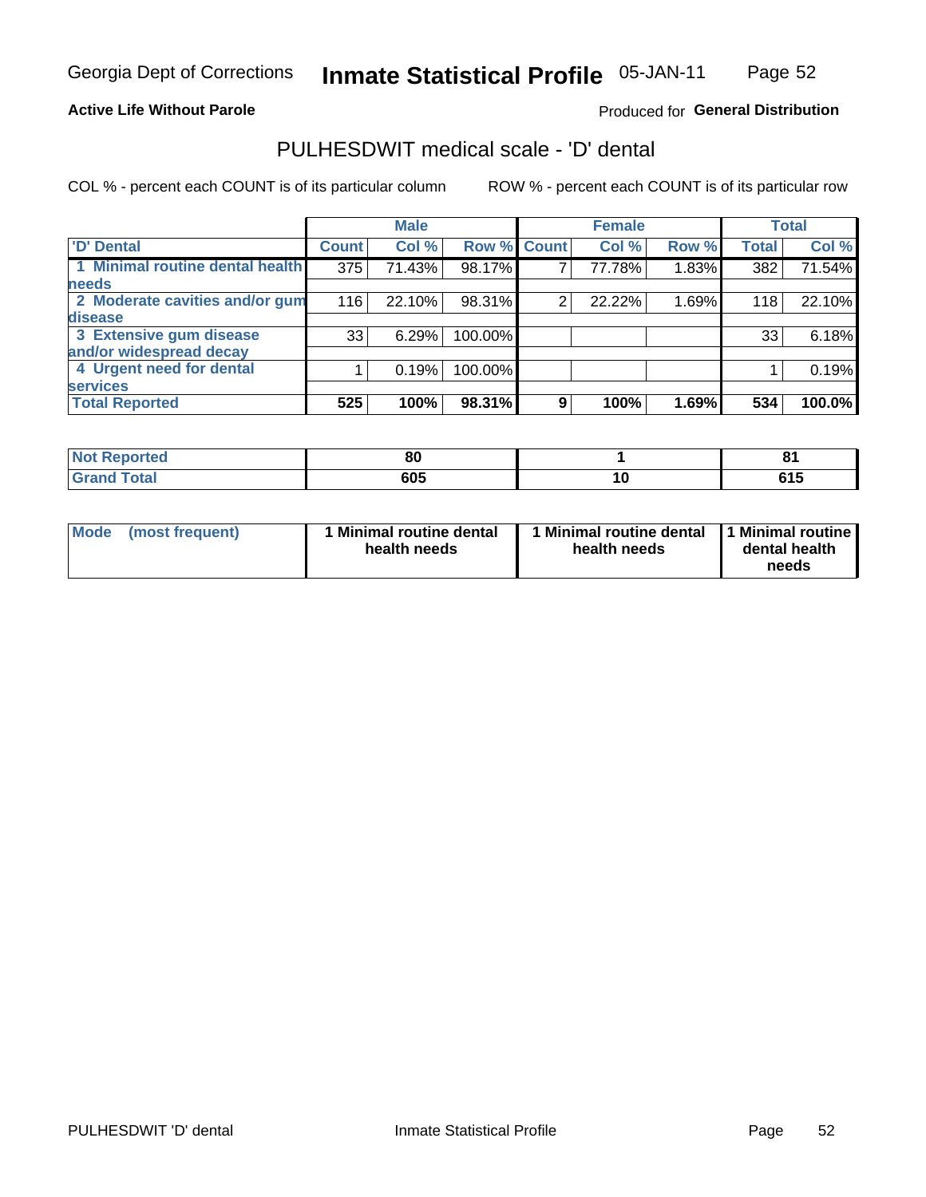Georgia Dept of Corrections **Inmate Statistical Profile** 05-JAN-11

**Active Life Without Parole**

Produced for **General Distribution**

## PULHESDWIT medical scale - 'D' dental

COL % - percent each COUNT is of its particular column

ROW % - percent each COUNT is of its particular row

| 'D' Dental | Male | | | Female | | | Total | |
|---|---|---|---|---|---|---|---|---|
| | Count | Col % | Row % | Count | Col % | Row % | Total | Col % |
| 1 Minimal routine dental health needs | 375 | 71.43% | 98.17% | 7 | 77.78% | 1.83% | 382 | 71.54% |
| 2 Moderate cavities and/or gum disease | 116 | 22.10% | 98.31% | 2 | 22.22% | 1.69% | 118 | 22.10% |
| 3 Extensive gum disease and/or widespread decay | 33 | 6.29% | 100.00% | | | | 33 | 6.18% |
| 4 Urgent need for dental services | 1 | 0.19% | 100.00% | | | | 1 | 0.19% |
| **Total Reported** | **525** | **100%** | **98.31%** | **9** | **100%** | **1.69%** | **534** | **100.0%** |

| | Male | Female | Total |
|---|---|---|---|
| **Not Reported** | **80** | **1** | **81** |
| **Grand Total** | **605** | **10** | **615** |

| | Male | Female | Total |
|---|---|---|---|
| **Mode (most frequent)** | **1 Minimal routine dental health needs** | **1 Minimal routine dental health needs** | **1 Minimal routine dental health needs** |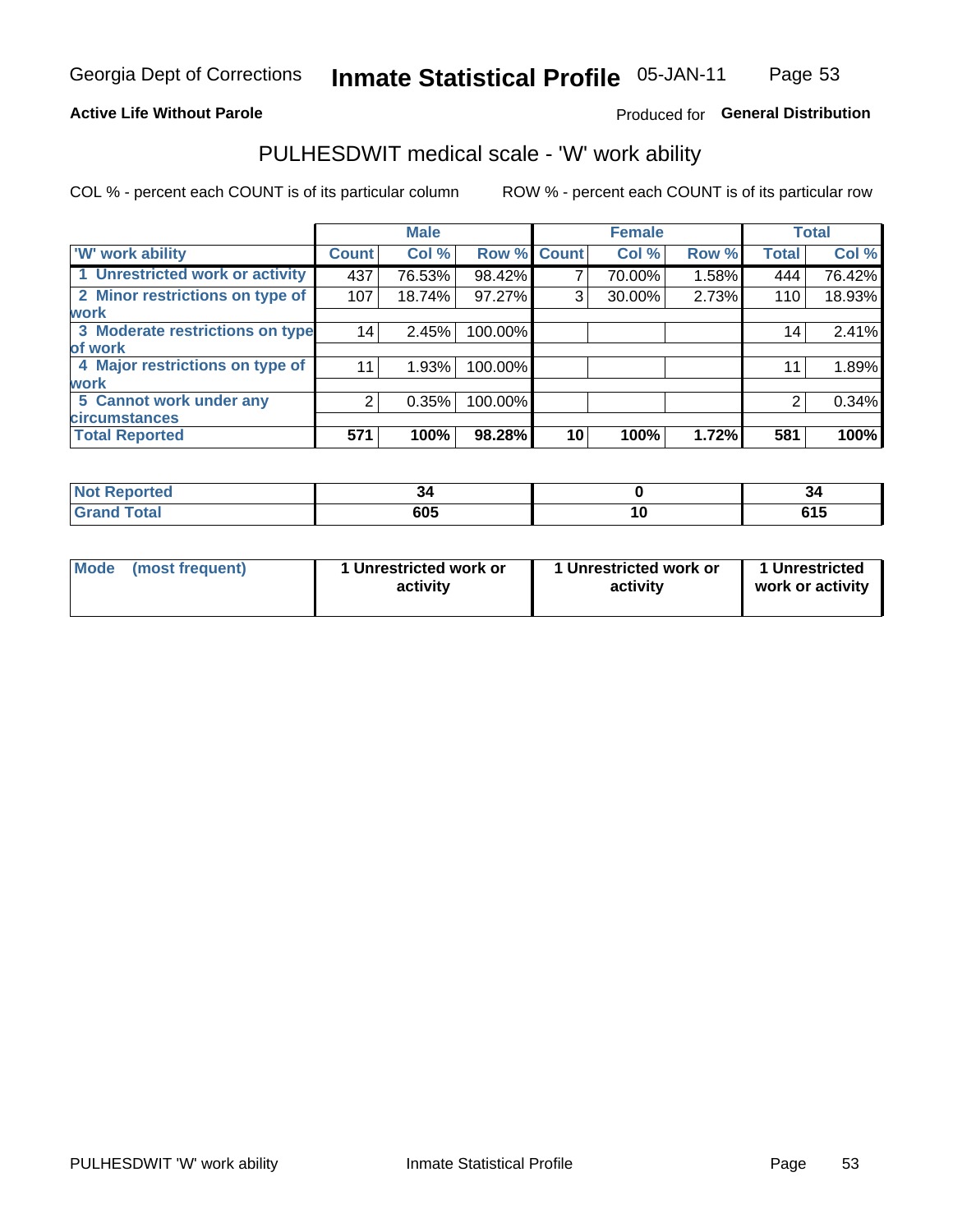Georgia Dept of Corrections **Inmate Statistical Profile** 05-JAN-11

**Active Life Without Parole**

Produced for **General Distribution**

## PULHESDWIT medical scale - 'W' work ability

COL % - percent each COUNT is of its particular column

ROW % - percent each COUNT is of its particular row

| | Male | | | Female | | | Total | |
|---|---|---|---|---|---|---|---|---|
| 'W' work ability | Count | Col % | Row % | Count | Col % | Row % | Total | Col % |
| 1 Unrestricted work or activity | 437 | 76.53% | 98.42% | 7 | 70.00% | 1.58% | 444 | 76.42% |
| 2 Minor restrictions on type of work | 107 | 18.74% | 97.27% | 3 | 30.00% | 2.73% | 110 | 18.93% |
| 3 Moderate restrictions on type of work | 14 | 2.45% | 100.00% | | | | 14 | 2.41% |
| 4 Major restrictions on type of work | 11 | 1.93% | 100.00% | | | | 11 | 1.89% |
| 5 Cannot work under any circumstances | 2 | 0.35% | 100.00% | | | | 2 | 0.34% |
| **Total Reported** | **571** | **100%** | **98.28%** | **10** | **100%** | **1.72%** | **581** | **100%** |

| | Male | Female | Total |
|---|---|---|---|
| Not Reported | 34 | 0 | 34 |
| Grand Total | 605 | 10 | 615 |

| | Male | Female | Total |
|---|---|---|---|
| Mode (most frequent) | 1 Unrestricted work or activity | 1 Unrestricted work or activity | 1 Unrestricted work or activity |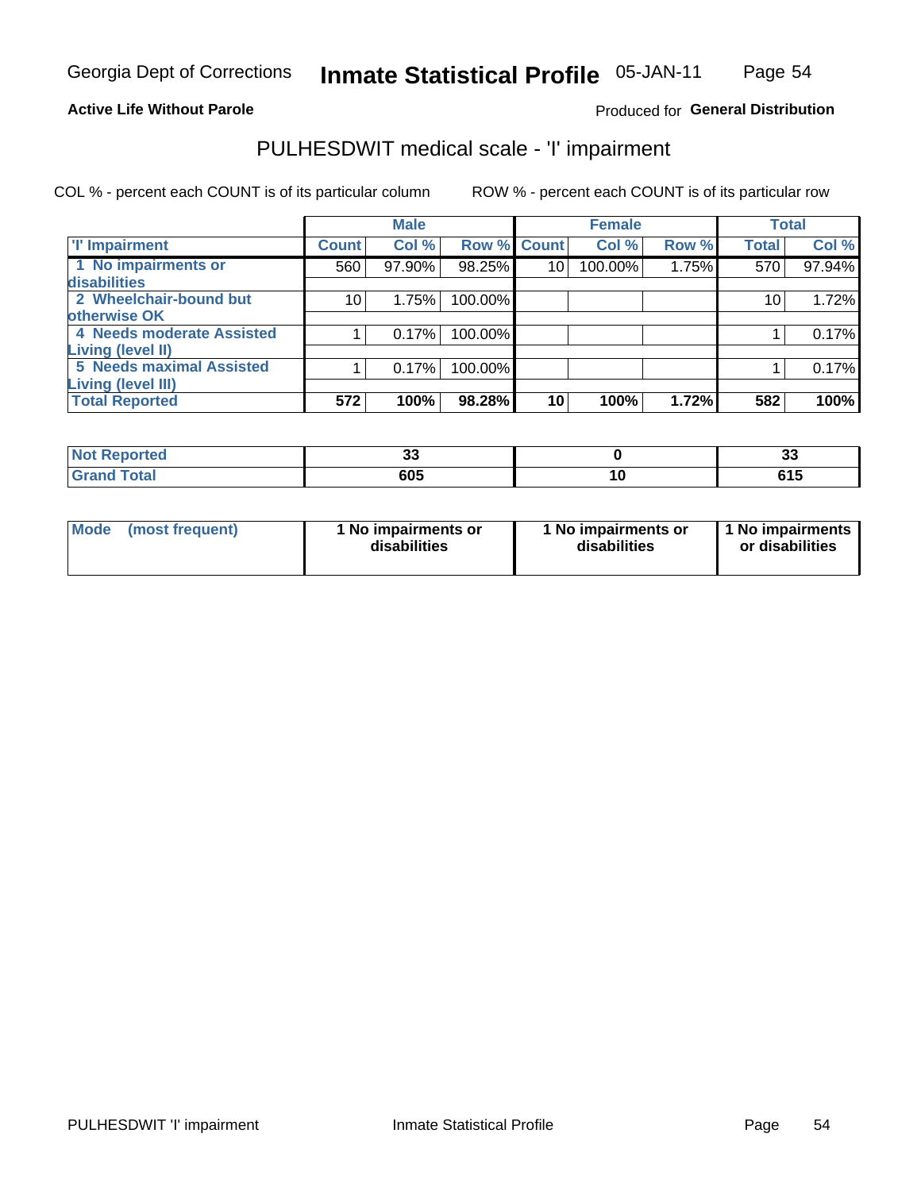Georgia Dept of Corrections **Inmate Statistical Profile** 05-JAN-11

**Active Life Without Parole**

Produced for **General Distribution**

## PULHESDWIT medical scale - 'I' impairment

COL % - percent each COUNT is of its particular column ROW % - percent each COUNT is of its particular row

| | Male | | | Female | | | Total | |
|---|---|---|---|---|---|---|---|---|
| **'I' Impairment** | **Count** | **Col %** | **Row %** | **Count** | **Col %** | **Row %** | **Total** | **Col %** |
| **1 No impairments or disabilities** | 560 | 97.90% | 98.25% | 10 | 100.00% | 1.75% | 570 | 97.94% |
| **2 Wheelchair-bound but otherwise OK** | 10 | 1.75% | 100.00% | | | | 10 | 1.72% |
| **4 Needs moderate Assisted Living (level II)** | 1 | 0.17% | 100.00% | | | | 1 | 0.17% |
| **5 Needs maximal Assisted Living (level III)** | 1 | 0.17% | 100.00% | | | | 1 | 0.17% |
| **Total Reported** | **572** | **100%** | **98.28%** | **10** | **100%** | **1.72%** | **582** | **100%** |

| | Male | Female | Total |
|---|---|---|---|
| **Not Reported** | **33** | **0** | **33** |
| **Grand Total** | **605** | **10** | **615** |

| | Male | Female | Total |
|---|---|---|---|
| **Mode (most frequent)** | **1 No impairments or disabilities** | **1 No impairments or disabilities** | **1 No impairments or disabilities** |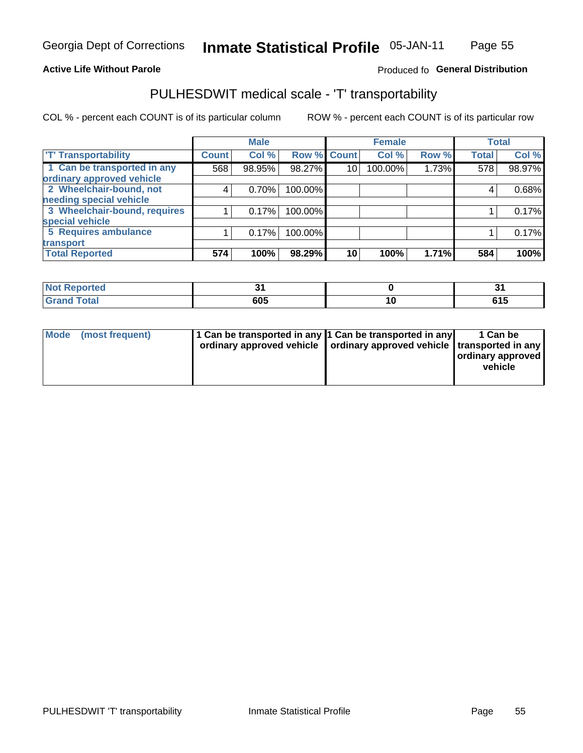Georgia Dept of Corrections **Inmate Statistical Profile** 05-JAN-11

**Active Life Without Parole**

Produced fo **General Distribution**

## PULHESDWIT medical scale - 'T' transportability

COL % - percent each COUNT is of its particular column ROW % - percent each COUNT is of its particular row

| | Male | | | Female | | | Total | |
|---|---|---|---|---|---|---|---|---|
| 'T' Transportability | Count | Col % | Row % | Count | Col % | Row % | Total | Col % |
| 1 Can be transported in any ordinary approved vehicle | 568 | 98.95% | 98.27% | 10 | 100.00% | 1.73% | 578 | 98.97% |
| 2 Wheelchair-bound, not needing special vehicle | 4 | 0.70% | 100.00% | | | | 4 | 0.68% |
| 3 Wheelchair-bound, requires special vehicle | 1 | 0.17% | 100.00% | | | | 1 | 0.17% |
| 5 Requires ambulance transport | 1 | 0.17% | 100.00% | | | | 1 | 0.17% |
| **Total Reported** | **574** | **100%** | **98.29%** | **10** | **100%** | **1.71%** | **584** | **100%** |

| | Male | Female | Total |
|---|---|---|---|
| Not Reported | 31 | 0 | 31 |
| Grand Total | 605 | 10 | 615 |

| | Male | Female | Total |
|---|---|---|---|
| Mode (most frequent) | 1 Can be transported in any ordinary approved vehicle | 1 Can be transported in any ordinary approved vehicle | 1 Can be transported in any ordinary approved vehicle |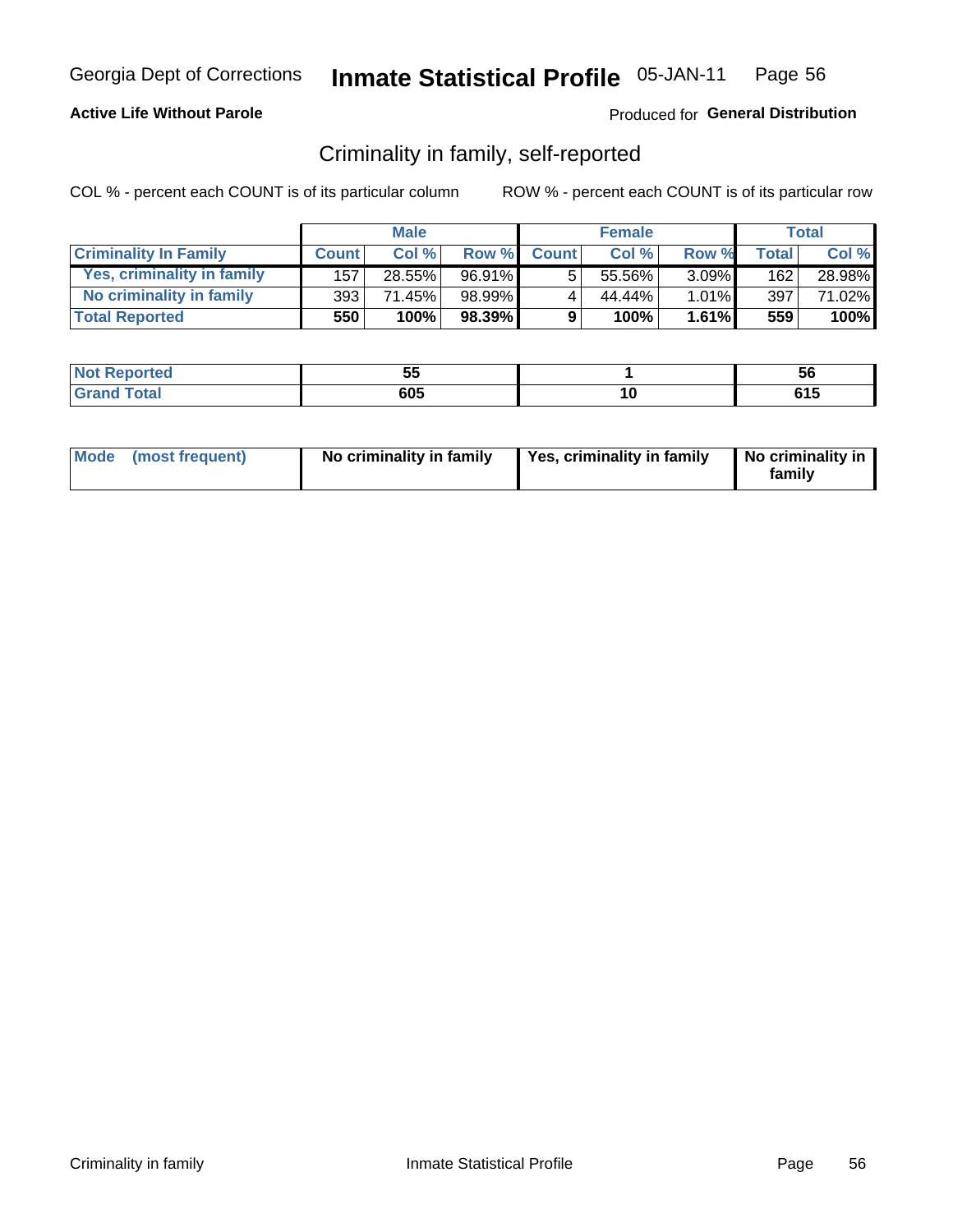Georgia Dept of Corrections **Inmate Statistical Profile** 05-JAN-11

**Active Life Without Parole**

Produced for **General Distribution**

## Criminality in family, self-reported

COL % - percent each COUNT is of its particular column

ROW % - percent each COUNT is of its particular row

| | Male | | | Female | | | Total | |
|---|---|---|---|---|---|---|---|---|
| **Criminality In Family** | **Count** | **Col %** | **Row %** | **Count** | **Col %** | **Row %** | **Total** | **Col %** |
| Yes, criminality in family | 157 | 28.55% | 96.91% | 5 | 55.56% | 3.09% | 162 | 28.98% |
| No criminality in family | 393 | 71.45% | 98.99% | 4 | 44.44% | 1.01% | 397 | 71.02% |
| **Total Reported** | **550** | **100%** | **98.39%** | **9** | **100%** | **1.61%** | **559** | **100%** |

| | Male | Female | Total |
|---|---|---|---|
| **Not Reported** | **55** | **1** | **56** |
| **Grand Total** | **605** | **10** | **615** |

| | Male | Female | Total |
|---|---|---|---|
| **Mode (most frequent)** | **No criminality in family** | **Yes, criminality in family** | **No criminality in family** |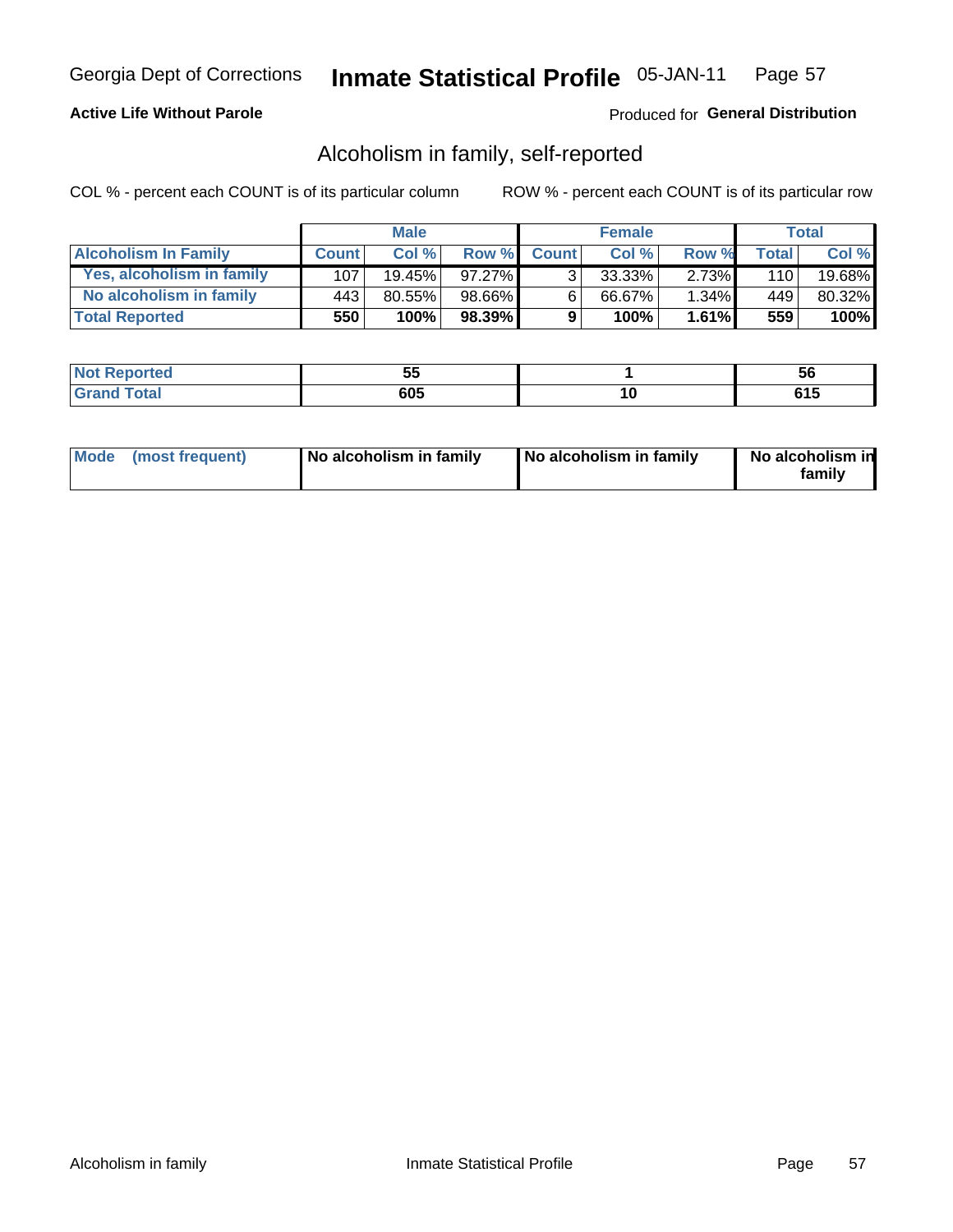Georgia Dept of Corrections **Inmate Statistical Profile** 05-JAN-11

**Active Life Without Parole**

Produced for **General Distribution**

## Alcoholism in family, self-reported

COL % - percent each COUNT is of its particular column

ROW % - percent each COUNT is of its particular row

| | Male | | | Female | | | Total | |
|---|---|---|---|---|---|---|---|---|
| **Alcoholism In Family** | **Count** | **Col %** | **Row %** | **Count** | **Col %** | **Row %** | **Total** | **Col %** |
| **Yes, alcoholism in family** | 107 | 19.45% | 97.27% | 3 | 33.33% | 2.73% | 110 | 19.68% |
| **No alcoholism in family** | 443 | 80.55% | 98.66% | 6 | 66.67% | 1.34% | 449 | 80.32% |
| **Total Reported** | **550** | **100%** | **98.39%** | **9** | **100%** | **1.61%** | **559** | **100%** |
| **Not Reported** | **55** | | | **1** | | | **56** | |
| **Grand Total** | **605** | | | **10** | | | **615** | |

| | Male | Female | Total |
|---|---|---|---|
| **Mode (most frequent)** | **No alcoholism in family** | **No alcoholism in family** | **No alcoholism in family** |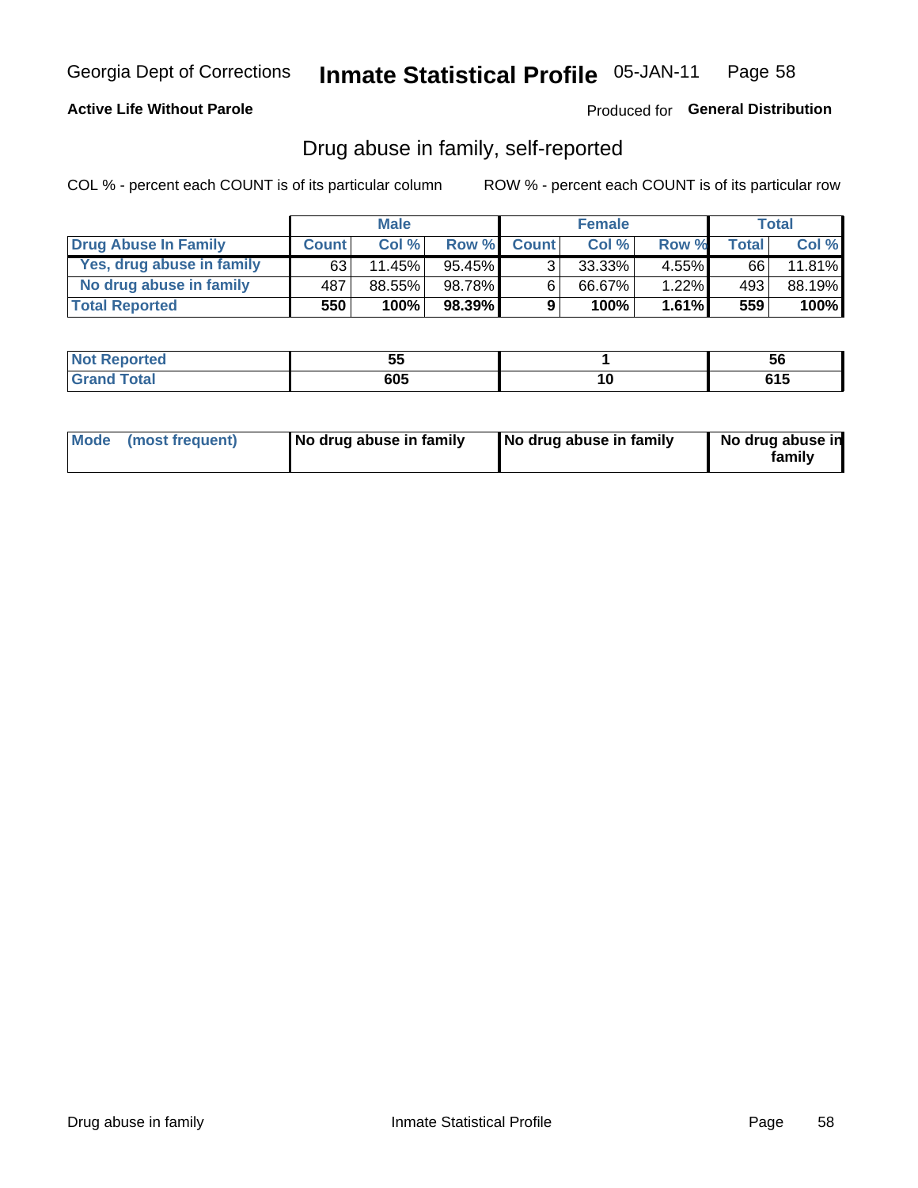Georgia Dept of Corrections **Inmate Statistical Profile** 05-JAN-11

**Active Life Without Parole**

Produced for **General Distribution**

## Drug abuse in family, self-reported

COL % - percent each COUNT is of its particular column     ROW % - percent each COUNT is of its particular row

| | Male | | | Female | | | Total | |
|---|---|---|---|---|---|---|---|---|
| **Drug Abuse In Family** | **Count** | **Col %** | **Row %** | **Count** | **Col %** | **Row %** | **Total** | **Col %** |
| Yes, drug abuse in family | 63 | 11.45% | 95.45% | 3 | 33.33% | 4.55% | 66 | 11.81% |
| No drug abuse in family | 487 | 88.55% | 98.78% | 6 | 66.67% | 1.22% | 493 | 88.19% |
| **Total Reported** | **550** | **100%** | **98.39%** | **9** | **100%** | **1.61%** | **559** | **100%** |

| | Male | Female | Total |
|---|---|---|---|
| **Not Reported** | **55** | **1** | **56** |
| **Grand Total** | **605** | **10** | **615** |

| | Male | Female | Total |
|---|---|---|---|
| **Mode (most frequent)** | **No drug abuse in family** | **No drug abuse in family** | **No drug abuse in family** |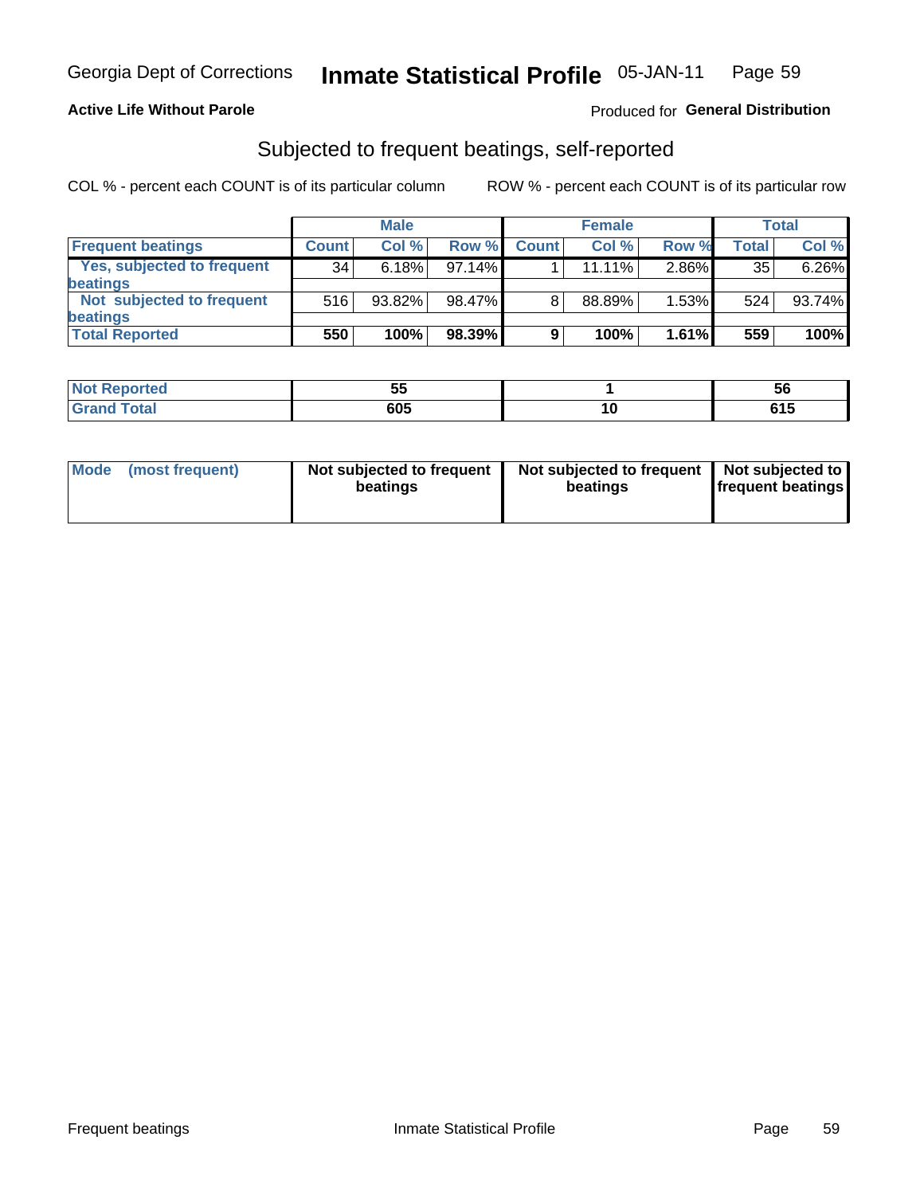Georgia Dept of Corrections **Inmate Statistical Profile** 05-JAN-11

**Active Life Without Parole**

Produced for **General Distribution**

## Subjected to frequent beatings, self-reported

COL % - percent each COUNT is of its particular column

ROW % - percent each COUNT is of its particular row

| | Male | | | Female | | | Total | |
|---|---|---|---|---|---|---|---|---|
| **Frequent beatings** | **Count** | **Col %** | **Row %** | **Count** | **Col %** | **Row %** | **Total** | **Col %** |
| Yes, subjected to frequent beatings | 34 | 6.18% | 97.14% | 1 | 11.11% | 2.86% | 35 | 6.26% |
| Not subjected to frequent beatings | 516 | 93.82% | 98.47% | 8 | 88.89% | 1.53% | 524 | 93.74% |
| **Total Reported** | **550** | **100%** | **98.39%** | **9** | **100%** | **1.61%** | **559** | **100%** |

| | Male | Female | Total |
|---|---|---|---|
| **Not Reported** | **55** | **1** | **56** |
| **Grand Total** | **605** | **10** | **615** |

| | Male | Female | Total |
|---|---|---|---|
| **Mode (most frequent)** | **Not subjected to frequent beatings** | **Not subjected to frequent beatings** | **Not subjected to frequent beatings** |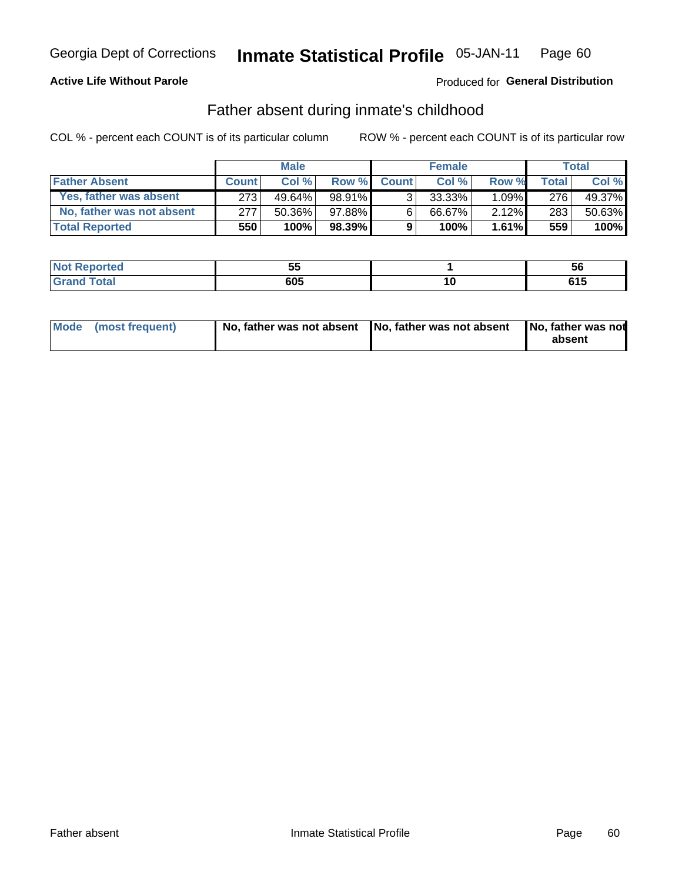Georgia Dept of Corrections **Inmate Statistical Profile** 05-JAN-11

**Active Life Without Parole**

Produced for **General Distribution**

## Father absent during inmate's childhood

COL % - percent each COUNT is of its particular column

ROW % - percent each COUNT is of its particular row

| | Male | | | Female | | | Total | |
|---|---|---|---|---|---|---|---|---|
| **Father Absent** | **Count** | **Col %** | **Row %** | **Count** | **Col %** | **Row %** | **Total** | **Col %** |
| **Yes, father was absent** | 273 | 49.64% | 98.91% | 3 | 33.33% | 1.09% | 276 | 49.37% |
| **No, father was not absent** | 277 | 50.36% | 97.88% | 6 | 66.67% | 2.12% | 283 | 50.63% |
| **Total Reported** | **550** | **100%** | **98.39%** | **9** | **100%** | **1.61%** | **559** | **100%** |

| | Male | Female | Total |
|---|---|---|---|
| **Not Reported** | **55** | **1** | **56** |
| **Grand Total** | **605** | **10** | **615** |

| | Male | Female | Total |
|---|---|---|---|
| **Mode (most frequent)** | **No, father was not absent** | **No, father was not absent** | **No, father was not absent** |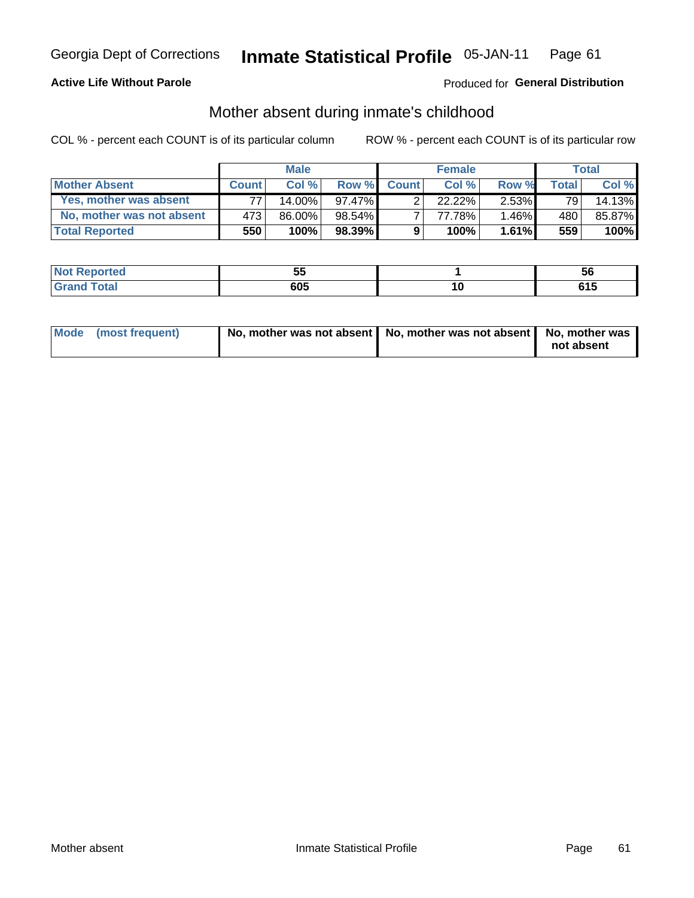Georgia Dept of Corrections **Inmate Statistical Profile** 05-JAN-11

**Active Life Without Parole**

Produced for **General Distribution**

## Mother absent during inmate's childhood

COL % - percent each COUNT is of its particular column

ROW % - percent each COUNT is of its particular row

| | Male | | | Female | | | Total | |
|---|---|---|---|---|---|---|---|---|
| **Mother Absent** | **Count** | **Col %** | **Row %** | **Count** | **Col %** | **Row %** | **Total** | **Col %** |
| Yes, mother was absent | 77 | 14.00% | 97.47% | 2 | 22.22% | 2.53% | 79 | 14.13% |
| No, mother was not absent | 473 | 86.00% | 98.54% | 7 | 77.78% | 1.46% | 480 | 85.87% |
| **Total Reported** | **550** | **100%** | **98.39%** | **9** | **100%** | **1.61%** | **559** | **100%** |

| | Male | Female | Total |
|---|---|---|---|
| Not Reported | 55 | 1 | 56 |
| Grand Total | 605 | 10 | 615 |

| | Male | Female | Total |
|---|---|---|---|
| Mode (most frequent) | No, mother was not absent | No, mother was not absent | No, mother was not absent |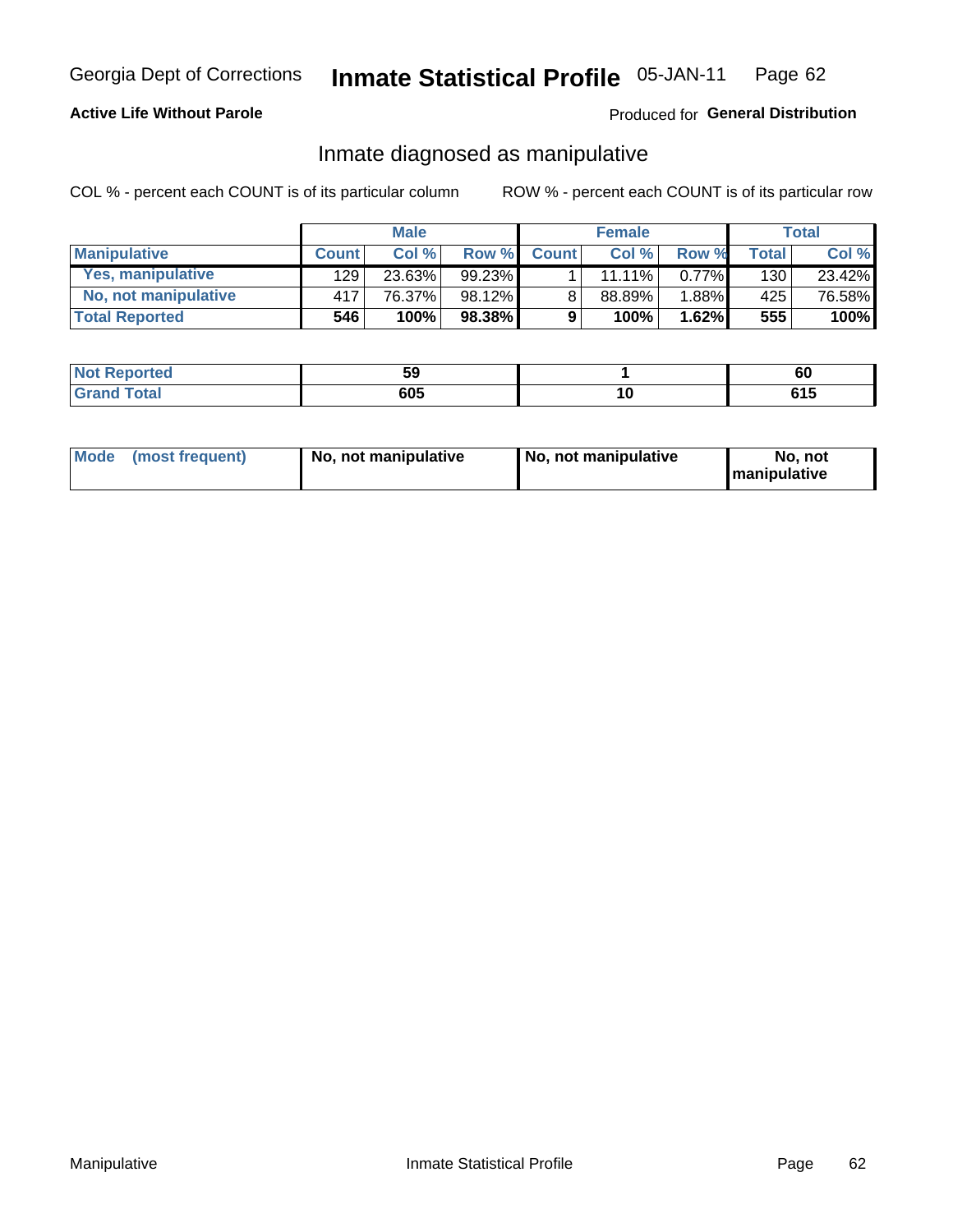Georgia Dept of Corrections **Inmate Statistical Profile** 05-JAN-11

**Active Life Without Parole**

Produced for **General Distribution**

## Inmate diagnosed as manipulative

COL % - percent each COUNT is of its particular column

ROW % - percent each COUNT is of its particular row

| | Male | | | Female | | | Total | |
|---|---|---|---|---|---|---|---|---|
| **Manipulative** | **Count** | **Col %** | **Row %** | **Count** | **Col %** | **Row %** | **Total** | **Col %** |
| **Yes, manipulative** | 129 | 23.63% | 99.23% | 1 | 11.11% | 0.77% | 130 | 23.42% |
| **No, not manipulative** | 417 | 76.37% | 98.12% | 8 | 88.89% | 1.88% | 425 | 76.58% |
| **Total Reported** | **546** | **100%** | **98.38%** | **9** | **100%** | **1.62%** | **555** | **100%** |

| | Male | Female | Total |
|---|---|---|---|
| **Not Reported** | **59** | **1** | **60** |
| **Grand Total** | **605** | **10** | **615** |

| | Male | Female | Total |
|---|---|---|---|
| **Mode (most frequent)** | **No, not manipulative** | **No, not manipulative** | **No, not manipulative** |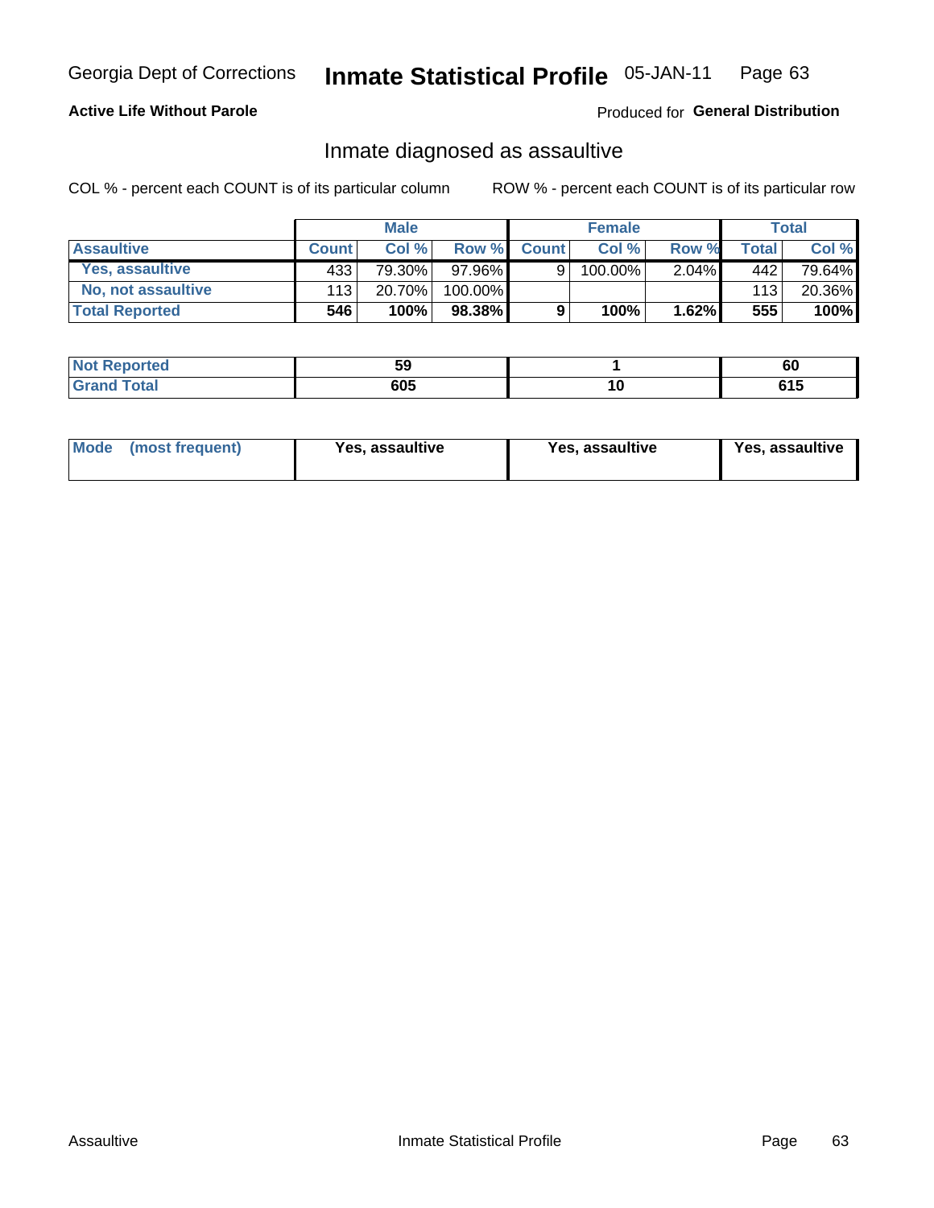Georgia Dept of Corrections **Inmate Statistical Profile** 05-JAN-11

**Active Life Without Parole**

Produced for **General Distribution**

## Inmate diagnosed as assaultive

COL % - percent each COUNT is of its particular column

ROW % - percent each COUNT is of its particular row

| | Male | | | Female | | | Total | |
|---|---|---|---|---|---|---|---|---|
| **Assaultive** | **Count** | **Col %** | **Row %** | **Count** | **Col %** | **Row %** | **Total** | **Col %** |
| **Yes, assaultive** | 433 | 79.30% | 97.96% | 9 | 100.00% | 2.04% | 442 | 79.64% |
| **No, not assaultive** | 113 | 20.70% | 100.00% | | | | 113 | 20.36% |
| **Total Reported** | **546** | **100%** | **98.38%** | **9** | **100%** | **1.62%** | **555** | **100%** |

| | Male | Female | Total |
|---|---|---|---|
| **Not Reported** | **59** | **1** | **60** |
| **Grand Total** | **605** | **10** | **615** |

| | Male | Female | Total |
|---|---|---|---|
| **Mode (most frequent)** | **Yes, assaultive** | **Yes, assaultive** | **Yes, assaultive** |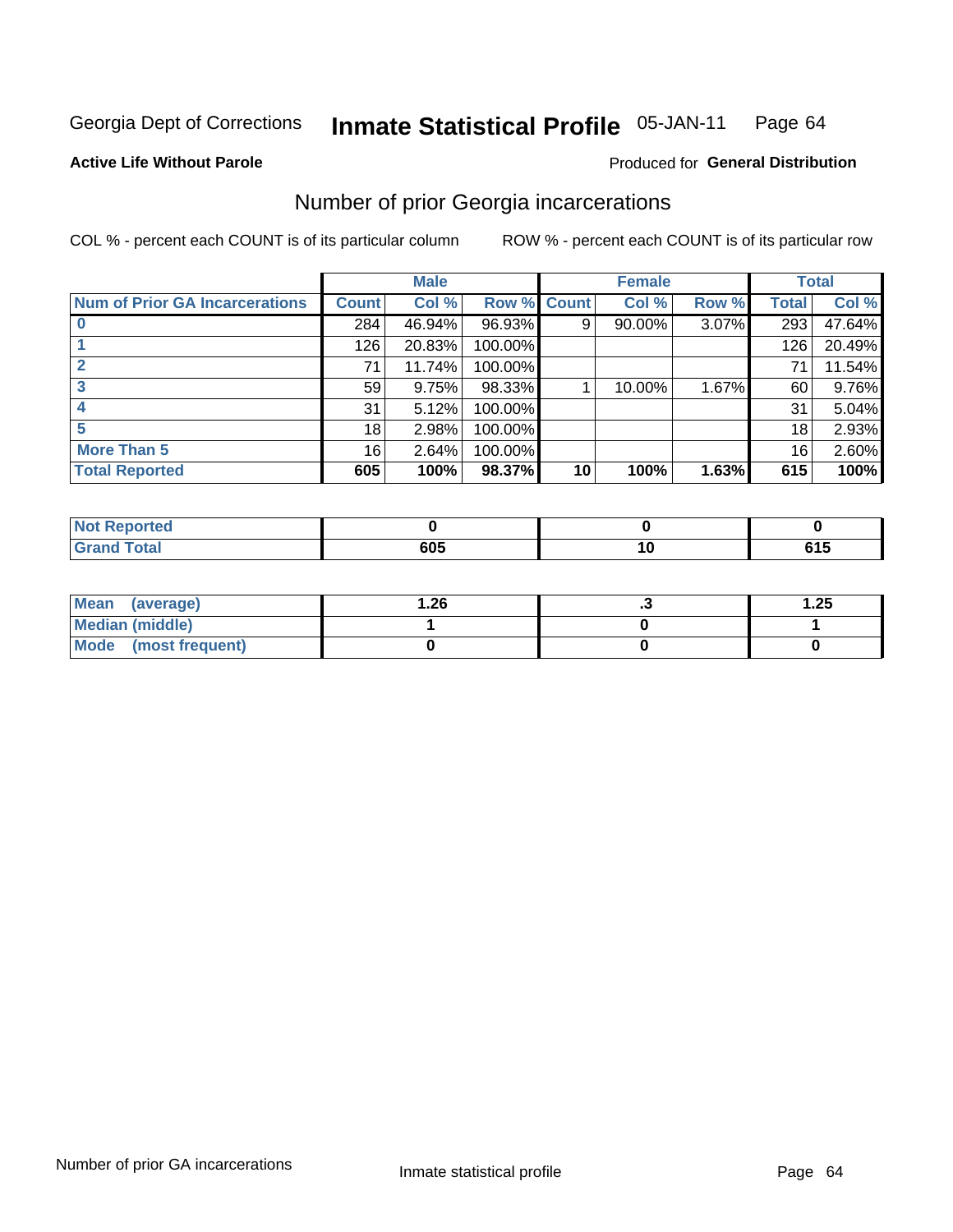Georgia Dept of Corrections **Inmate Statistical Profile** 05-JAN-11

**Active Life Without Parole**

Produced for **General Distribution**

## Number of prior Georgia incarcerations

COL % - percent each COUNT is of its particular column

ROW % - percent each COUNT is of its particular row

| | Male | | | Female | | | Total | |
|---|---|---|---|---|---|---|---|---|
| **Num of Prior GA Incarcerations** | **Count** | **Col %** | **Row %** | **Count** | **Col %** | **Row %** | **Total** | **Col %** |
| **0** | 284 | 46.94% | 96.93% | 9 | 90.00% | 3.07% | 293 | 47.64% |
| **1** | 126 | 20.83% | 100.00% | | | | 126 | 20.49% |
| **2** | 71 | 11.74% | 100.00% | | | | 71 | 11.54% |
| **3** | 59 | 9.75% | 98.33% | 1 | 10.00% | 1.67% | 60 | 9.76% |
| **4** | 31 | 5.12% | 100.00% | | | | 31 | 5.04% |
| **5** | 18 | 2.98% | 100.00% | | | | 18 | 2.93% |
| **More Than 5** | 16 | 2.64% | 100.00% | | | | 16 | 2.60% |
| **Total Reported** | **605** | **100%** | **98.37%** | **10** | **100%** | **1.63%** | **615** | **100%** |

| | Male | Female | Total |
|---|---|---|---|
| **Not Reported** | **0** | **0** | **0** |
| **Grand Total** | **605** | **10** | **615** |

| | Male | Female | Total |
|---|---|---|---|
| **Mean (average)** | **1.26** | **.3** | **1.25** |
| **Median (middle)** | **1** | **0** | **1** |
| **Mode (most frequent)** | **0** | **0** | **0** |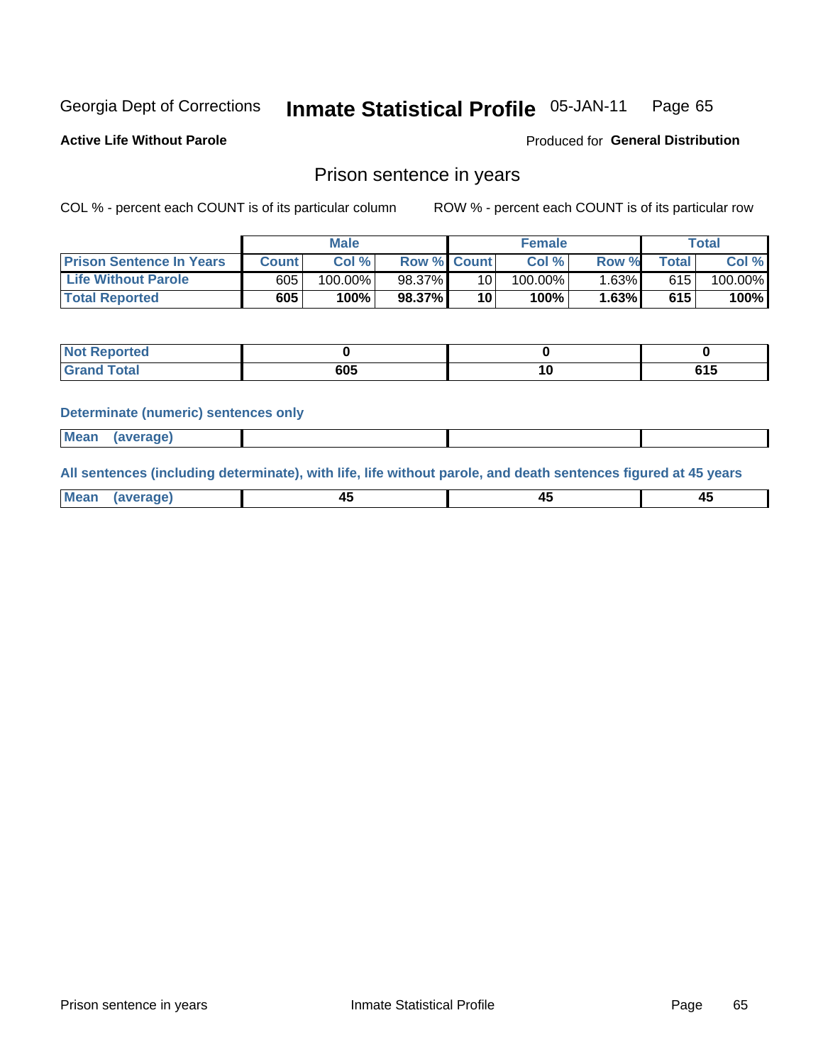Georgia Dept of Corrections **Inmate Statistical Profile** 05-JAN-11

**Active Life Without Parole**

Produced for **General Distribution**

## Prison sentence in years

COL % - percent each COUNT is of its particular column

ROW % - percent each COUNT is of its particular row

| | Male | | | Female | | | Total | |
|---|---|---|---|---|---|---|---|---|
| **Prison Sentence In Years** | **Count** | **Col %** | **Row %** | **Count** | **Col %** | **Row %** | **Total** | **Col %** |
| **Life Without Parole** | 605 | 100.00% | 98.37% | 10 | 100.00% | 1.63% | 615 | 100.00% |
| **Total Reported** | **605** | **100%** | **98.37%** | **10** | **100%** | **1.63%** | **615** | **100%** |

| | Male | Female | Total |
|---|---|---|---|
| **Not Reported** | **0** | **0** | **0** |
| **Grand Total** | **605** | **10** | **615** |

**Determinate (numeric) sentences only**

| | Male | Female | Total |
|---|---|---|---|
| **Mean (average)** | | | |

**All sentences (including determinate), with life, life without parole, and death sentences figured at 45 years**

| | Male | Female | Total |
|---|---|---|---|
| **Mean (average)** | **45** | **45** | **45** |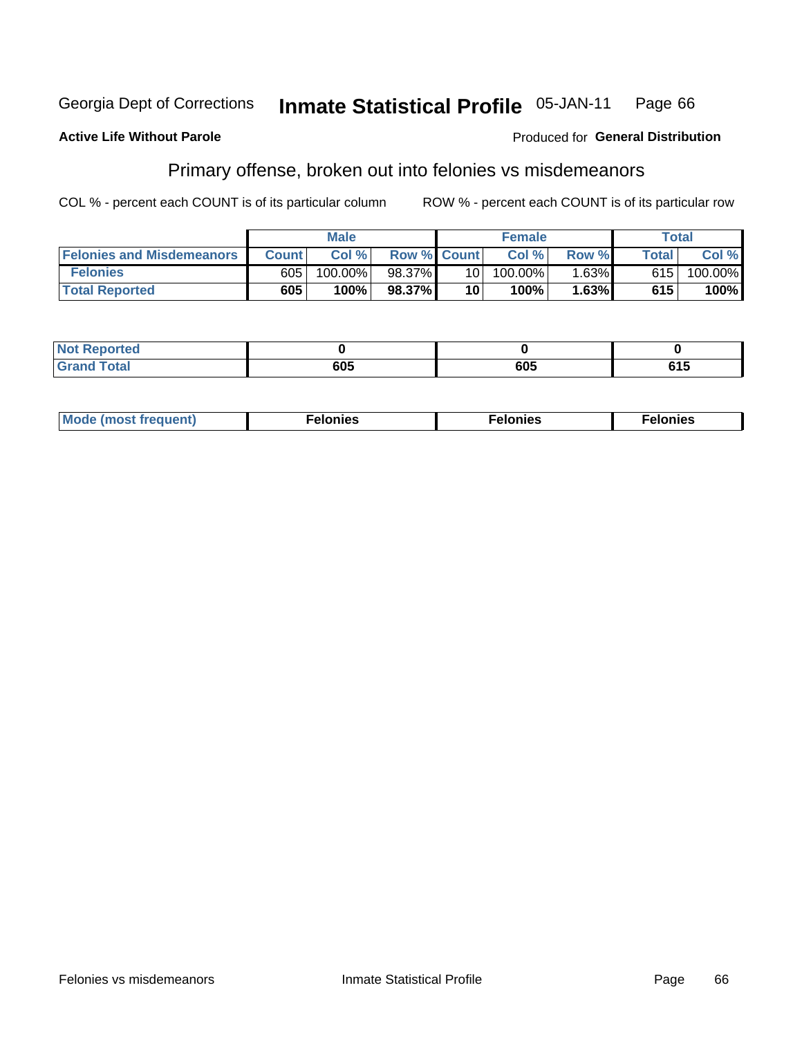Georgia Dept of Corrections **Inmate Statistical Profile** 05-JAN-11

**Active Life Without Parole**

Produced for **General Distribution**

## Primary offense, broken out into felonies vs misdemeanors

COL % - percent each COUNT is of its particular column    ROW % - percent each COUNT is of its particular row

| | Male | | | Female | | | Total | |
|---|---|---|---|---|---|---|---|---|
| **Felonies and Misdemeanors** | **Count** | **Col %** | **Row %** | **Count** | **Col %** | **Row %** | **Total** | **Col %** |
| **Felonies** | 605 | 100.00% | 98.37% | 10 | 100.00% | 1.63% | 615 | 100.00% |
| **Total Reported** | **605** | **100%** | **98.37%** | **10** | **100%** | **1.63%** | **615** | **100%** |

| | Male | Female | Total |
|---|---|---|---|
| **Not Reported** | **0** | **0** | **0** |
| **Grand Total** | **605** | **605** | **615** |

| | Male | Female | Total |
|---|---|---|---|
| **Mode (most frequent)** | **Felonies** | **Felonies** | **Felonies** |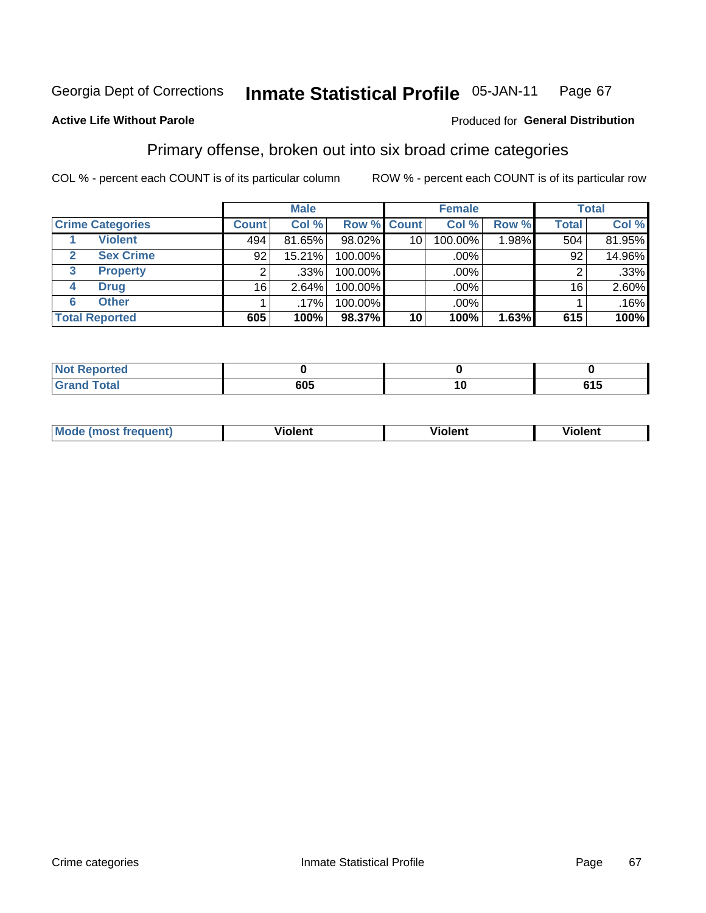Georgia Dept of Corrections **Inmate Statistical Profile** 05-JAN-11

**Active Life Without Parole**

Produced for **General Distribution**

## Primary offense, broken out into six broad crime categories

COL % - percent each COUNT is of its particular column

ROW % - percent each COUNT is of its particular row

| Crime Categories | | Male | | | Female | | | Total | |
|---|---|---|---|---|---|---|---|---|---|
| | | Count | Col % | Row % | Count | Col % | Row % | Total | Col % |
| 1 | Violent | 494 | 81.65% | 98.02% | 10 | 100.00% | 1.98% | 504 | 81.95% |
| 2 | Sex Crime | 92 | 15.21% | 100.00% | | .00% | | 92 | 14.96% |
| 3 | Property | 2 | .33% | 100.00% | | .00% | | 2 | .33% |
| 4 | Drug | 16 | 2.64% | 100.00% | | .00% | | 16 | 2.60% |
| 6 | Other | 1 | .17% | 100.00% | | .00% | | 1 | .16% |
| **Total Reported** | | **605** | **100%** | **98.37%** | **10** | **100%** | **1.63%** | **615** | **100%** |

| | Male | Female | Total |
|---|---|---|---|
| Not Reported | 0 | 0 | 0 |
| Grand Total | 605 | 10 | 615 |

| | Male | Female | Total |
|---|---|---|---|
| Mode (most frequent) | Violent | Violent | Violent |

Crime categories Inmate Statistical Profile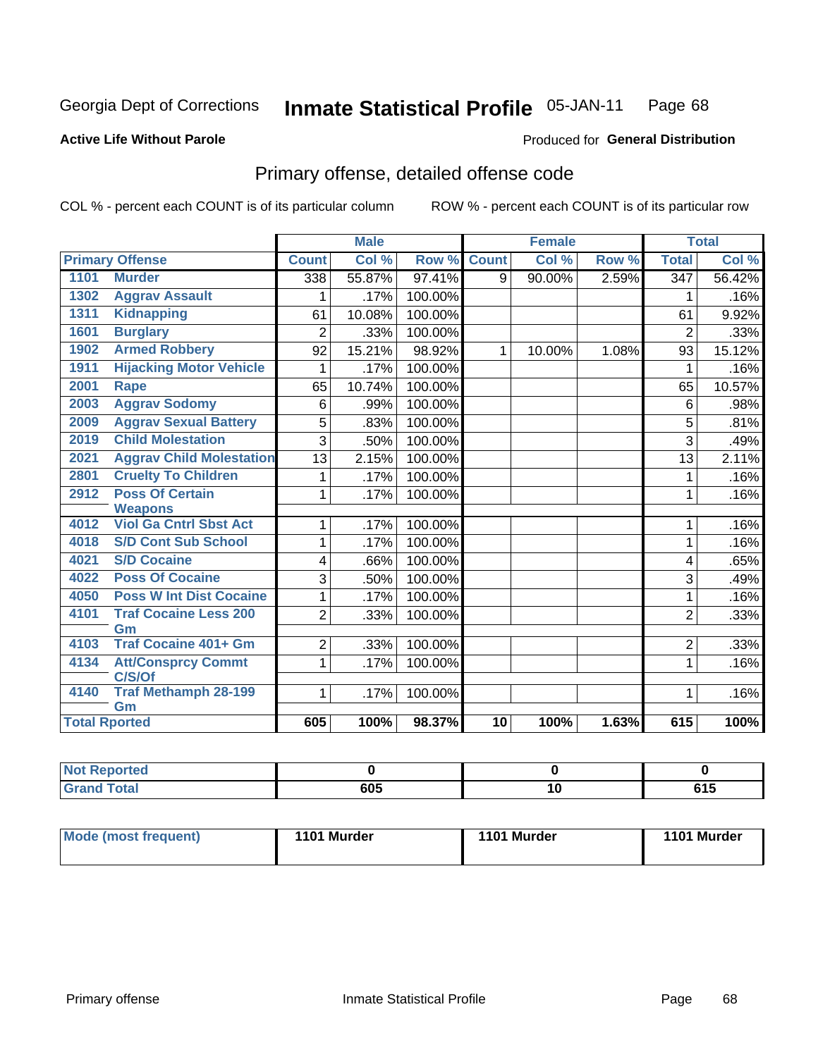Georgia Dept of Corrections **Inmate Statistical Profile** 05-JAN-11

**Active Life Without Parole**

Produced for **General Distribution**

## Primary offense, detailed offense code

COL % - percent each COUNT is of its particular column ROW % - percent each COUNT is of its particular row

| Primary Offense | | Male | | | Female | | | Total | |
|---|---|---|---|---|---|---|---|---|---|
| | | Count | Col % | Row % | Count | Col % | Row % | Total | Col % |
| 1101 | Murder | 338 | 55.87% | 97.41% | 9 | 90.00% | 2.59% | 347 | 56.42% |
| 1302 | Aggrav Assault | 1 | .17% | 100.00% | | | | 1 | .16% |
| 1311 | Kidnapping | 61 | 10.08% | 100.00% | | | | 61 | 9.92% |
| 1601 | Burglary | 2 | .33% | 100.00% | | | | 2 | .33% |
| 1902 | Armed Robbery | 92 | 15.21% | 98.92% | 1 | 10.00% | 1.08% | 93 | 15.12% |
| 1911 | Hijacking Motor Vehicle | 1 | .17% | 100.00% | | | | 1 | .16% |
| 2001 | Rape | 65 | 10.74% | 100.00% | | | | 65 | 10.57% |
| 2003 | Aggrav Sodomy | 6 | .99% | 100.00% | | | | 6 | .98% |
| 2009 | Aggrav Sexual Battery | 5 | .83% | 100.00% | | | | 5 | .81% |
| 2019 | Child Molestation | 3 | .50% | 100.00% | | | | 3 | .49% |
| 2021 | Aggrav Child Molestation | 13 | 2.15% | 100.00% | | | | 13 | 2.11% |
| 2801 | Cruelty To Children | 1 | .17% | 100.00% | | | | 1 | .16% |
| 2912 | Poss Of Certain Weapons | 1 | .17% | 100.00% | | | | 1 | .16% |
| 4012 | Viol Ga Cntrl Sbst Act | 1 | .17% | 100.00% | | | | 1 | .16% |
| 4018 | S/D Cont Sub School | 1 | .17% | 100.00% | | | | 1 | .16% |
| 4021 | S/D Cocaine | 4 | .66% | 100.00% | | | | 4 | .65% |
| 4022 | Poss Of Cocaine | 3 | .50% | 100.00% | | | | 3 | .49% |
| 4050 | Poss W Int Dist Cocaine | 1 | .17% | 100.00% | | | | 1 | .16% |
| 4101 | Traf Cocaine Less 200 Gm | 2 | .33% | 100.00% | | | | 2 | .33% |
| 4103 | Traf Cocaine 401+ Gm | 2 | .33% | 100.00% | | | | 2 | .33% |
| 4134 | Att/Consprcy Commt C/S/Of | 1 | .17% | 100.00% | | | | 1 | .16% |
| 4140 | Traf Methamph 28-199 Gm | 1 | .17% | 100.00% | | | | 1 | .16% |
| Total Rported | | 605 | 100% | 98.37% | 10 | 100% | 1.63% | 615 | 100% |

| | Male | Female | Total |
|---|---|---|---|
| Not Reported | 0 | 0 | 0 |
| Grand Total | 605 | 10 | 615 |

| | Male | Female | Total |
|---|---|---|---|
| Mode (most frequent) | 1101 Murder | 1101 Murder | 1101 Murder |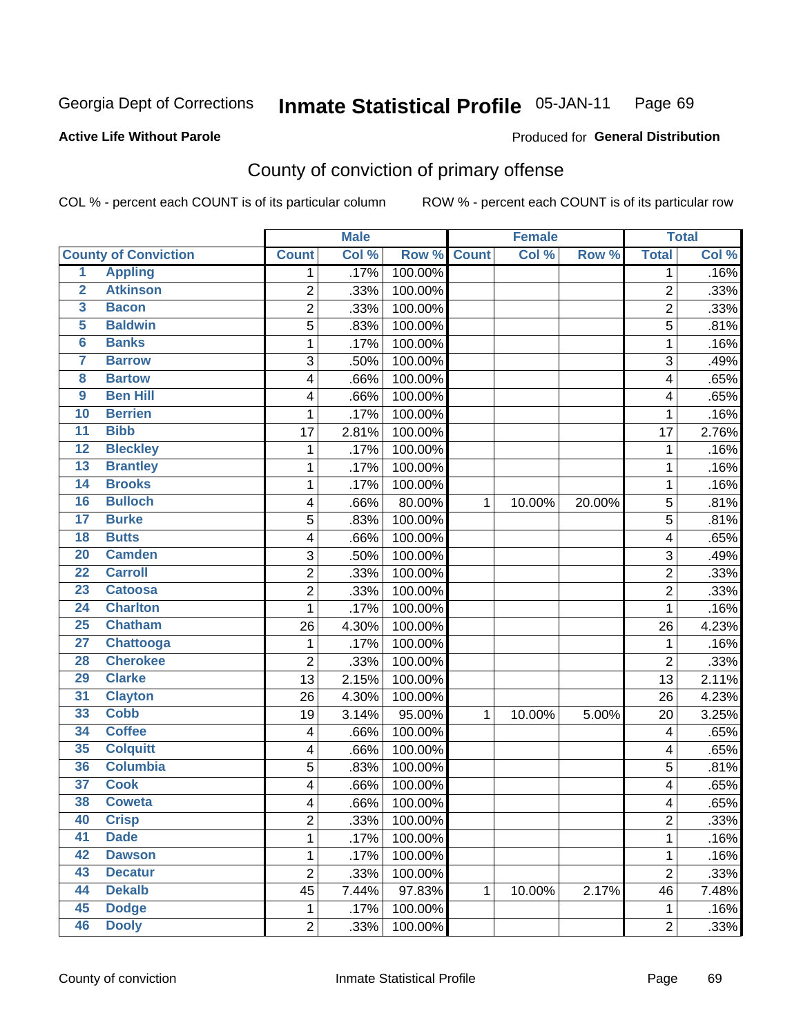Georgia Dept of Corrections **Inmate Statistical Profile** 05-JAN-11

**Active Life Without Parole**

Produced for **General Distribution**

## County of conviction of primary offense

COL % - percent each COUNT is of its particular column ROW % - percent each COUNT is of its particular row

| | | Male | | | Female | | | Total | |
|---|---|---|---|---|---|---|---|---|---|
| County of Conviction | | Count | Col % | Row % | Count | Col % | Row % | Total | Col % |
| 1 | Appling | 1 | .17% | 100.00% | | | | 1 | .16% |
| 2 | Atkinson | 2 | .33% | 100.00% | | | | 2 | .33% |
| 3 | Bacon | 2 | .33% | 100.00% | | | | 2 | .33% |
| 5 | Baldwin | 5 | .83% | 100.00% | | | | 5 | .81% |
| 6 | Banks | 1 | .17% | 100.00% | | | | 1 | .16% |
| 7 | Barrow | 3 | .50% | 100.00% | | | | 3 | .49% |
| 8 | Bartow | 4 | .66% | 100.00% | | | | 4 | .65% |
| 9 | Ben Hill | 4 | .66% | 100.00% | | | | 4 | .65% |
| 10 | Berrien | 1 | .17% | 100.00% | | | | 1 | .16% |
| 11 | Bibb | 17 | 2.81% | 100.00% | | | | 17 | 2.76% |
| 12 | Bleckley | 1 | .17% | 100.00% | | | | 1 | .16% |
| 13 | Brantley | 1 | .17% | 100.00% | | | | 1 | .16% |
| 14 | Brooks | 1 | .17% | 100.00% | | | | 1 | .16% |
| 16 | Bulloch | 4 | .66% | 80.00% | 1 | 10.00% | 20.00% | 5 | .81% |
| 17 | Burke | 5 | .83% | 100.00% | | | | 5 | .81% |
| 18 | Butts | 4 | .66% | 100.00% | | | | 4 | .65% |
| 20 | Camden | 3 | .50% | 100.00% | | | | 3 | .49% |
| 22 | Carroll | 2 | .33% | 100.00% | | | | 2 | .33% |
| 23 | Catoosa | 2 | .33% | 100.00% | | | | 2 | .33% |
| 24 | Charlton | 1 | .17% | 100.00% | | | | 1 | .16% |
| 25 | Chatham | 26 | 4.30% | 100.00% | | | | 26 | 4.23% |
| 27 | Chattooga | 1 | .17% | 100.00% | | | | 1 | .16% |
| 28 | Cherokee | 2 | .33% | 100.00% | | | | 2 | .33% |
| 29 | Clarke | 13 | 2.15% | 100.00% | | | | 13 | 2.11% |
| 31 | Clayton | 26 | 4.30% | 100.00% | | | | 26 | 4.23% |
| 33 | Cobb | 19 | 3.14% | 95.00% | 1 | 10.00% | 5.00% | 20 | 3.25% |
| 34 | Coffee | 4 | .66% | 100.00% | | | | 4 | .65% |
| 35 | Colquitt | 4 | .66% | 100.00% | | | | 4 | .65% |
| 36 | Columbia | 5 | .83% | 100.00% | | | | 5 | .81% |
| 37 | Cook | 4 | .66% | 100.00% | | | | 4 | .65% |
| 38 | Coweta | 4 | .66% | 100.00% | | | | 4 | .65% |
| 40 | Crisp | 2 | .33% | 100.00% | | | | 2 | .33% |
| 41 | Dade | 1 | .17% | 100.00% | | | | 1 | .16% |
| 42 | Dawson | 1 | .17% | 100.00% | | | | 1 | .16% |
| 43 | Decatur | 2 | .33% | 100.00% | | | | 2 | .33% |
| 44 | Dekalb | 45 | 7.44% | 97.83% | 1 | 10.00% | 2.17% | 46 | 7.48% |
| 45 | Dodge | 1 | .17% | 100.00% | | | | 1 | .16% |
| 46 | Dooly | 2 | .33% | 100.00% | | | | 2 | .33% |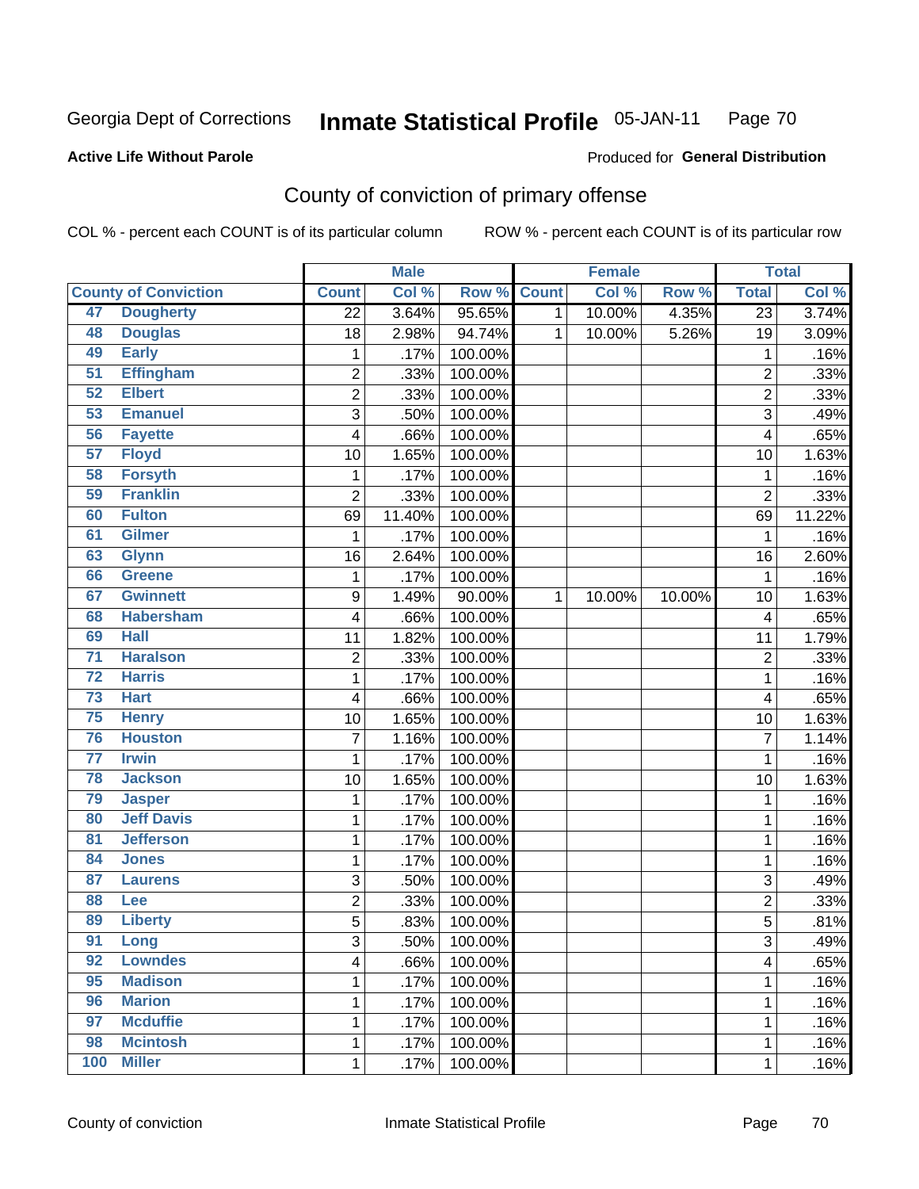Georgia Dept of Corrections **Inmate Statistical Profile** 05-JAN-11

**Active Life Without Parole**

Produced for **General Distribution**

## County of conviction of primary offense

COL % - percent each COUNT is of its particular column    ROW % - percent each COUNT is of its particular row

| County of Conviction | | Male | | | Female | | | Total | |
|---|---|---|---|---|---|---|---|---|---|
| | | Count | Col % | Row % | Count | Col % | Row % | Total | Col % |
| 47 | Dougherty | 22 | 3.64% | 95.65% | 1 | 10.00% | 4.35% | 23 | 3.74% |
| 48 | Douglas | 18 | 2.98% | 94.74% | 1 | 10.00% | 5.26% | 19 | 3.09% |
| 49 | Early | 1 | .17% | 100.00% | | | | 1 | .16% |
| 51 | Effingham | 2 | .33% | 100.00% | | | | 2 | .33% |
| 52 | Elbert | 2 | .33% | 100.00% | | | | 2 | .33% |
| 53 | Emanuel | 3 | .50% | 100.00% | | | | 3 | .49% |
| 56 | Fayette | 4 | .66% | 100.00% | | | | 4 | .65% |
| 57 | Floyd | 10 | 1.65% | 100.00% | | | | 10 | 1.63% |
| 58 | Forsyth | 1 | .17% | 100.00% | | | | 1 | .16% |
| 59 | Franklin | 2 | .33% | 100.00% | | | | 2 | .33% |
| 60 | Fulton | 69 | 11.40% | 100.00% | | | | 69 | 11.22% |
| 61 | Gilmer | 1 | .17% | 100.00% | | | | 1 | .16% |
| 63 | Glynn | 16 | 2.64% | 100.00% | | | | 16 | 2.60% |
| 66 | Greene | 1 | .17% | 100.00% | | | | 1 | .16% |
| 67 | Gwinnett | 9 | 1.49% | 90.00% | 1 | 10.00% | 10.00% | 10 | 1.63% |
| 68 | Habersham | 4 | .66% | 100.00% | | | | 4 | .65% |
| 69 | Hall | 11 | 1.82% | 100.00% | | | | 11 | 1.79% |
| 71 | Haralson | 2 | .33% | 100.00% | | | | 2 | .33% |
| 72 | Harris | 1 | .17% | 100.00% | | | | 1 | .16% |
| 73 | Hart | 4 | .66% | 100.00% | | | | 4 | .65% |
| 75 | Henry | 10 | 1.65% | 100.00% | | | | 10 | 1.63% |
| 76 | Houston | 7 | 1.16% | 100.00% | | | | 7 | 1.14% |
| 77 | Irwin | 1 | .17% | 100.00% | | | | 1 | .16% |
| 78 | Jackson | 10 | 1.65% | 100.00% | | | | 10 | 1.63% |
| 79 | Jasper | 1 | .17% | 100.00% | | | | 1 | .16% |
| 80 | Jeff Davis | 1 | .17% | 100.00% | | | | 1 | .16% |
| 81 | Jefferson | 1 | .17% | 100.00% | | | | 1 | .16% |
| 84 | Jones | 1 | .17% | 100.00% | | | | 1 | .16% |
| 87 | Laurens | 3 | .50% | 100.00% | | | | 3 | .49% |
| 88 | Lee | 2 | .33% | 100.00% | | | | 2 | .33% |
| 89 | Liberty | 5 | .83% | 100.00% | | | | 5 | .81% |
| 91 | Long | 3 | .50% | 100.00% | | | | 3 | .49% |
| 92 | Lowndes | 4 | .66% | 100.00% | | | | 4 | .65% |
| 95 | Madison | 1 | .17% | 100.00% | | | | 1 | .16% |
| 96 | Marion | 1 | .17% | 100.00% | | | | 1 | .16% |
| 97 | Mcduffie | 1 | .17% | 100.00% | | | | 1 | .16% |
| 98 | Mcintosh | 1 | .17% | 100.00% | | | | 1 | .16% |
| 100 | Miller | 1 | .17% | 100.00% | | | | 1 | .16% |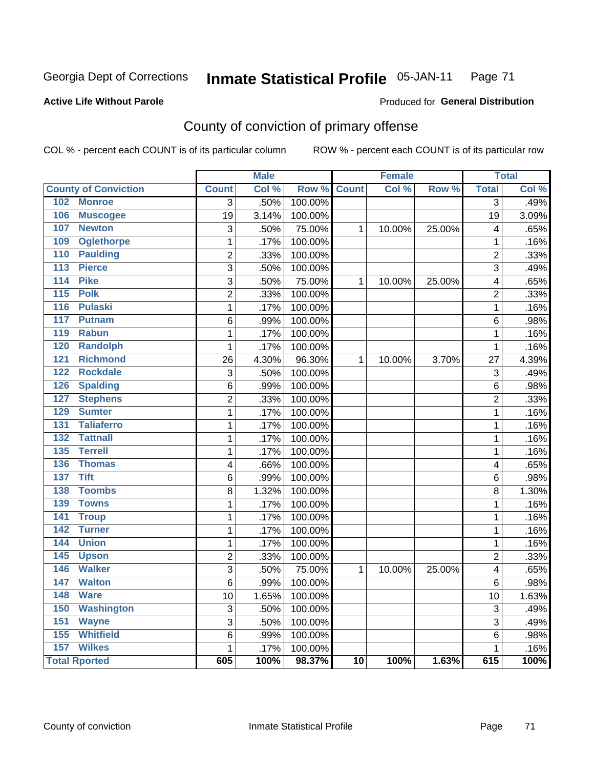Georgia Dept of Corrections **Inmate Statistical Profile** 05-JAN-11

**Active Life Without Parole**

Produced for **General Distribution**

## County of conviction of primary offense

COL % - percent each COUNT is of its particular column ROW % - percent each COUNT is of its particular row

| | Male | | | Female | | | Total | |
|---|---|---|---|---|---|---|---|---|
| **County of Conviction** | **Count** | **Col %** | **Row %** | **Count** | **Col %** | **Row %** | **Total** | **Col %** |
| 102 Monroe | 3 | .50% | 100.00% | | | | 3 | .49% |
| 106 Muscogee | 19 | 3.14% | 100.00% | | | | 19 | 3.09% |
| 107 Newton | 3 | .50% | 75.00% | 1 | 10.00% | 25.00% | 4 | .65% |
| 109 Oglethorpe | 1 | .17% | 100.00% | | | | 1 | .16% |
| 110 Paulding | 2 | .33% | 100.00% | | | | 2 | .33% |
| 113 Pierce | 3 | .50% | 100.00% | | | | 3 | .49% |
| 114 Pike | 3 | .50% | 75.00% | 1 | 10.00% | 25.00% | 4 | .65% |
| 115 Polk | 2 | .33% | 100.00% | | | | 2 | .33% |
| 116 Pulaski | 1 | .17% | 100.00% | | | | 1 | .16% |
| 117 Putnam | 6 | .99% | 100.00% | | | | 6 | .98% |
| 119 Rabun | 1 | .17% | 100.00% | | | | 1 | .16% |
| 120 Randolph | 1 | .17% | 100.00% | | | | 1 | .16% |
| 121 Richmond | 26 | 4.30% | 96.30% | 1 | 10.00% | 3.70% | 27 | 4.39% |
| 122 Rockdale | 3 | .50% | 100.00% | | | | 3 | .49% |
| 126 Spalding | 6 | .99% | 100.00% | | | | 6 | .98% |
| 127 Stephens | 2 | .33% | 100.00% | | | | 2 | .33% |
| 129 Sumter | 1 | .17% | 100.00% | | | | 1 | .16% |
| 131 Taliaferro | 1 | .17% | 100.00% | | | | 1 | .16% |
| 132 Tattnall | 1 | .17% | 100.00% | | | | 1 | .16% |
| 135 Terrell | 1 | .17% | 100.00% | | | | 1 | .16% |
| 136 Thomas | 4 | .66% | 100.00% | | | | 4 | .65% |
| 137 Tift | 6 | .99% | 100.00% | | | | 6 | .98% |
| 138 Toombs | 8 | 1.32% | 100.00% | | | | 8 | 1.30% |
| 139 Towns | 1 | .17% | 100.00% | | | | 1 | .16% |
| 141 Troup | 1 | .17% | 100.00% | | | | 1 | .16% |
| 142 Turner | 1 | .17% | 100.00% | | | | 1 | .16% |
| 144 Union | 1 | .17% | 100.00% | | | | 1 | .16% |
| 145 Upson | 2 | .33% | 100.00% | | | | 2 | .33% |
| 146 Walker | 3 | .50% | 75.00% | 1 | 10.00% | 25.00% | 4 | .65% |
| 147 Walton | 6 | .99% | 100.00% | | | | 6 | .98% |
| 148 Ware | 10 | 1.65% | 100.00% | | | | 10 | 1.63% |
| 150 Washington | 3 | .50% | 100.00% | | | | 3 | .49% |
| 151 Wayne | 3 | .50% | 100.00% | | | | 3 | .49% |
| 155 Whitfield | 6 | .99% | 100.00% | | | | 6 | .98% |
| 157 Wilkes | 1 | .17% | 100.00% | | | | 1 | .16% |
| **Total Rported** | **605** | **100%** | **98.37%** | **10** | **100%** | **1.63%** | **615** | **100%** |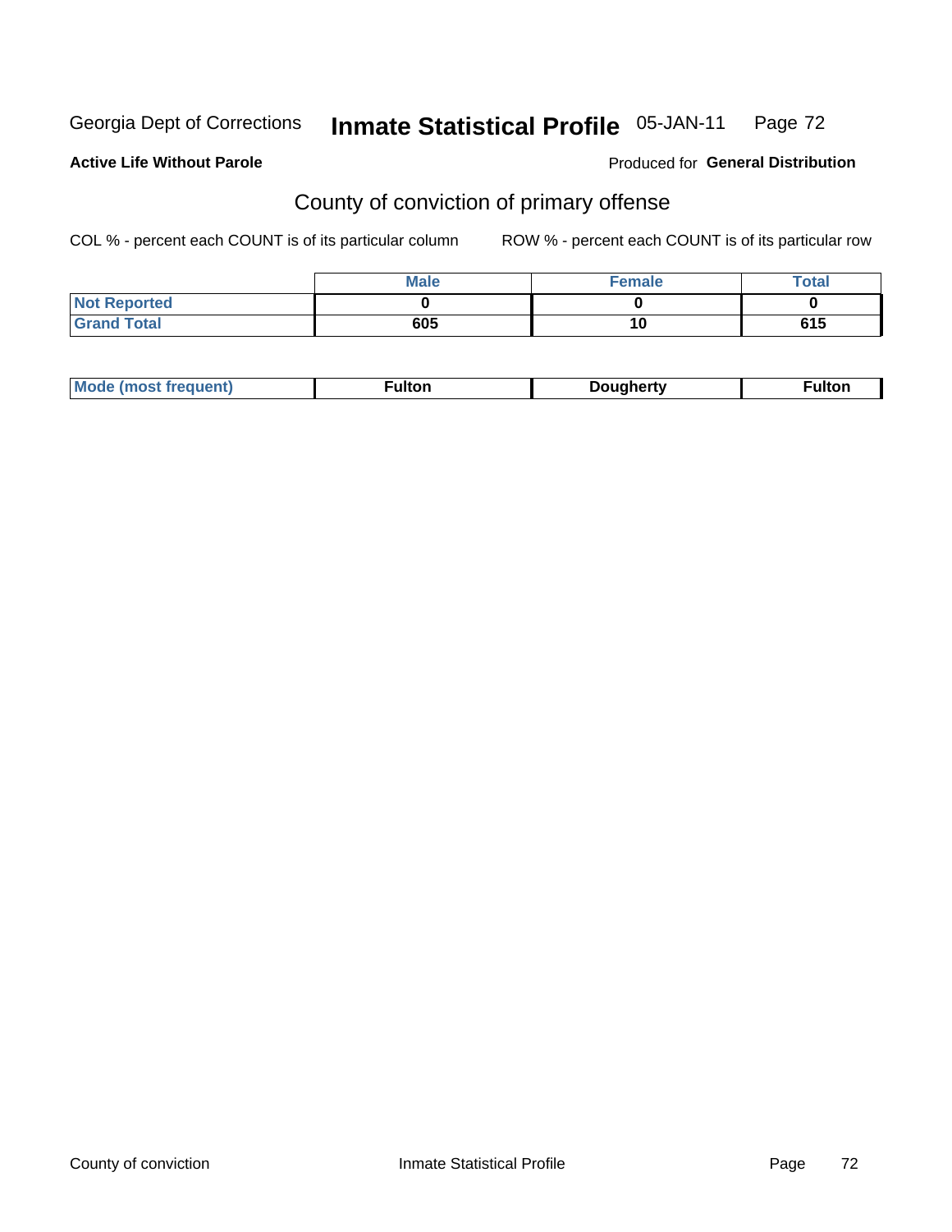Georgia Dept of Corrections **Inbmate Statistical Profile** 05-JAN-11

**Active Life Without Parole**

Produced for **General Distribution**

## County of conviction of primary offense

COL % - percent each COUNT is of its particular column ROW % - percent each COUNT is of its particular row

| | Male | Female | Total |
|---|---|---|---|
| Not Reported | 0 | 0 | 0 |
| Grand Total | 605 | 10 | 615 |

| Mode (most frequent) | Fulton | Dougherty | Fulton |
|---|---|---|---|

Georgia Dept of Corrections **Inmate Statistical Profile** 05-JAN-11

**Active Life Without Parole**

Produced for **General Distribution**

## County of conviction of primary offense

COL % - percent each COUNT is of its particular column ROW % - percent each COUNT is of its particular row

| | Male | Female | Total |
|---|---|---|---|
| Not Reported | 0 | 0 | 0 |
| Grand Total | 605 | 10 | 615 |

| Mode (most frequent) | Fulton | Dougherty | Fulton |
|---|---|---|---|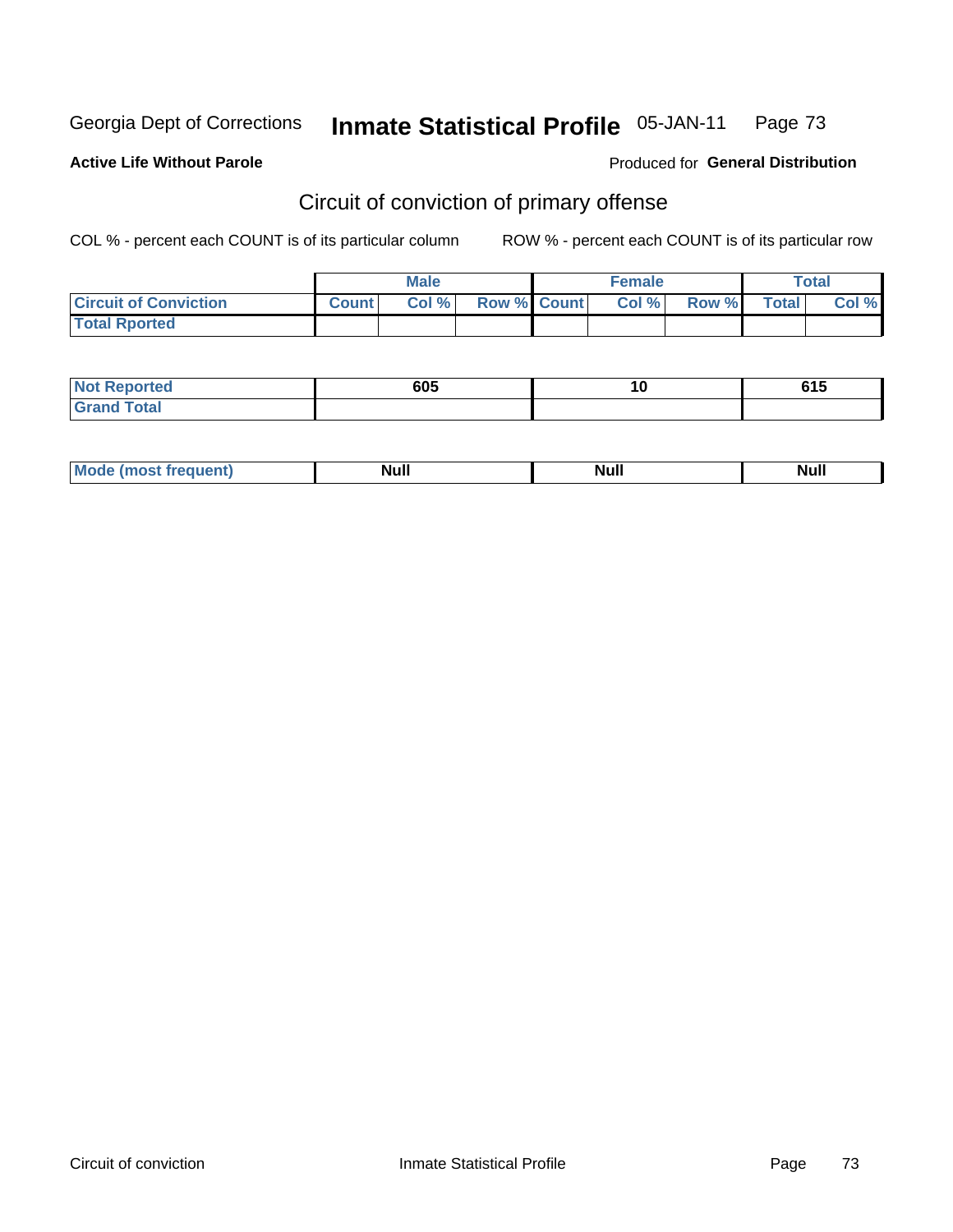Georgia Dept of Corrections **Inmate Statistical Profile** 05-JAN-11

**Active Life Without Parole**

Produced for **General Distribution**

## Circuit of conviction of primary offense

COL % - percent each COUNT is of its particular column

ROW % - percent each COUNT is of its particular row

| | Male | | | Female | | | Total | |
|---|---|---|---|---|---|---|---|---|
| **Circuit of Conviction** | **Count** | **Col %** | **Row %** | **Count** | **Col %** | **Row %** | **Total** | **Col %** |
| **Total Rported** | | | | | | | | |
| **Not Reported** | 605 | | | 10 | | | 615 | |
| **Grand Total** | | | | | | | | |
| **Mode (most frequent)** | Null | | | Null | | | Null | |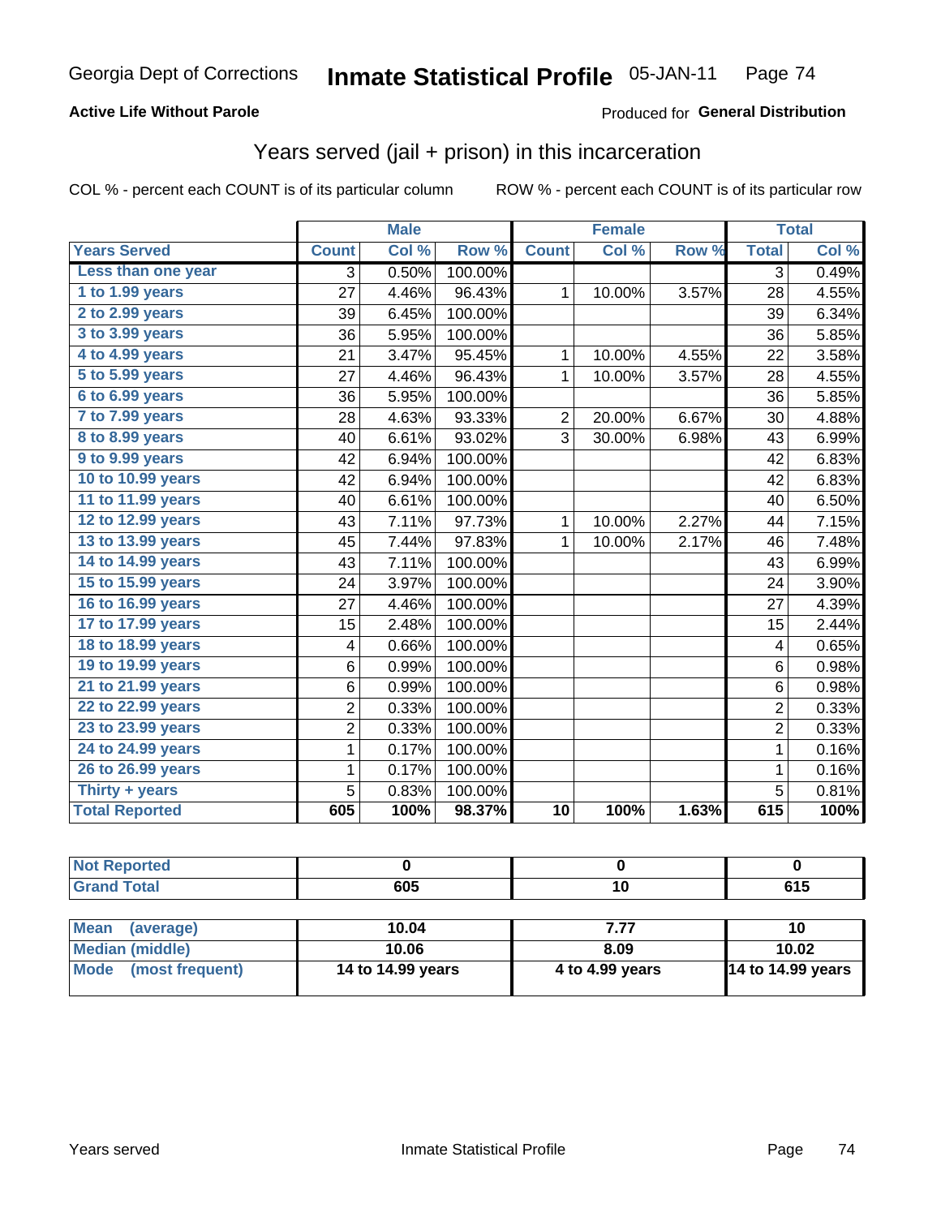Georgia Dept of Corrections **Inmate Statistical Profile** 05-JAN-11 Page 74

**Active Life Without Parole**

Produced for **General Distribution**

## Years served (jail + prison) in this incarceration

COL % - percent each COUNT is of its particular column ROW % - percent each COUNT is of its particular row

| | Male | | | Female | | | Total | |
|---|---|---|---|---|---|---|---|---|
| **Years Served** | **Count** | **Col %** | **Row %** | **Count** | **Col %** | **Row %** | **Total** | **Col %** |
| Less than one year | 3 | 0.50% | 100.00% | | | | 3 | 0.49% |
| 1 to 1.99 years | 27 | 4.46% | 96.43% | 1 | 10.00% | 3.57% | 28 | 4.55% |
| 2 to 2.99 years | 39 | 6.45% | 100.00% | | | | 39 | 6.34% |
| 3 to 3.99 years | 36 | 5.95% | 100.00% | | | | 36 | 5.85% |
| 4 to 4.99 years | 21 | 3.47% | 95.45% | 1 | 10.00% | 4.55% | 22 | 3.58% |
| 5 to 5.99 years | 27 | 4.46% | 96.43% | 1 | 10.00% | 3.57% | 28 | 4.55% |
| 6 to 6.99 years | 36 | 5.95% | 100.00% | | | | 36 | 5.85% |
| 7 to 7.99 years | 28 | 4.63% | 93.33% | 2 | 20.00% | 6.67% | 30 | 4.88% |
| 8 to 8.99 years | 40 | 6.61% | 93.02% | 3 | 30.00% | 6.98% | 43 | 6.99% |
| 9 to 9.99 years | 42 | 6.94% | 100.00% | | | | 42 | 6.83% |
| 10 to 10.99 years | 42 | 6.94% | 100.00% | | | | 42 | 6.83% |
| 11 to 11.99 years | 40 | 6.61% | 100.00% | | | | 40 | 6.50% |
| 12 to 12.99 years | 43 | 7.11% | 97.73% | 1 | 10.00% | 2.27% | 44 | 7.15% |
| 13 to 13.99 years | 45 | 7.44% | 97.83% | 1 | 10.00% | 2.17% | 46 | 7.48% |
| 14 to 14.99 years | 43 | 7.11% | 100.00% | | | | 43 | 6.99% |
| 15 to 15.99 years | 24 | 3.97% | 100.00% | | | | 24 | 3.90% |
| 16 to 16.99 years | 27 | 4.46% | 100.00% | | | | 27 | 4.39% |
| 17 to 17.99 years | 15 | 2.48% | 100.00% | | | | 15 | 2.44% |
| 18 to 18.99 years | 4 | 0.66% | 100.00% | | | | 4 | 0.65% |
| 19 to 19.99 years | 6 | 0.99% | 100.00% | | | | 6 | 0.98% |
| 21 to 21.99 years | 6 | 0.99% | 100.00% | | | | 6 | 0.98% |
| 22 to 22.99 years | 2 | 0.33% | 100.00% | | | | 2 | 0.33% |
| 23 to 23.99 years | 2 | 0.33% | 100.00% | | | | 2 | 0.33% |
| 24 to 24.99 years | 1 | 0.17% | 100.00% | | | | 1 | 0.16% |
| 26 to 26.99 years | 1 | 0.17% | 100.00% | | | | 1 | 0.16% |
| Thirty + years | 5 | 0.83% | 100.00% | | | | 5 | 0.81% |
| **Total Reported** | **605** | **100%** | **98.37%** | **10** | **100%** | **1.63%** | **615** | **100%** |

| | Male | Female | Total |
|---|---|---|---|
| Not Reported | 0 | 0 | 0 |
| Grand Total | 605 | 10 | 615 |

| | Male | Female | Total |
|---|---|---|---|
| Mean (average) | 10.04 | 7.77 | 10 |
| Median (middle) | 10.06 | 8.09 | 10.02 |
| Mode (most frequent) | 14 to 14.99 years | 4 to 4.99 years | 14 to 14.99 years |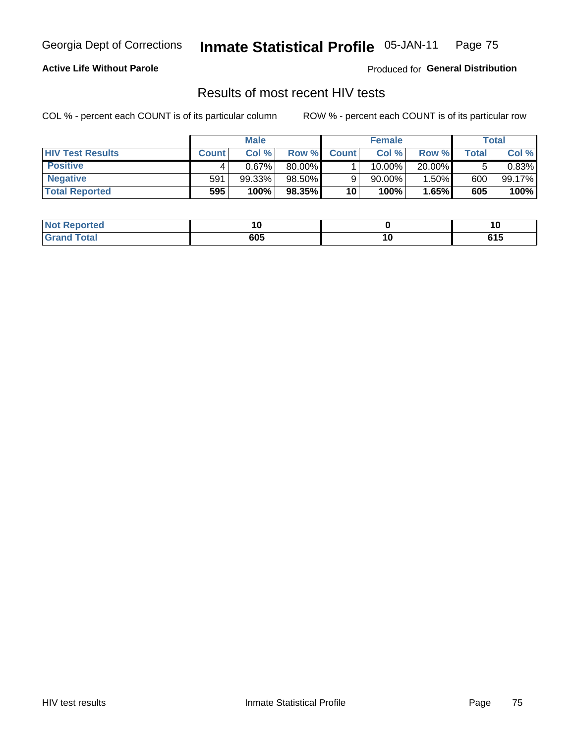Georgia Dept of Corrections **Inmate Statistical Profile** 05-JAN-11

**Active Life Without Parole**

Produced for **General Distribution**

## Results of most recent HIV tests

COL % - percent each COUNT is of its particular column

ROW % - percent each COUNT is of its particular row

| | Male | | | Female | | | Total | |
|---|---|---|---|---|---|---|---|---|
| **HIV Test Results** | **Count** | **Col %** | **Row %** | **Count** | **Col %** | **Row %** | **Total** | **Col %** |
| **Positive** | 4 | 0.67% | 80.00% | 1 | 10.00% | 20.00% | 5 | 0.83% |
| **Negative** | 591 | 99.33% | 98.50% | 9 | 90.00% | 1.50% | 600 | 99.17% |
| **Total Reported** | **595** | **100%** | **98.35%** | **10** | **100%** | **1.65%** | **605** | **100%** |

| | Male | Female | Total |
|---|---|---|---|
| **Not Reported** | **10** | **0** | **10** |
| **Grand Total** | **605** | **10** | **615** |

HIV test results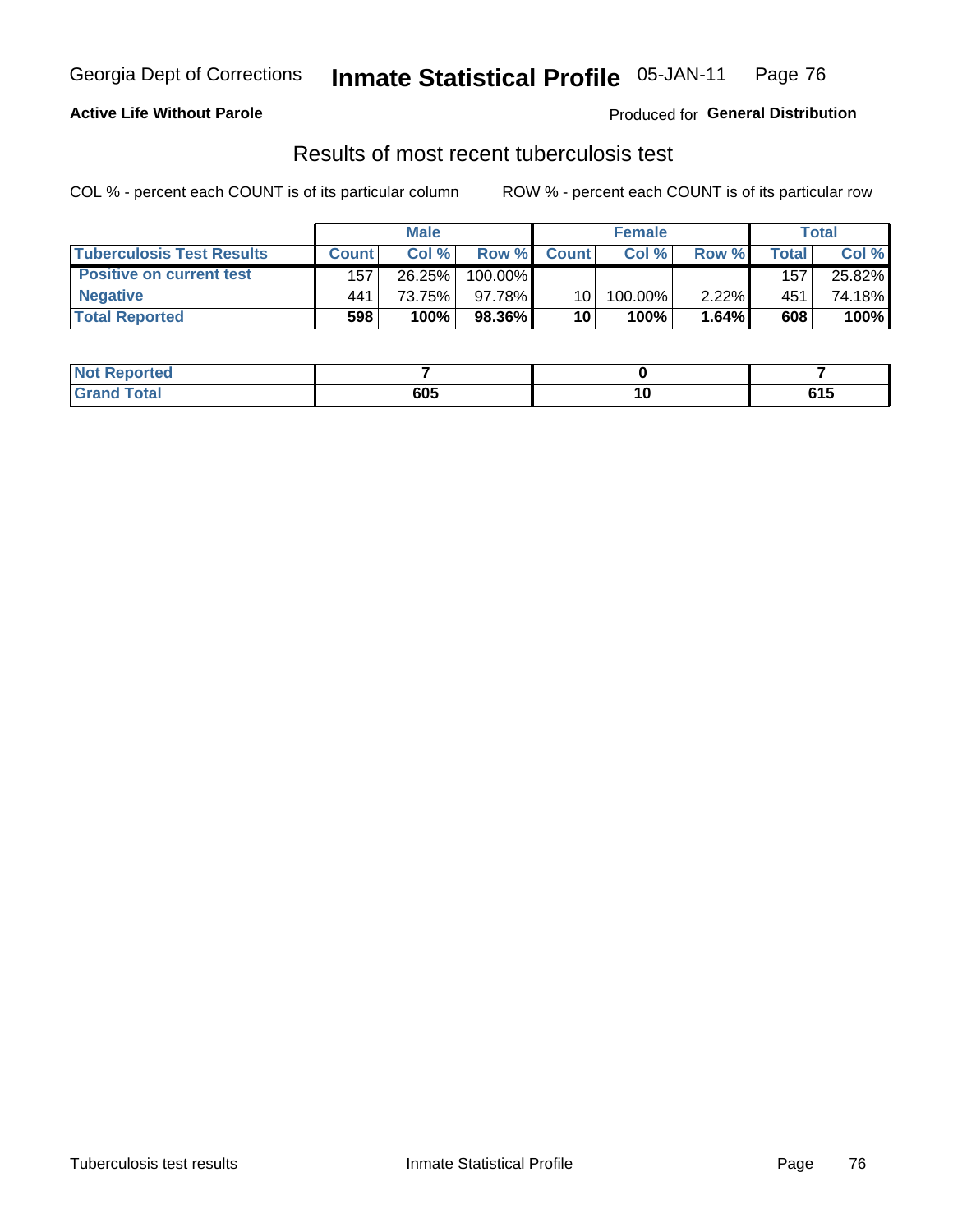Georgia Dept of Corrections **Inmate Statistical Profile** 05-JAN-11

**Active Life Without Parole**

Produced for **General Distribution**

## Results of most recent tuberculosis test

COL % - percent each COUNT is of its particular column

ROW % - percent each COUNT is of its particular row

| | Male | | | Female | | | Total | |
|---|---|---|---|---|---|---|---|---|
| **Tuberculosis Test Results** | **Count** | **Col %** | **Row %** | **Count** | **Col %** | **Row %** | **Total** | **Col %** |
| **Positive on current test** | 157 | 26.25% | 100.00% | | | | 157 | 25.82% |
| **Negative** | 441 | 73.75% | 97.78% | 10 | 100.00% | 2.22% | 451 | 74.18% |
| **Total Reported** | **598** | **100%** | **98.36%** | **10** | **100%** | **1.64%** | **608** | **100%** |

| | Male | Female | Total |
|---|---|---|---|
| **Not Reported** | **7** | **0** | **7** |
| **Grand Total** | **605** | **10** | **615** |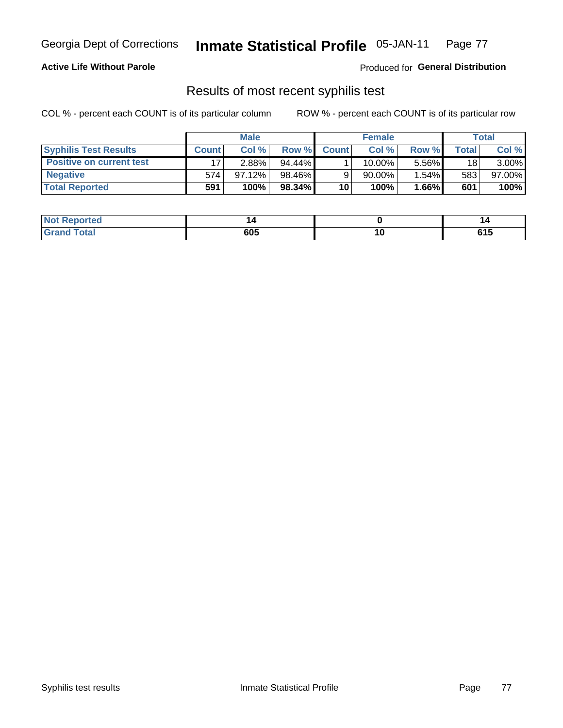**Active Life Without Parole**

Produced for **General Distribution**

## Results of most recent syphilis test

COL % - percent each COUNT is of its particular column

ROW % - percent each COUNT is of its particular row

| | Male | | | Female | | | Total | |
|---|---|---|---|---|---|---|---|---|
| **Syphilis Test Results** | **Count** | **Col %** | **Row %** | **Count** | **Col %** | **Row %** | **Total** | **Col %** |
| **Positive on current test** | 17 | 2.88% | 94.44% | 1 | 10.00% | 5.56% | 18 | 3.00% |
| **Negative** | 574 | 97.12% | 98.46% | 9 | 90.00% | 1.54% | 583 | 97.00% |
| **Total Reported** | **591** | **100%** | **98.34%** | **10** | **100%** | **1.66%** | **601** | **100%** |

| | Male | Female | Total |
|---|---|---|---|
| **Not Reported** | **14** | **0** | **14** |
| **Grand Total** | **605** | **10** | **615** |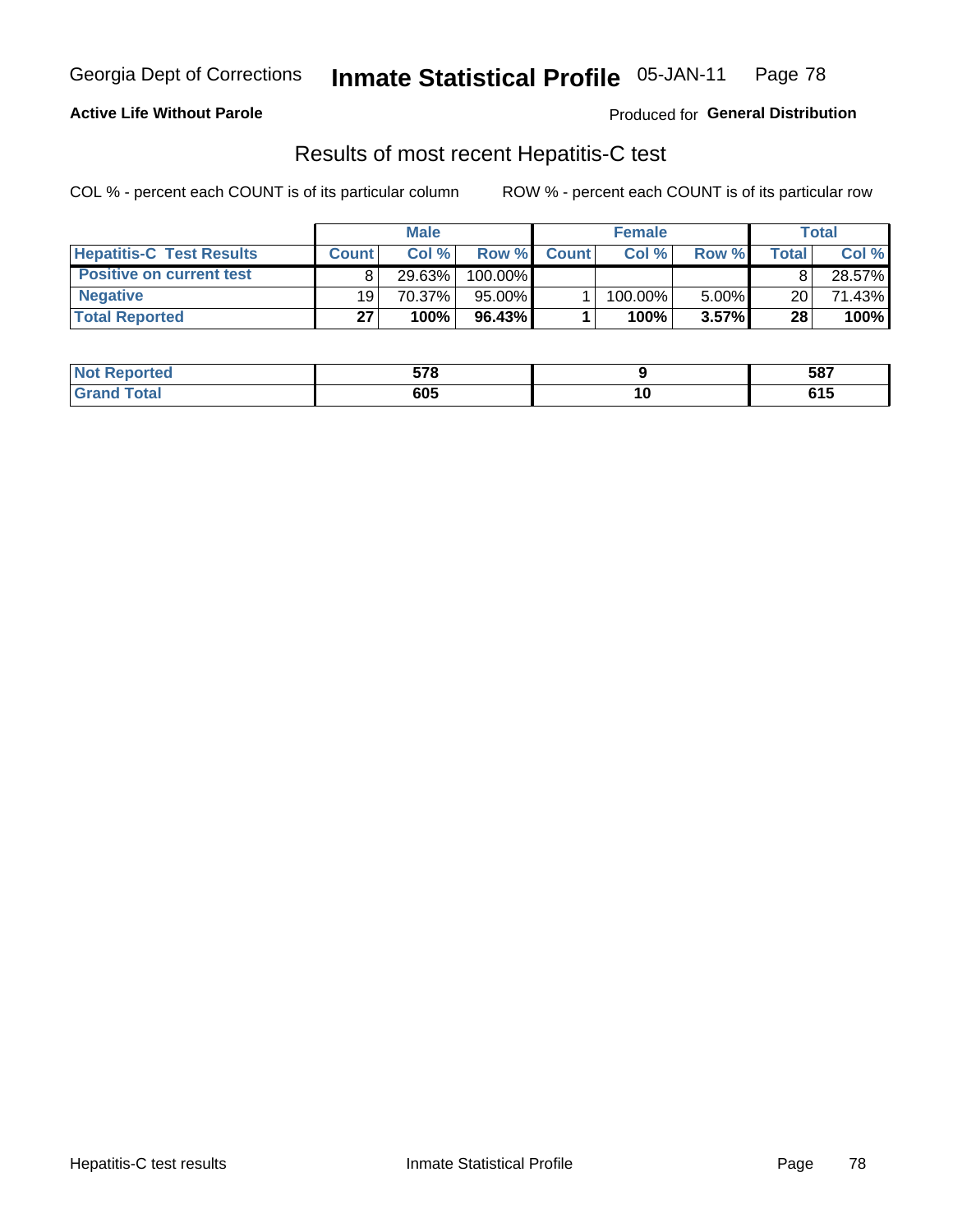Georgia Dept of Corrections **Inmate Statistical Profile** 05-JAN-11

**Active Life Without Parole**

Produced for **General Distribution**

## Results of most recent Hepatitis-C test

COL % - percent each COUNT is of its particular column

ROW % - percent each COUNT is of its particular row

| | Male | | | Female | | | Total | |
|---|---|---|---|---|---|---|---|---|
| **Hepatitis-C Test Results** | **Count** | **Col %** | **Row %** | **Count** | **Col %** | **Row %** | **Total** | **Col %** |
| **Positive on current test** | 8 | 29.63% | 100.00% | | | | 8 | 28.57% |
| **Negative** | 19 | 70.37% | 95.00% | 1 | 100.00% | 5.00% | 20 | 71.43% |
| **Total Reported** | **27** | **100%** | **96.43%** | **1** | **100%** | **3.57%** | **28** | **100%** |

| | Male | Female | Total |
|---|---|---|---|
| **Not Reported** | **578** | **9** | **587** |
| **Grand Total** | **605** | **10** | **615** |